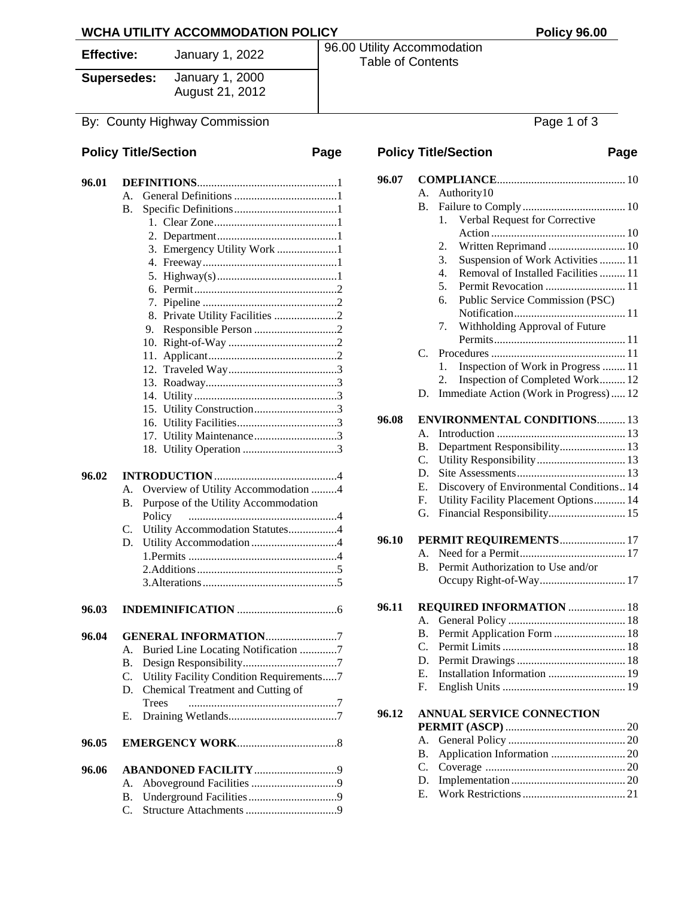# WCHA UTILITY ACCOMMODATION POLICY — Policy 96.00

| **Effective:** | January 1, 2022 | 96.00 Utility Accommodation Table of Contents |
|---|---|---|
| **Supersedes:** | January 1, 2000<br>August 21, 2012 | |

By: County Highway Commission

| Policy Title/Section | | | Page |
|---|---|---|---|
| **96.01** | **DEFINITIONS** | | 1 |
| | A. | General Definitions | 1 |
| | B. | Specific Definitions | 1 |
| | | 1. Clear Zone | 1 |
| | | 2. Department | 1 |
| | | 3. Emergency Utility Work | 1 |
| | | 4. Freeway | 1 |
| | | 5. Highway(s) | 1 |
| | | 6. Permit | 2 |
| | | 7. Pipeline | 2 |
| | | 8. Private Utility Facilities | 2 |
| | | 9. Responsible Person | 2 |
| | | 10. Right-of-Way | 2 |
| | | 11. Applicant | 2 |
| | | 12. Traveled Way | 3 |
| | | 13. Roadway | 3 |
| | | 14. Utility | 3 |
| | | 15. Utility Construction | 3 |
| | | 16. Utility Facilities | 3 |
| | | 17. Utility Maintenance | 3 |
| | | 18. Utility Operation | 3 |
| **96.02** | **INTRODUCTION** | | 4 |
| | A. | Overview of Utility Accommodation | 4 |
| | B. | Purpose of the Utility Accommodation Policy | 4 |
| | C. | Utility Accommodation Statutes | 4 |
| | D. | Utility Accommodation | 4 |
| | | 1. Permits | 4 |
| | | 2. Additions | 5 |
| | | 3. Alterations | 5 |
| **96.03** | **INDEMINIFICATION** | | 6 |
| **96.04** | **GENERAL INFORMATION** | | 7 |
| | A. | Buried Line Locating Notification | 7 |
| | B. | Design Responsibility | 7 |
| | C. | Utility Facility Condition Requirements | 7 |
| | D. | Chemical Treatment and Cutting of Trees | 7 |
| | E. | Draining Wetlands | 7 |
| **96.05** | **EMERGENCY WORK** | | 8 |
| **96.06** | **ABANDONED FACILITY** | | 9 |
| | A. | Aboveground Facilities | 9 |
| | B. | Underground Facilities | 9 |
| | C. | Structure Attachments | 9 |
| **96.07** | **COMPLIANCE** | | 10 |
| | A. | Authority | 10 |
| | B. | Failure to Comply | 10 |
| | | 1. Verbal Request for Corrective Action | 10 |
| | | 2. Written Reprimand | 10 |
| | | 3. Suspension of Work Activities | 11 |
| | | 4. Removal of Installed Facilities | 11 |
| | | 5. Permit Revocation | 11 |
| | | 6. Public Service Commission (PSC) Notification | 11 |
| | | 7. Withholding Approval of Future Permits | 11 |
| | C. | Procedures | 11 |
| | | 1. Inspection of Work in Progress | 11 |
| | | 2. Inspection of Completed Work | 12 |
| | D. | Immediate Action (Work in Progress) | 12 |
| **96.08** | **ENVIRONMENTAL CONDITIONS** | | 13 |
| | A. | Introduction | 13 |
| | B. | Department Responsibility | 13 |
| | C. | Utility Responsibility | 13 |
| | D. | Site Assessments | 13 |
| | E. | Discovery of Environmental Conditions | 14 |
| | F. | Utility Facility Placement Options | 14 |
| | G. | Financial Responsibility | 15 |
| **96.10** | **PERMIT REQUIREMENTS** | | 17 |
| | A. | Need for a Permit | 17 |
| | B. | Permit Authorization to Use and/or Occupy Right-of-Way | 17 |
| **96.11** | **REQUIRED INFORMATION** | | 18 |
| | A. | General Policy | 18 |
| | B. | Permit Application Form | 18 |
| | C. | Permit Limits | 18 |
| | D. | Permit Drawings | 18 |
| | E. | Installation Information | 19 |
| | F. | English Units | 19 |
| **96.12** | **ANNUAL SERVICE CONNECTION PERMIT (ASCP)** | | 20 |
| | A. | General Policy | 20 |
| | B. | Application Information | 20 |
| | C. | Coverage | 20 |
| | D. | Implementation | 20 |
| | E. | Work Restrictions | 21 |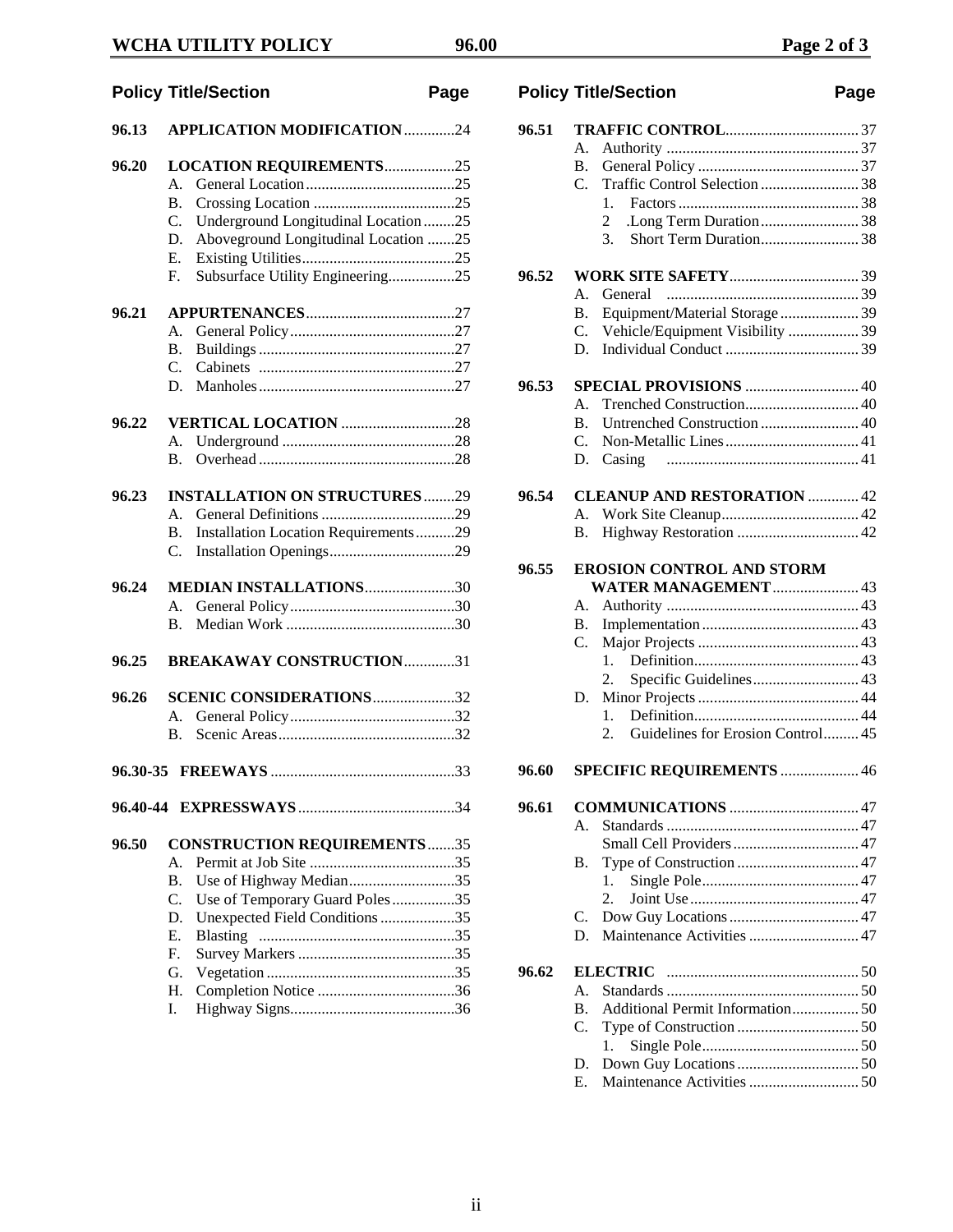| Policy Title/Section | | Page |
|---|---|---|
| **96.13** | **APPLICATION MODIFICATION** | 24 |
| **96.20** | **LOCATION REQUIREMENTS** | 25 |
| | A. General Location | 25 |
| | B. Crossing Location | 25 |
| | C. Underground Longitudinal Location | 25 |
| | D. Aboveground Longitudinal Location | 25 |
| | E. Existing Utilities | 25 |
| | F. Subsurface Utility Engineering | 25 |
| **96.21** | **APPURTENANCES** | 27 |
| | A. General Policy | 27 |
| | B. Buildings | 27 |
| | C. Cabinets | 27 |
| | D. Manholes | 27 |
| **96.22** | **VERTICAL LOCATION** | 28 |
| | A. Underground | 28 |
| | B. Overhead | 28 |
| **96.23** | **INSTALLATION ON STRUCTURES** | 29 |
| | A. General Definitions | 29 |
| | B. Installation Location Requirements | 29 |
| | C. Installation Openings | 29 |
| **96.24** | **MEDIAN INSTALLATIONS** | 30 |
| | A. General Policy | 30 |
| | B. Median Work | 30 |
| **96.25** | **BREAKAWAY CONSTRUCTION** | 31 |
| **96.26** | **SCENIC CONSIDERATIONS** | 32 |
| | A. General Policy | 32 |
| | B. Scenic Areas | 32 |
| **96.30-35** | **FREEWAYS** | 33 |
| **96.40-44** | **EXPRESSWAYS** | 34 |
| **96.50** | **CONSTRUCTION REQUIREMENTS** | 35 |
| | A. Permit at Job Site | 35 |
| | B. Use of Highway Median | 35 |
| | C. Use of Temporary Guard Poles | 35 |
| | D. Unexpected Field Conditions | 35 |
| | E. Blasting | 35 |
| | F. Survey Markers | 35 |
| | G. Vegetation | 35 |
| | H. Completion Notice | 36 |
| | I. Highway Signs | 36 |
| **96.51** | **TRAFFIC CONTROL** | 37 |
| | A. Authority | 37 |
| | B. General Policy | 37 |
| | C. Traffic Control Selection | 38 |
| | 1. Factors | 38 |
| | 2 .Long Term Duration | 38 |
| | 3. Short Term Duration | 38 |
| **96.52** | **WORK SITE SAFETY** | 39 |
| | A. General | 39 |
| | B. Equipment/Material Storage | 39 |
| | C. Vehicle/Equipment Visibility | 39 |
| | D. Individual Conduct | 39 |
| **96.53** | **SPECIAL PROVISIONS** | 40 |
| | A. Trenched Construction | 40 |
| | B. Untrenched Construction | 40 |
| | C. Non-Metallic Lines | 41 |
| | D. Casing | 41 |
| **96.54** | **CLEANUP AND RESTORATION** | 42 |
| | A. Work Site Cleanup | 42 |
| | B. Highway Restoration | 42 |
| **96.55** | **EROSION CONTROL AND STORM WATER MANAGEMENT** | 43 |
| | A. Authority | 43 |
| | B. Implementation | 43 |
| | C. Major Projects | 43 |
| | 1. Definition | 43 |
| | 2. Specific Guidelines | 43 |
| | D. Minor Projects | 44 |
| | 1. Definition | 44 |
| | 2. Guidelines for Erosion Control | 45 |
| **96.60** | **SPECIFIC REQUIREMENTS** | 46 |
| **96.61** | **COMMUNICATIONS** | 47 |
| | A. Standards | 47 |
| | Small Cell Providers | 47 |
| | B. Type of Construction | 47 |
| | 1. Single Pole | 47 |
| | 2. Joint Use | 47 |
| | C. Dow Guy Locations | 47 |
| | D. Maintenance Activities | 47 |
| **96.62** | **ELECTRIC** | 50 |
| | A. Standards | 50 |
| | B. Additional Permit Information | 50 |
| | C. Type of Construction | 50 |
| | 1. Single Pole | 50 |
| | D. Down Guy Locations | 50 |
| | E. Maintenance Activities | 50 |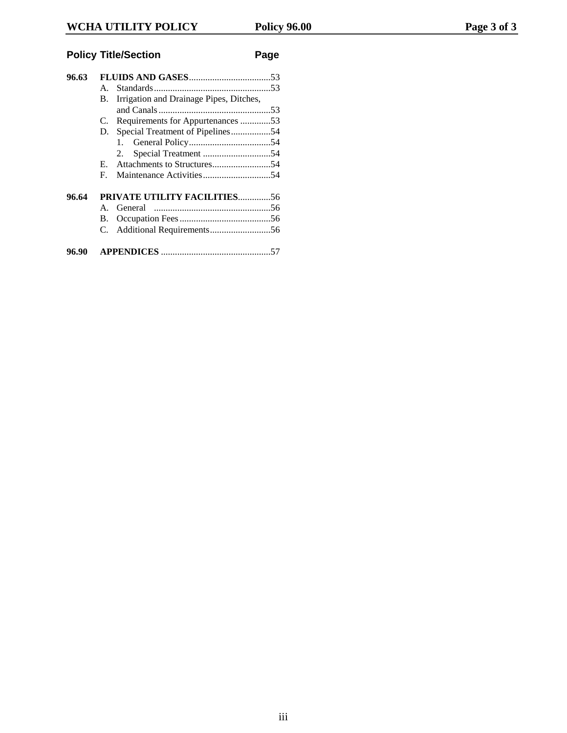| Policy Title/Section | | Page |
|---|---|---|
| **96.63** | **FLUIDS AND GASES** | 53 |
| | A. Standards | 53 |
| | B. Irrigation and Drainage Pipes, Ditches, and Canals | 53 |
| | C. Requirements for Appurtenances | 53 |
| | D. Special Treatment of Pipelines | 54 |
| | 1. General Policy | 54 |
| | 2. Special Treatment | 54 |
| | E. Attachments to Structures | 54 |
| | F. Maintenance Activities | 54 |
| **96.64** | **PRIVATE UTILITY FACILITIES** | 56 |
| | A. General | 56 |
| | B. Occupation Fees | 56 |
| | C. Additional Requirements | 56 |
| **96.90** | **APPENDICES** | 57 |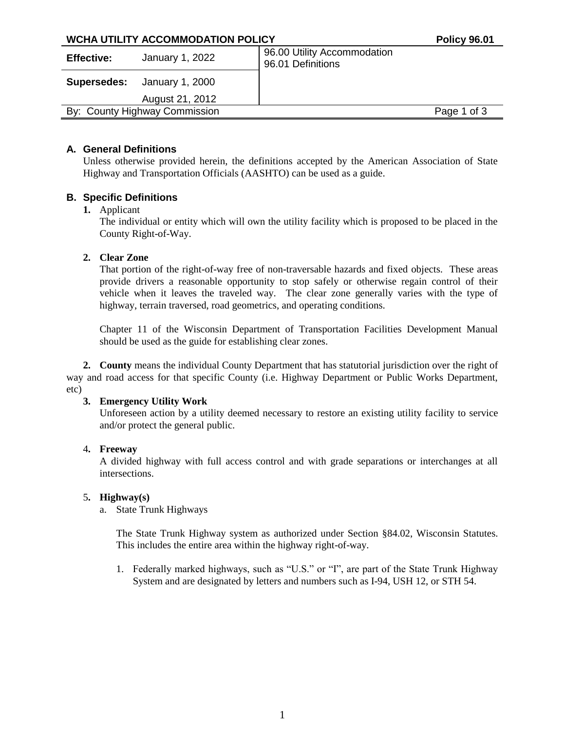| WCHA UTILITY ACCOMMODATION POLICY | | | Policy 96.01 |
|---|---|---|---|
| **Effective:** | January 1, 2022 | 96.00 Utility Accommodation<br>96.01 Definitions | |
| **Supersedes:** | January 1, 2000<br>August 21, 2012 | | |
| By: County Highway Commission | | | |

## A. General Definitions

Unless otherwise provided herein, the definitions accepted by the American Association of State Highway and Transportation Officials (AASHTO) can be used as a guide.

## B. Specific Definitions

**1.** Applicant

The individual or entity which will own the utility facility which is proposed to be placed in the County Right-of-Way.

**2. Clear Zone**

That portion of the right-of-way free of non-traversable hazards and fixed objects. These areas provide drivers a reasonable opportunity to stop safely or otherwise regain control of their vehicle when it leaves the traveled way. The clear zone generally varies with the type of highway, terrain traversed, road geometrics, and operating conditions.

Chapter 11 of the Wisconsin Department of Transportation Facilities Development Manual should be used as the guide for establishing clear zones.

**2. County** means the individual County Department that has statutorial jurisdiction over the right of way and road access for that specific County (i.e. Highway Department or Public Works Department, etc)

**3. Emergency Utility Work**

Unforeseen action by a utility deemed necessary to restore an existing utility facility to service and/or protect the general public.

4**. Freeway**

A divided highway with full access control and with grade separations or interchanges at all intersections.

5**. Highway(s)**

a. State Trunk Highways

The State Trunk Highway system as authorized under Section §84.02, Wisconsin Statutes. This includes the entire area within the highway right-of-way.

1. Federally marked highways, such as "U.S." or "I", are part of the State Trunk Highway System and are designated by letters and numbers such as I-94, USH 12, or STH 54.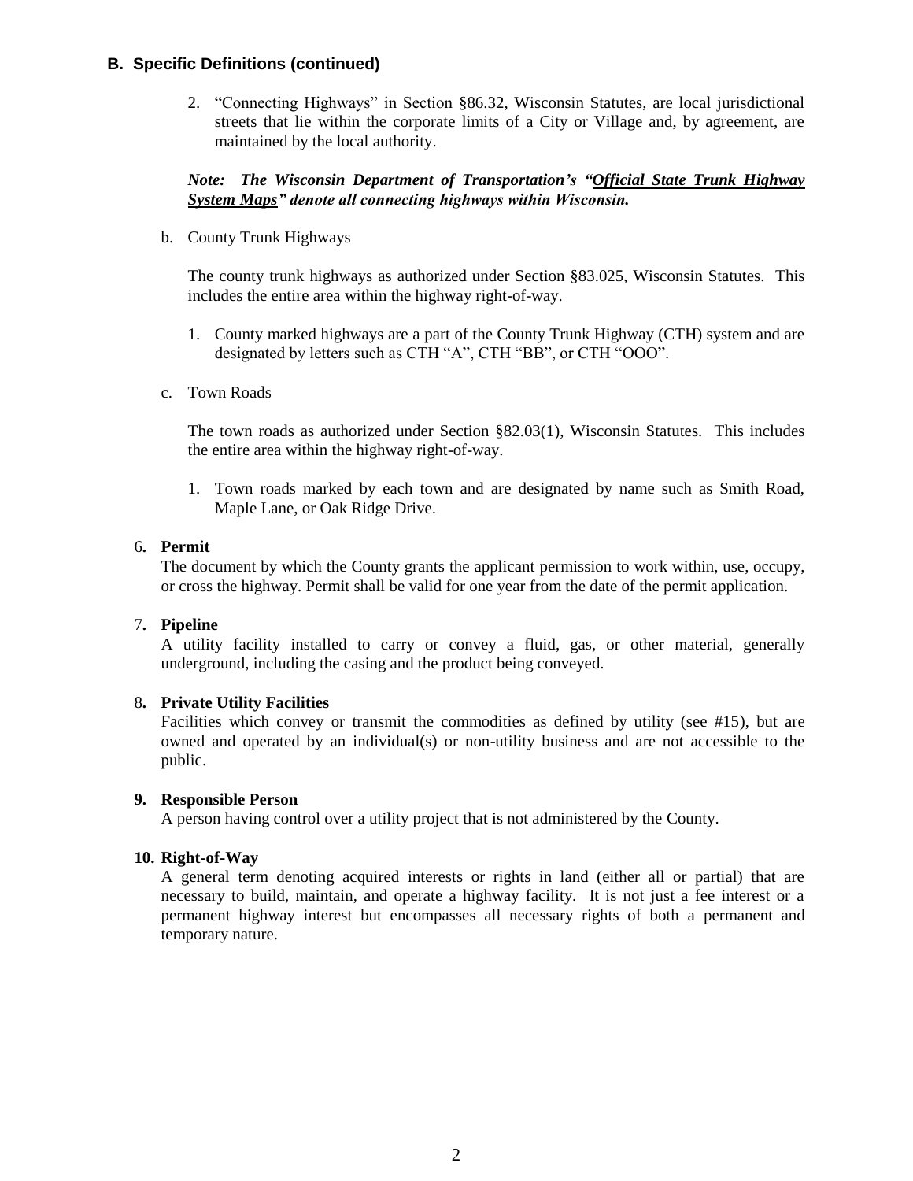### B. Specific Definitions (continued)

2. "Connecting Highways" in Section §86.32, Wisconsin Statutes, are local jurisdictional streets that lie within the corporate limits of a City or Village and, by agreement, are maintained by the local authority.

***Note: The Wisconsin Department of Transportation's "Official State Trunk Highway System Maps" denote all connecting highways within Wisconsin.***

b. County Trunk Highways

The county trunk highways as authorized under Section §83.025, Wisconsin Statutes. This includes the entire area within the highway right-of-way.

1. County marked highways are a part of the County Trunk Highway (CTH) system and are designated by letters such as CTH "A", CTH "BB", or CTH "OOO".

c. Town Roads

The town roads as authorized under Section §82.03(1), Wisconsin Statutes. This includes the entire area within the highway right-of-way.

1. Town roads marked by each town and are designated by name such as Smith Road, Maple Lane, or Oak Ridge Drive.

6. **Permit**
The document by which the County grants the applicant permission to work within, use, occupy, or cross the highway. Permit shall be valid for one year from the date of the permit application.

7. **Pipeline**
A utility facility installed to carry or convey a fluid, gas, or other material, generally underground, including the casing and the product being conveyed.

8. **Private Utility Facilities**
Facilities which convey or transmit the commodities as defined by utility (see #15), but are owned and operated by an individual(s) or non-utility business and are not accessible to the public.

9. **Responsible Person**
A person having control over a utility project that is not administered by the County.

10. **Right-of-Way**
A general term denoting acquired interests or rights in land (either all or partial) that are necessary to build, maintain, and operate a highway facility. It is not just a fee interest or a permanent highway interest but encompasses all necessary rights of both a permanent and temporary nature.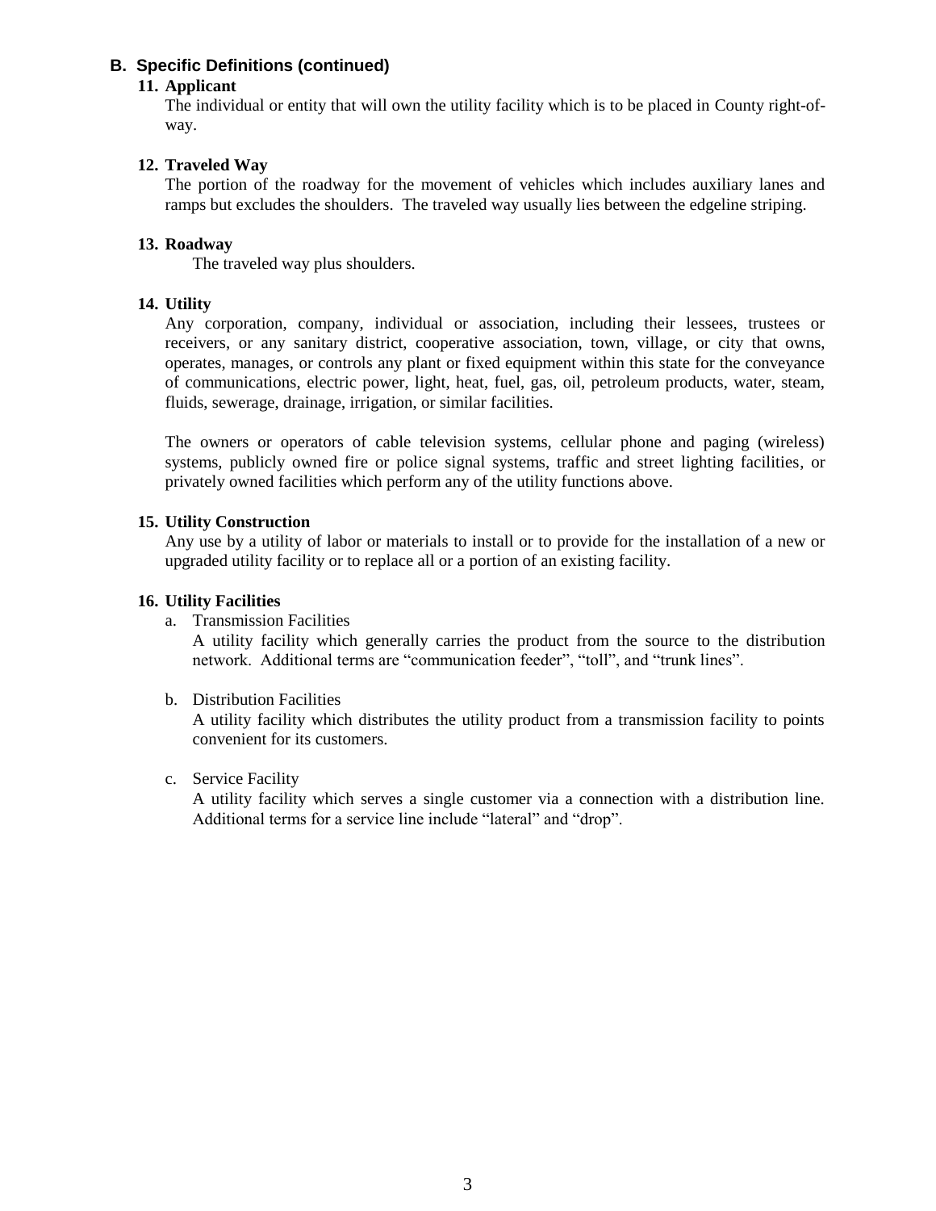## B. Specific Definitions (continued)

**11. Applicant**

The individual or entity that will own the utility facility which is to be placed in County right-of-way.

**12. Traveled Way**

The portion of the roadway for the movement of vehicles which includes auxiliary lanes and ramps but excludes the shoulders. The traveled way usually lies between the edgeline striping.

**13. Roadway**

The traveled way plus shoulders.

**14. Utility**

Any corporation, company, individual or association, including their lessees, trustees or receivers, or any sanitary district, cooperative association, town, village, or city that owns, operates, manages, or controls any plant or fixed equipment within this state for the conveyance of communications, electric power, light, heat, fuel, gas, oil, petroleum products, water, steam, fluids, sewerage, drainage, irrigation, or similar facilities.

The owners or operators of cable television systems, cellular phone and paging (wireless) systems, publicly owned fire or police signal systems, traffic and street lighting facilities, or privately owned facilities which perform any of the utility functions above.

**15. Utility Construction**

Any use by a utility of labor or materials to install or to provide for the installation of a new or upgraded utility facility or to replace all or a portion of an existing facility.

**16. Utility Facilities**

a. Transmission Facilities

A utility facility which generally carries the product from the source to the distribution network. Additional terms are “communication feeder”, “toll”, and “trunk lines”.

b. Distribution Facilities

A utility facility which distributes the utility product from a transmission facility to points convenient for its customers.

c. Service Facility

A utility facility which serves a single customer via a connection with a distribution line. Additional terms for a service line include “lateral” and “drop”.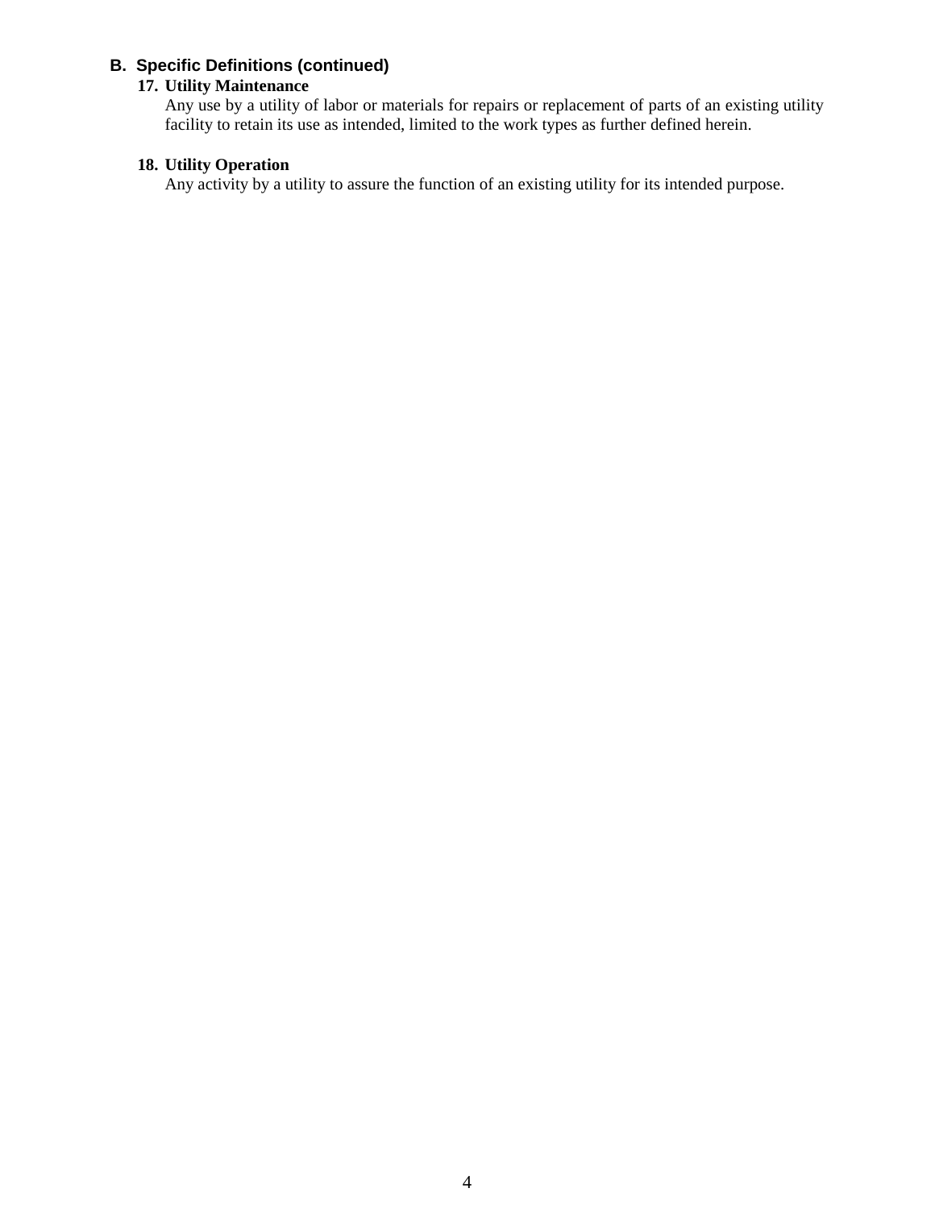## B. Specific Definitions (continued)

**17. Utility Maintenance**

Any use by a utility of labor or materials for repairs or replacement of parts of an existing utility facility to retain its use as intended, limited to the work types as further defined herein.

**18. Utility Operation**

Any activity by a utility to assure the function of an existing utility for its intended purpose.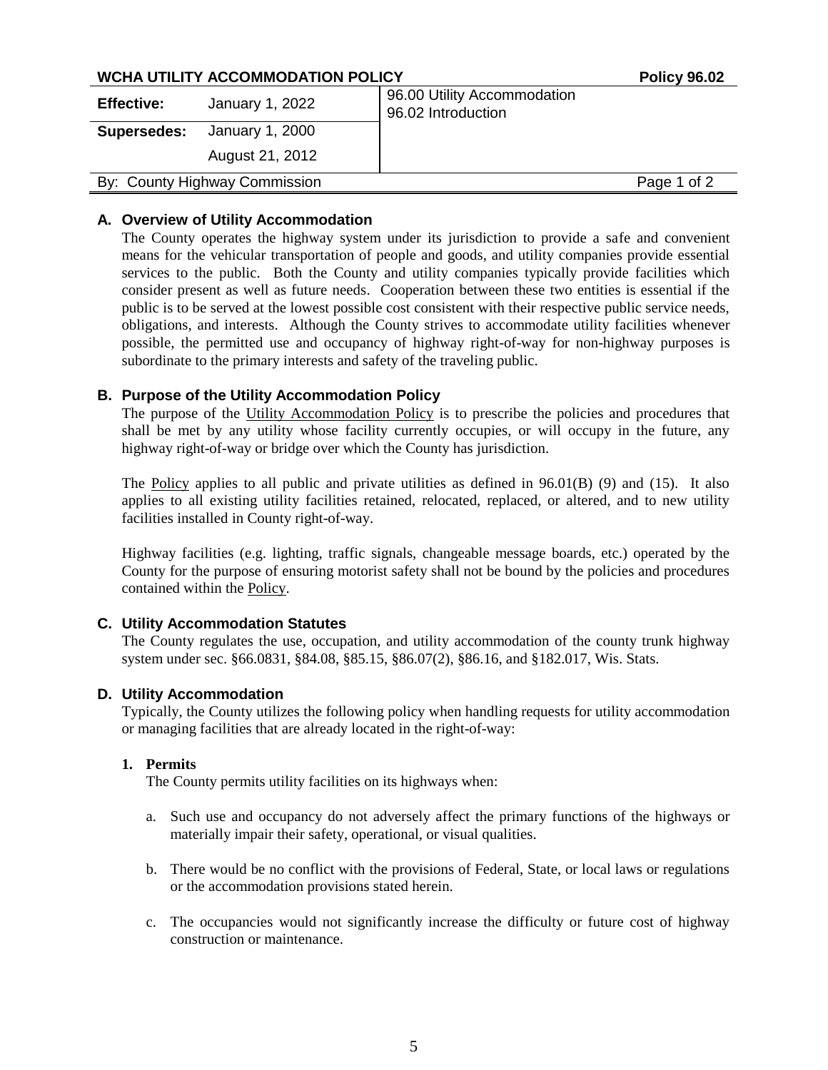**WCHA UTILITY ACCOMMODATION POLICY** **Policy 96.02**

| **Effective:** | January 1, 2022 | 96.00 Utility Accommodation<br>96.02 Introduction |
|---|---|---|
| **Supersedes:** | January 1, 2000 | |
| | August 21, 2012 | |
| By: County Highway Commission | | |

## A. Overview of Utility Accommodation

The County operates the highway system under its jurisdiction to provide a safe and convenient means for the vehicular transportation of people and goods, and utility companies provide essential services to the public. Both the County and utility companies typically provide facilities which consider present as well as future needs. Cooperation between these two entities is essential if the public is to be served at the lowest possible cost consistent with their respective public service needs, obligations, and interests. Although the County strives to accommodate utility facilities whenever possible, the permitted use and occupancy of highway right-of-way for non-highway purposes is subordinate to the primary interests and safety of the traveling public.

## B. Purpose of the Utility Accommodation Policy

The purpose of the Utility Accommodation Policy is to prescribe the policies and procedures that shall be met by any utility whose facility currently occupies, or will occupy in the future, any highway right-of-way or bridge over which the County has jurisdiction.

The Policy applies to all public and private utilities as defined in 96.01(B) (9) and (15). It also applies to all existing utility facilities retained, relocated, replaced, or altered, and to new utility facilities installed in County right-of-way.

Highway facilities (e.g. lighting, traffic signals, changeable message boards, etc.) operated by the County for the purpose of ensuring motorist safety shall not be bound by the policies and procedures contained within the Policy.

## C. Utility Accommodation Statutes

The County regulates the use, occupation, and utility accommodation of the county trunk highway system under sec. §66.0831, §84.08, §85.15, §86.07(2), §86.16, and §182.017, Wis. Stats.

## D. Utility Accommodation

Typically, the County utilizes the following policy when handling requests for utility accommodation or managing facilities that are already located in the right-of-way:

### 1. Permits

The County permits utility facilities on its highways when:

a. Such use and occupancy do not adversely affect the primary functions of the highways or materially impair their safety, operational, or visual qualities.

b. There would be no conflict with the provisions of Federal, State, or local laws or regulations or the accommodation provisions stated herein.

c. The occupancies would not significantly increase the difficulty or future cost of highway construction or maintenance.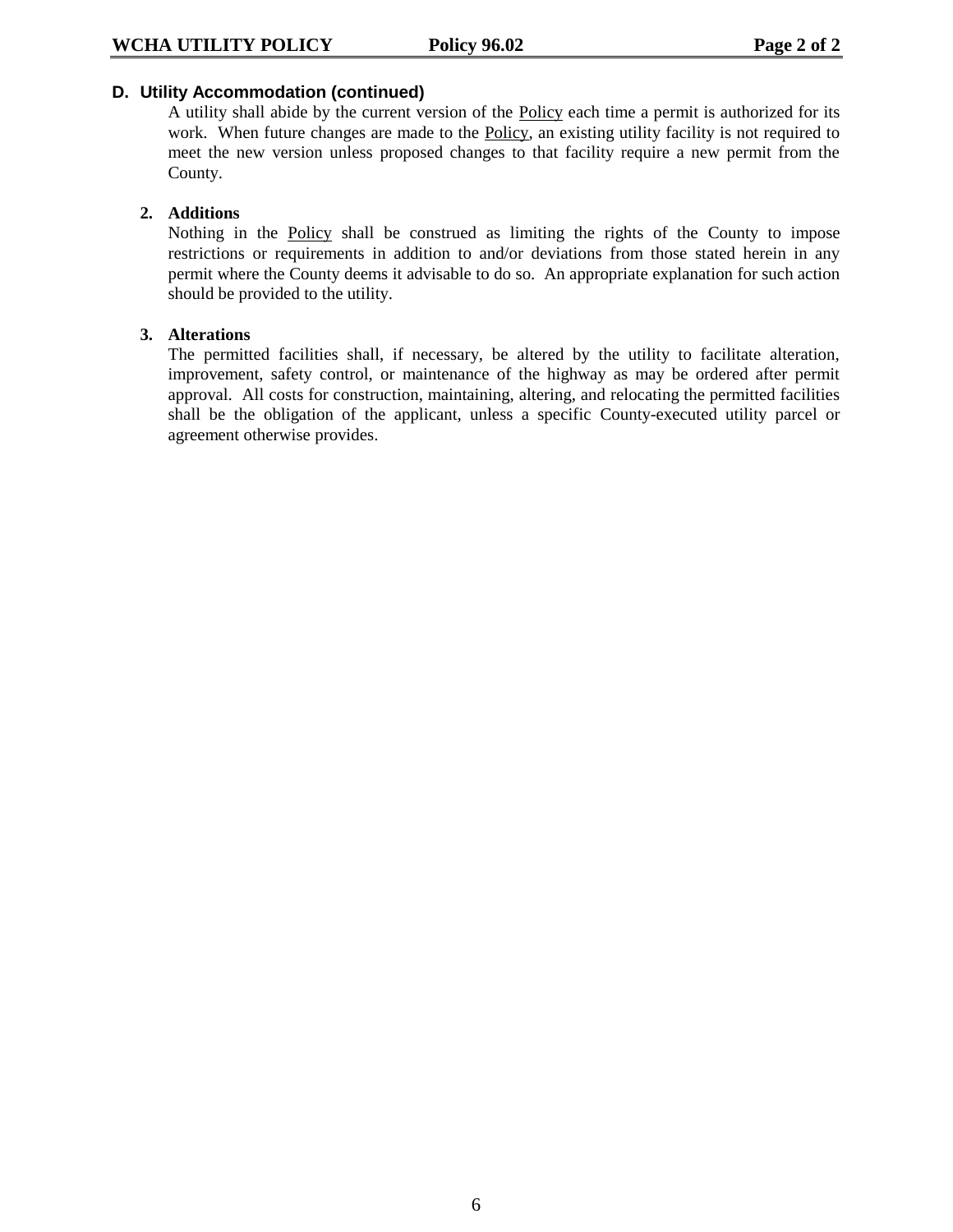## D. Utility Accommodation (continued)

A utility shall abide by the current version of the Policy each time a permit is authorized for its work. When future changes are made to the Policy, an existing utility facility is not required to meet the new version unless proposed changes to that facility require a new permit from the County.

**2. Additions**

Nothing in the Policy shall be construed as limiting the rights of the County to impose restrictions or requirements in addition to and/or deviations from those stated herein in any permit where the County deems it advisable to do so. An appropriate explanation for such action should be provided to the utility.

**3. Alterations**

The permitted facilities shall, if necessary, be altered by the utility to facilitate alteration, improvement, safety control, or maintenance of the highway as may be ordered after permit approval. All costs for construction, maintaining, altering, and relocating the permitted facilities shall be the obligation of the applicant, unless a specific County-executed utility parcel or agreement otherwise provides.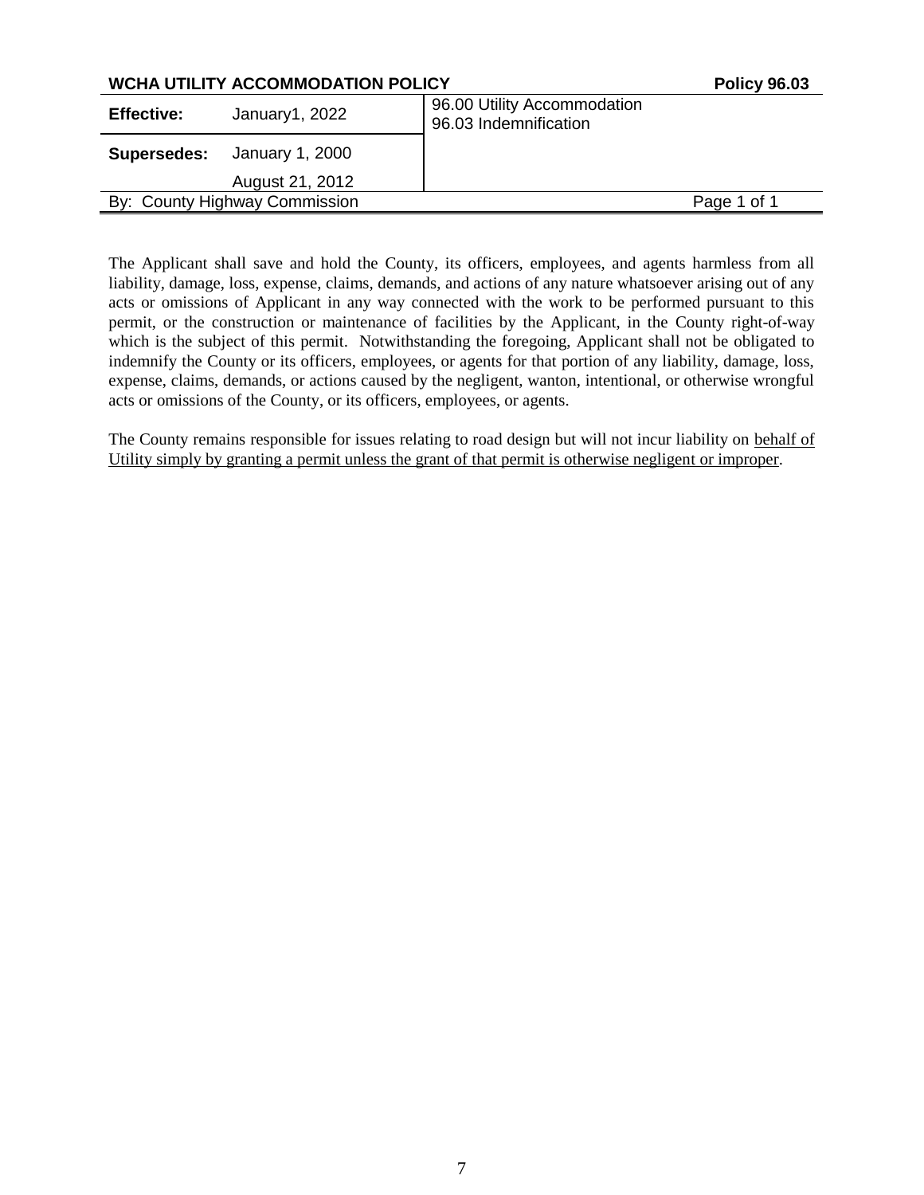**WCHA UTILITY ACCOMMODATION POLICY** **Policy 96.03**

| **Effective:** | January1, 2022 | 96.00 Utility Accommodation<br>96.03 Indemnification |
| --- | --- | --- |
| **Supersedes:** | January 1, 2000<br>August 21, 2012 | |
| By: County Highway Commission | | Page 1 of 1 |

The Applicant shall save and hold the County, its officers, employees, and agents harmless from all liability, damage, loss, expense, claims, demands, and actions of any nature whatsoever arising out of any acts or omissions of Applicant in any way connected with the work to be performed pursuant to this permit, or the construction or maintenance of facilities by the Applicant, in the County right-of-way which is the subject of this permit. Notwithstanding the foregoing, Applicant shall not be obligated to indemnify the County or its officers, employees, or agents for that portion of any liability, damage, loss, expense, claims, demands, or actions caused by the negligent, wanton, intentional, or otherwise wrongful acts or omissions of the County, or its officers, employees, or agents.

The County remains responsible for issues relating to road design but will not incur liability on <u>behalf of Utility simply by granting a permit unless the grant of that permit is otherwise negligent or improper</u>.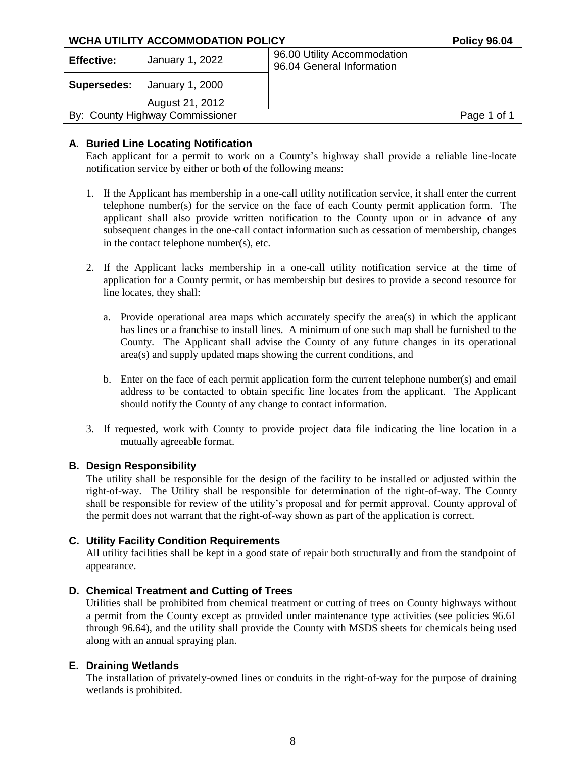**WCHA UTILITY ACCOMMODATION POLICY** **Policy 96.04**

| **Effective:** | January 1, 2022 | 96.00 Utility Accommodation<br>96.04 General Information |
|---|---|---|
| **Supersedes:** | January 1, 2000<br>August 21, 2012 | |
| By: County Highway Commissioner | | |

## A. Buried Line Locating Notification

Each applicant for a permit to work on a County's highway shall provide a reliable line-locate notification service by either or both of the following means:

1. If the Applicant has membership in a one-call utility notification service, it shall enter the current telephone number(s) for the service on the face of each County permit application form. The applicant shall also provide written notification to the County upon or in advance of any subsequent changes in the one-call contact information such as cessation of membership, changes in the contact telephone number(s), etc.

2. If the Applicant lacks membership in a one-call utility notification service at the time of application for a County permit, or has membership but desires to provide a second resource for line locates, they shall:

   a. Provide operational area maps which accurately specify the area(s) in which the applicant has lines or a franchise to install lines. A minimum of one such map shall be furnished to the County. The Applicant shall advise the County of any future changes in its operational area(s) and supply updated maps showing the current conditions, and

   b. Enter on the face of each permit application form the current telephone number(s) and email address to be contacted to obtain specific line locates from the applicant. The Applicant should notify the County of any change to contact information.

3. If requested, work with County to provide project data file indicating the line location in a mutually agreeable format.

## B. Design Responsibility

The utility shall be responsible for the design of the facility to be installed or adjusted within the right-of-way. The Utility shall be responsible for determination of the right-of-way. The County shall be responsible for review of the utility's proposal and for permit approval. County approval of the permit does not warrant that the right-of-way shown as part of the application is correct.

## C. Utility Facility Condition Requirements

All utility facilities shall be kept in a good state of repair both structurally and from the standpoint of appearance.

## D. Chemical Treatment and Cutting of Trees

Utilities shall be prohibited from chemical treatment or cutting of trees on County highways without a permit from the County except as provided under maintenance type activities (see policies 96.61 through 96.64), and the utility shall provide the County with MSDS sheets for chemicals being used along with an annual spraying plan.

## E. Draining Wetlands

The installation of privately-owned lines or conduits in the right-of-way for the purpose of draining wetlands is prohibited.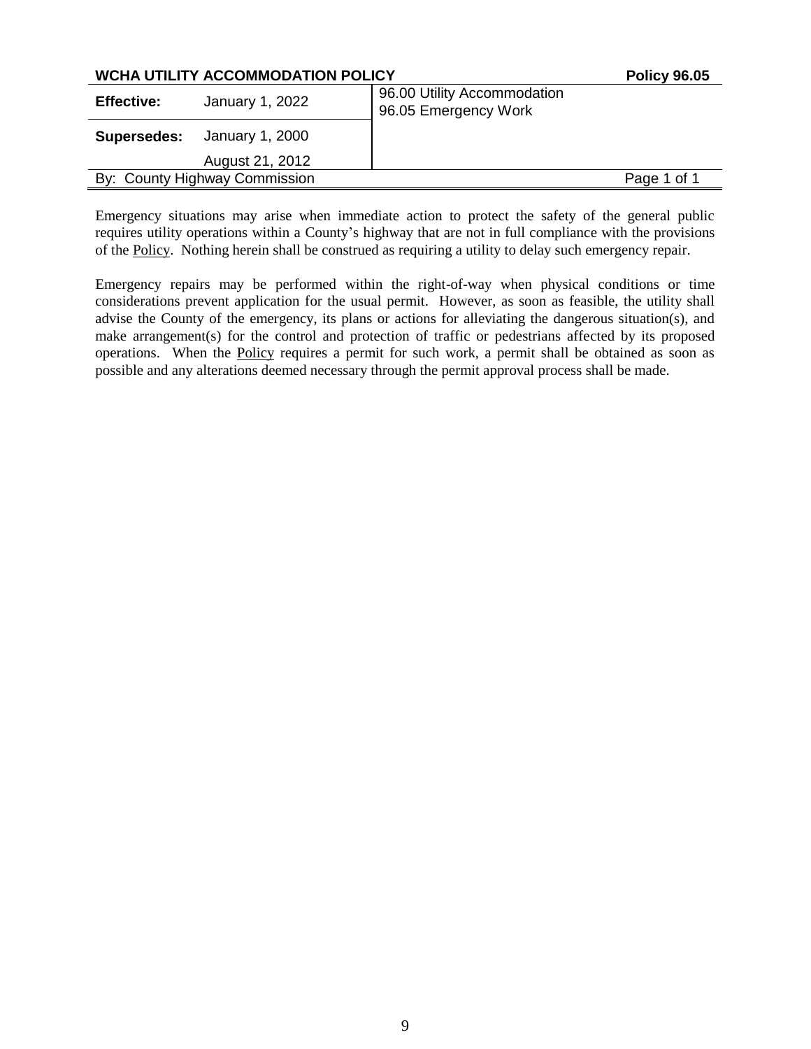| **WCHA UTILITY ACCOMMODATION POLICY** | | | **Policy 96.05** |
|---|---|---|---|
| **Effective:** | January 1, 2022 | 96.00 Utility Accommodation<br>96.05 Emergency Work | |
| **Supersedes:** | January 1, 2000<br>August 21, 2012 | | |
| By: County Highway Commission | | | Page 1 of 1 |

Emergency situations may arise when immediate action to protect the safety of the general public requires utility operations within a County's highway that are not in full compliance with the provisions of the Policy. Nothing herein shall be construed as requiring a utility to delay such emergency repair.

Emergency repairs may be performed within the right-of-way when physical conditions or time considerations prevent application for the usual permit. However, as soon as feasible, the utility shall advise the County of the emergency, its plans or actions for alleviating the dangerous situation(s), and make arrangement(s) for the control and protection of traffic or pedestrians affected by its proposed operations. When the Policy requires a permit for such work, a permit shall be obtained as soon as possible and any alterations deemed necessary through the permit approval process shall be made.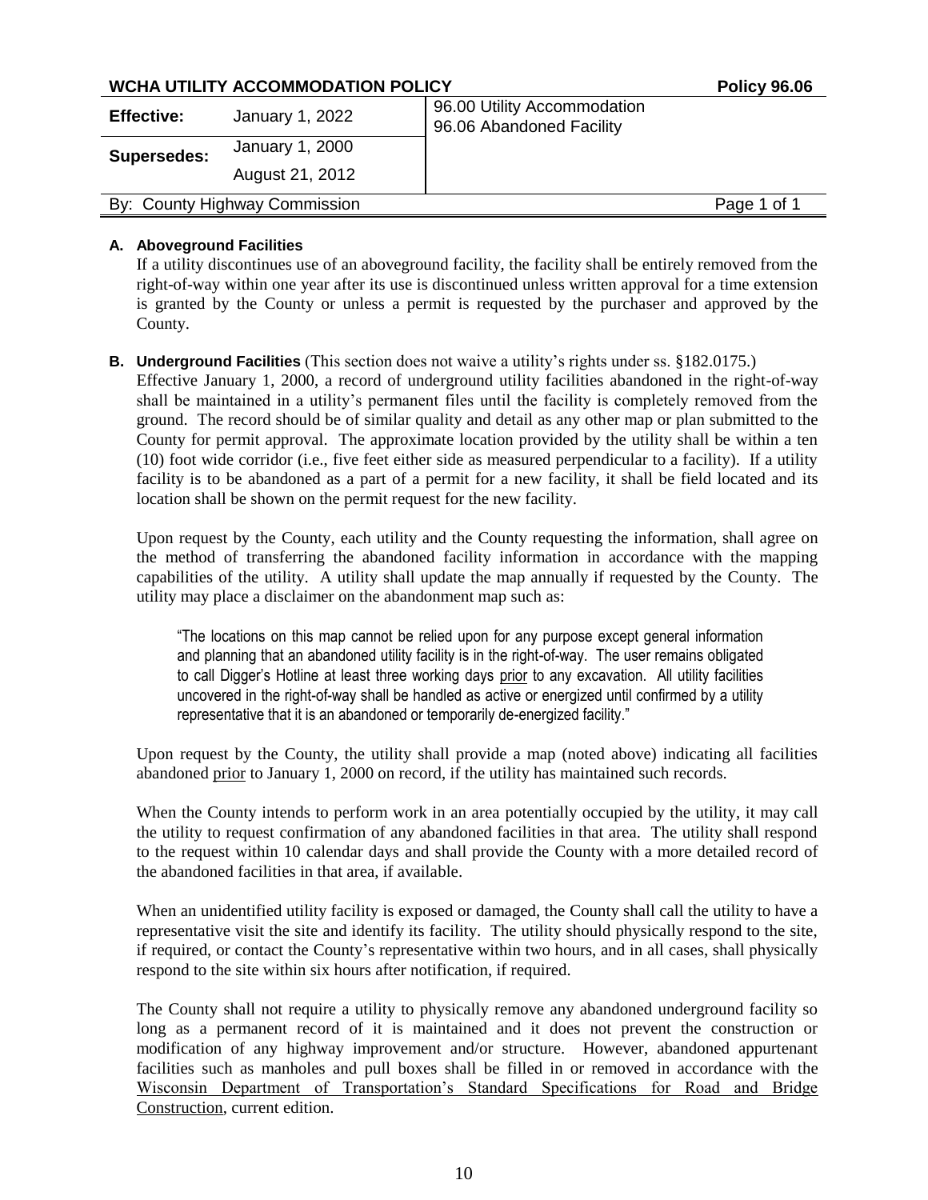| WCHA UTILITY ACCOMMODATION POLICY | | | Policy 96.06 |
|---|---|---|---|
| **Effective:** | January 1, 2022 | 96.00 Utility Accommodation<br>96.06 Abandoned Facility | |
| **Supersedes:** | January 1, 2000<br>August 21, 2012 | | |
| By: County Highway Commission | | | Page 1 of 1 |

**A. Aboveground Facilities**

If a utility discontinues use of an aboveground facility, the facility shall be entirely removed from the right-of-way within one year after its use is discontinued unless written approval for a time extension is granted by the County or unless a permit is requested by the purchaser and approved by the County.

**B. Underground Facilities** (This section does not waive a utility's rights under ss. §182.0175.)

Effective January 1, 2000, a record of underground utility facilities abandoned in the right-of-way shall be maintained in a utility's permanent files until the facility is completely removed from the ground. The record should be of similar quality and detail as any other map or plan submitted to the County for permit approval. The approximate location provided by the utility shall be within a ten (10) foot wide corridor (i.e., five feet either side as measured perpendicular to a facility). If a utility facility is to be abandoned as a part of a permit for a new facility, it shall be field located and its location shall be shown on the permit request for the new facility.

Upon request by the County, each utility and the County requesting the information, shall agree on the method of transferring the abandoned facility information in accordance with the mapping capabilities of the utility. A utility shall update the map annually if requested by the County. The utility may place a disclaimer on the abandonment map such as:

> "The locations on this map cannot be relied upon for any purpose except general information and planning that an abandoned utility facility is in the right-of-way. The user remains obligated to call Digger's Hotline at least three working days <u>prior</u> to any excavation. All utility facilities uncovered in the right-of-way shall be handled as active or energized until confirmed by a utility representative that it is an abandoned or temporarily de-energized facility."

Upon request by the County, the utility shall provide a map (noted above) indicating all facilities abandoned <u>prior</u> to January 1, 2000 on record, if the utility has maintained such records.

When the County intends to perform work in an area potentially occupied by the utility, it may call the utility to request confirmation of any abandoned facilities in that area. The utility shall respond to the request within 10 calendar days and shall provide the County with a more detailed record of the abandoned facilities in that area, if available.

When an unidentified utility facility is exposed or damaged, the County shall call the utility to have a representative visit the site and identify its facility. The utility should physically respond to the site, if required, or contact the County's representative within two hours, and in all cases, shall physically respond to the site within six hours after notification, if required.

The County shall not require a utility to physically remove any abandoned underground facility so long as a permanent record of it is maintained and it does not prevent the construction or modification of any highway improvement and/or structure. However, abandoned appurtenant facilities such as manholes and pull boxes shall be filled in or removed in accordance with the <u>Wisconsin Department of Transportation's Standard Specifications for Road and Bridge Construction</u>, current edition.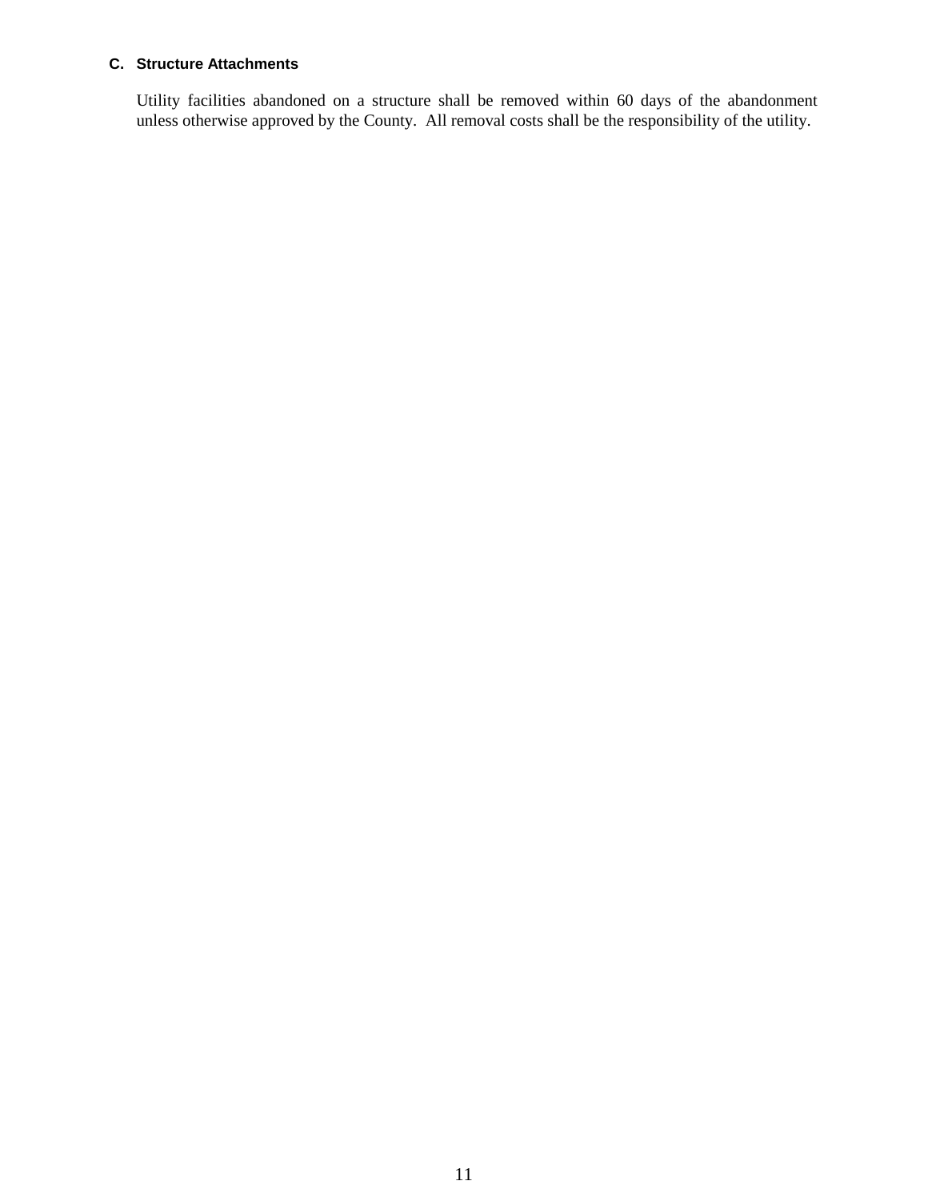### C. Structure Attachments

Utility facilities abandoned on a structure shall be removed within 60 days of the abandonment unless otherwise approved by the County. All removal costs shall be the responsibility of the utility.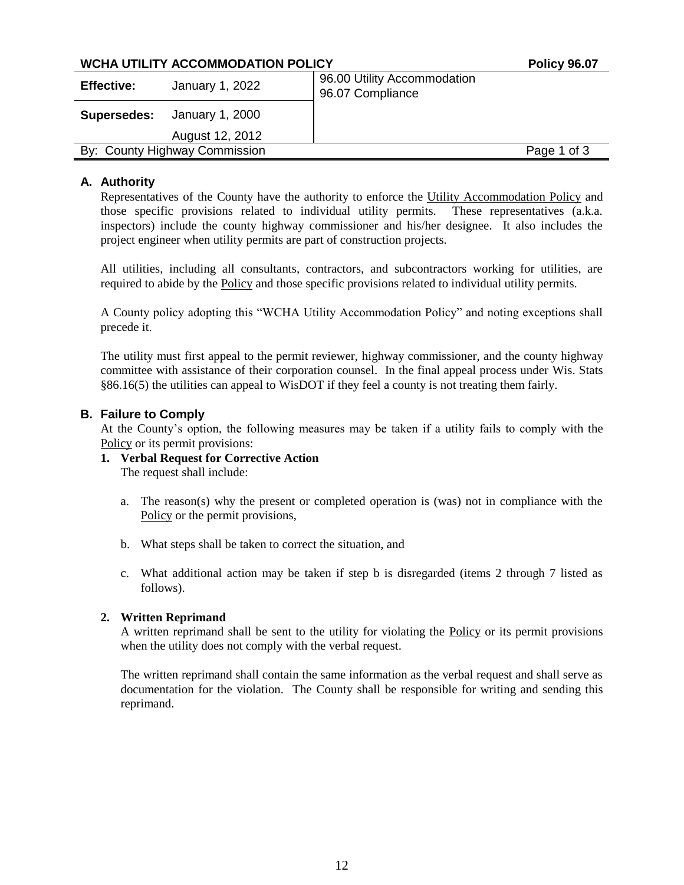| WCHA UTILITY ACCOMMODATION POLICY | | | Policy 96.07 |
|---|---|---|---|
| **Effective:** | January 1, 2022 | 96.00 Utility Accommodation<br>96.07 Compliance | |
| **Supersedes:** | January 1, 2000<br>August 12, 2012 | | |
| By: County Highway Commission | | | |

## A. Authority

Representatives of the County have the authority to enforce the Utility Accommodation Policy and those specific provisions related to individual utility permits. These representatives (a.k.a. inspectors) include the county highway commissioner and his/her designee. It also includes the project engineer when utility permits are part of construction projects.

All utilities, including all consultants, contractors, and subcontractors working for utilities, are required to abide by the Policy and those specific provisions related to individual utility permits.

A County policy adopting this "WCHA Utility Accommodation Policy" and noting exceptions shall precede it.

The utility must first appeal to the permit reviewer, highway commissioner, and the county highway committee with assistance of their corporation counsel. In the final appeal process under Wis. Stats §86.16(5) the utilities can appeal to WisDOT if they feel a county is not treating them fairly.

## B. Failure to Comply

At the County's option, the following measures may be taken if a utility fails to comply with the Policy or its permit provisions:

1. **Verbal Request for Corrective Action**

   The request shall include:

   a. The reason(s) why the present or completed operation is (was) not in compliance with the Policy or the permit provisions,

   b. What steps shall be taken to correct the situation, and

   c. What additional action may be taken if step b is disregarded (items 2 through 7 listed as follows).

2. **Written Reprimand**

   A written reprimand shall be sent to the utility for violating the Policy or its permit provisions when the utility does not comply with the verbal request.

   The written reprimand shall contain the same information as the verbal request and shall serve as documentation for the violation. The County shall be responsible for writing and sending this reprimand.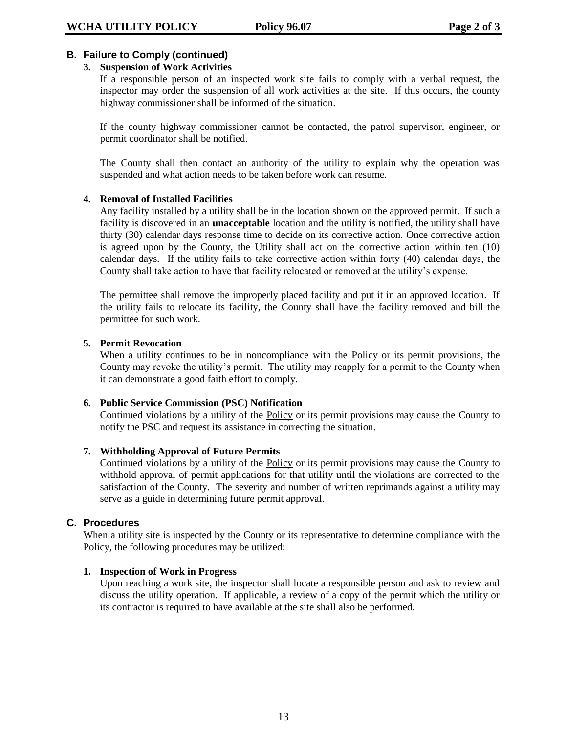## B. Failure to Comply (continued)

### 3. Suspension of Work Activities

If a responsible person of an inspected work site fails to comply with a verbal request, the inspector may order the suspension of all work activities at the site. If this occurs, the county highway commissioner shall be informed of the situation.

If the county highway commissioner cannot be contacted, the patrol supervisor, engineer, or permit coordinator shall be notified.

The County shall then contact an authority of the utility to explain why the operation was suspended and what action needs to be taken before work can resume.

### 4. Removal of Installed Facilities

Any facility installed by a utility shall be in the location shown on the approved permit. If such a facility is discovered in an **unacceptable** location and the utility is notified, the utility shall have thirty (30) calendar days response time to decide on its corrective action. Once corrective action is agreed upon by the County, the Utility shall act on the corrective action within ten (10) calendar days. If the utility fails to take corrective action within forty (40) calendar days, the County shall take action to have that facility relocated or removed at the utility's expense.

The permittee shall remove the improperly placed facility and put it in an approved location. If the utility fails to relocate its facility, the County shall have the facility removed and bill the permittee for such work.

### 5. Permit Revocation

When a utility continues to be in noncompliance with the Policy or its permit provisions, the County may revoke the utility's permit. The utility may reapply for a permit to the County when it can demonstrate a good faith effort to comply.

### 6. Public Service Commission (PSC) Notification

Continued violations by a utility of the Policy or its permit provisions may cause the County to notify the PSC and request its assistance in correcting the situation.

### 7. Withholding Approval of Future Permits

Continued violations by a utility of the Policy or its permit provisions may cause the County to withhold approval of permit applications for that utility until the violations are corrected to the satisfaction of the County. The severity and number of written reprimands against a utility may serve as a guide in determining future permit approval.

## C. Procedures

When a utility site is inspected by the County or its representative to determine compliance with the Policy, the following procedures may be utilized:

### 1. Inspection of Work in Progress

Upon reaching a work site, the inspector shall locate a responsible person and ask to review and discuss the utility operation. If applicable, a review of a copy of the permit which the utility or its contractor is required to have available at the site shall also be performed.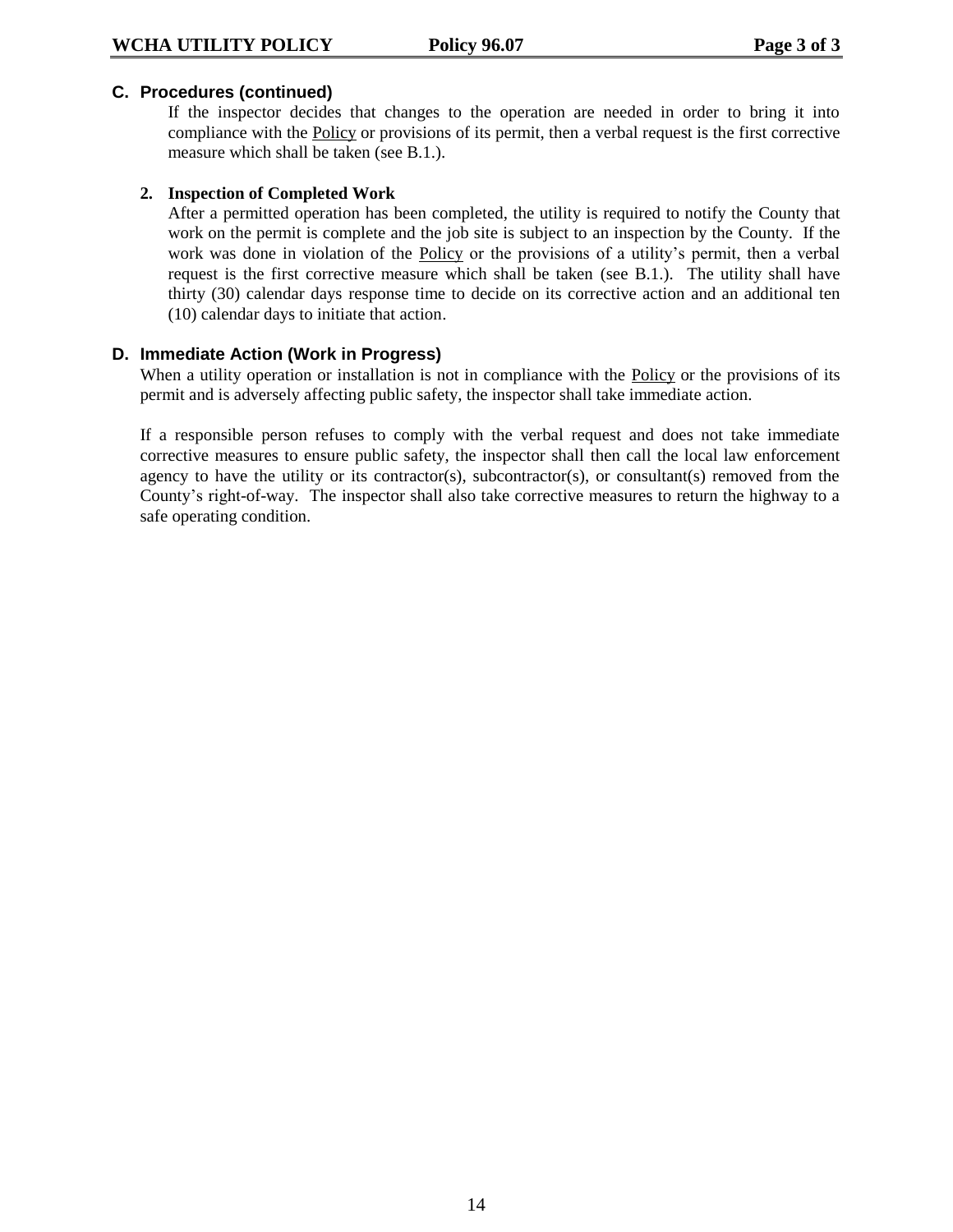## C. Procedures (continued)

If the inspector decides that changes to the operation are needed in order to bring it into compliance with the Policy or provisions of its permit, then a verbal request is the first corrective measure which shall be taken (see B.1.).

**2. Inspection of Completed Work**

After a permitted operation has been completed, the utility is required to notify the County that work on the permit is complete and the job site is subject to an inspection by the County. If the work was done in violation of the Policy or the provisions of a utility's permit, then a verbal request is the first corrective measure which shall be taken (see B.1.). The utility shall have thirty (30) calendar days response time to decide on its corrective action and an additional ten (10) calendar days to initiate that action.

## D. Immediate Action (Work in Progress)

When a utility operation or installation is not in compliance with the Policy or the provisions of its permit and is adversely affecting public safety, the inspector shall take immediate action.

If a responsible person refuses to comply with the verbal request and does not take immediate corrective measures to ensure public safety, the inspector shall then call the local law enforcement agency to have the utility or its contractor(s), subcontractor(s), or consultant(s) removed from the County's right-of-way. The inspector shall also take corrective measures to return the highway to a safe operating condition.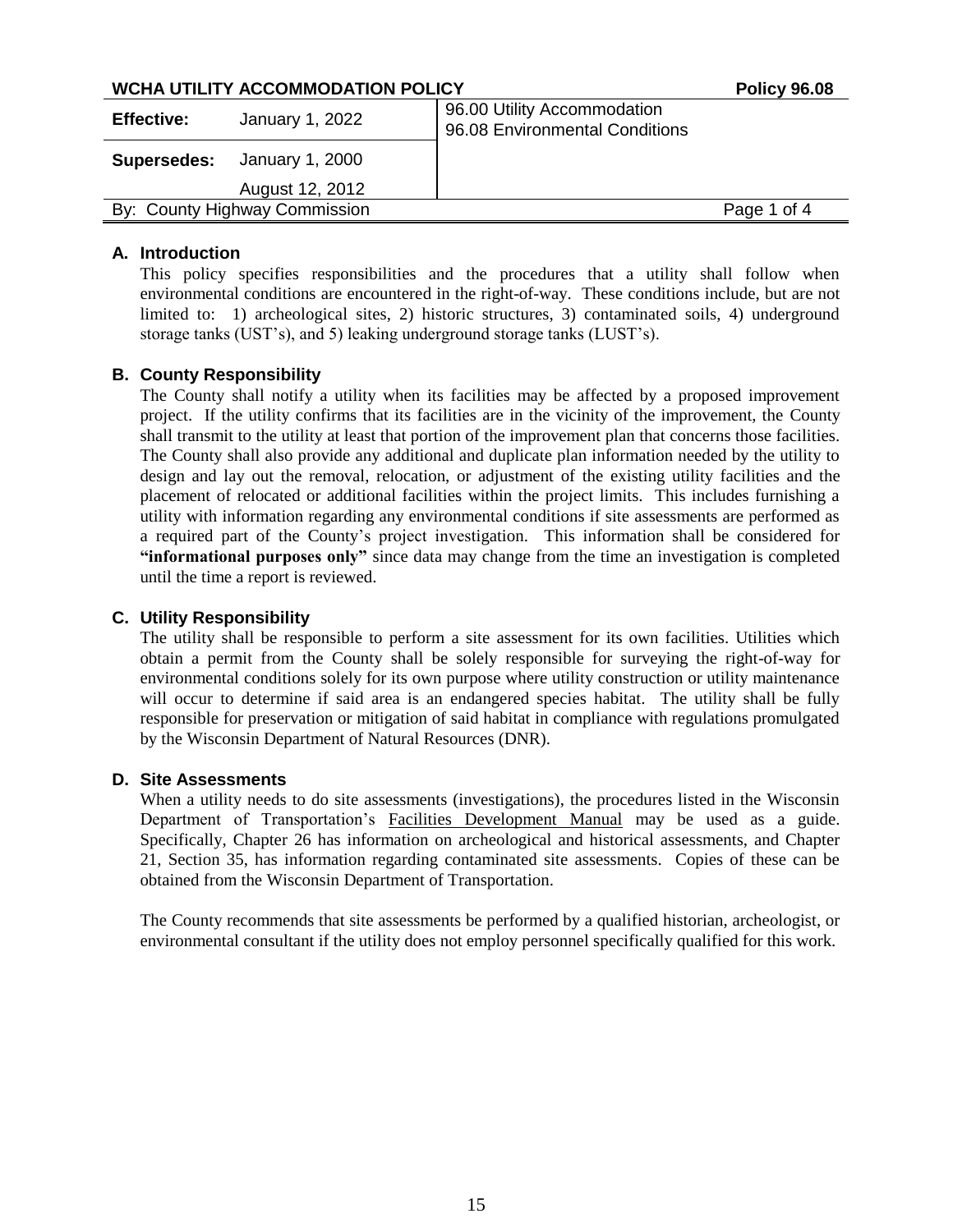| **WCHA UTILITY ACCOMMODATION POLICY** | | | **Policy 96.08** |
|---|---|---|---|
| **Effective:** | January 1, 2022 | 96.00 Utility Accommodation<br>96.08 Environmental Conditions | |
| **Supersedes:** | January 1, 2000<br>August 12, 2012 | | |
| By: County Highway Commission | | | |

## A. Introduction

This policy specifies responsibilities and the procedures that a utility shall follow when environmental conditions are encountered in the right-of-way. These conditions include, but are not limited to: 1) archeological sites, 2) historic structures, 3) contaminated soils, 4) underground storage tanks (UST's), and 5) leaking underground storage tanks (LUST's).

## B. County Responsibility

The County shall notify a utility when its facilities may be affected by a proposed improvement project. If the utility confirms that its facilities are in the vicinity of the improvement, the County shall transmit to the utility at least that portion of the improvement plan that concerns those facilities. The County shall also provide any additional and duplicate plan information needed by the utility to design and lay out the removal, relocation, or adjustment of the existing utility facilities and the placement of relocated or additional facilities within the project limits. This includes furnishing a utility with information regarding any environmental conditions if site assessments are performed as a required part of the County's project investigation. This information shall be considered for **"informational purposes only"** since data may change from the time an investigation is completed until the time a report is reviewed.

## C. Utility Responsibility

The utility shall be responsible to perform a site assessment for its own facilities. Utilities which obtain a permit from the County shall be solely responsible for surveying the right-of-way for environmental conditions solely for its own purpose where utility construction or utility maintenance will occur to determine if said area is an endangered species habitat. The utility shall be fully responsible for preservation or mitigation of said habitat in compliance with regulations promulgated by the Wisconsin Department of Natural Resources (DNR).

## D. Site Assessments

When a utility needs to do site assessments (investigations), the procedures listed in the Wisconsin Department of Transportation's Facilities Development Manual may be used as a guide. Specifically, Chapter 26 has information on archeological and historical assessments, and Chapter 21, Section 35, has information regarding contaminated site assessments. Copies of these can be obtained from the Wisconsin Department of Transportation.

The County recommends that site assessments be performed by a qualified historian, archeologist, or environmental consultant if the utility does not employ personnel specifically qualified for this work.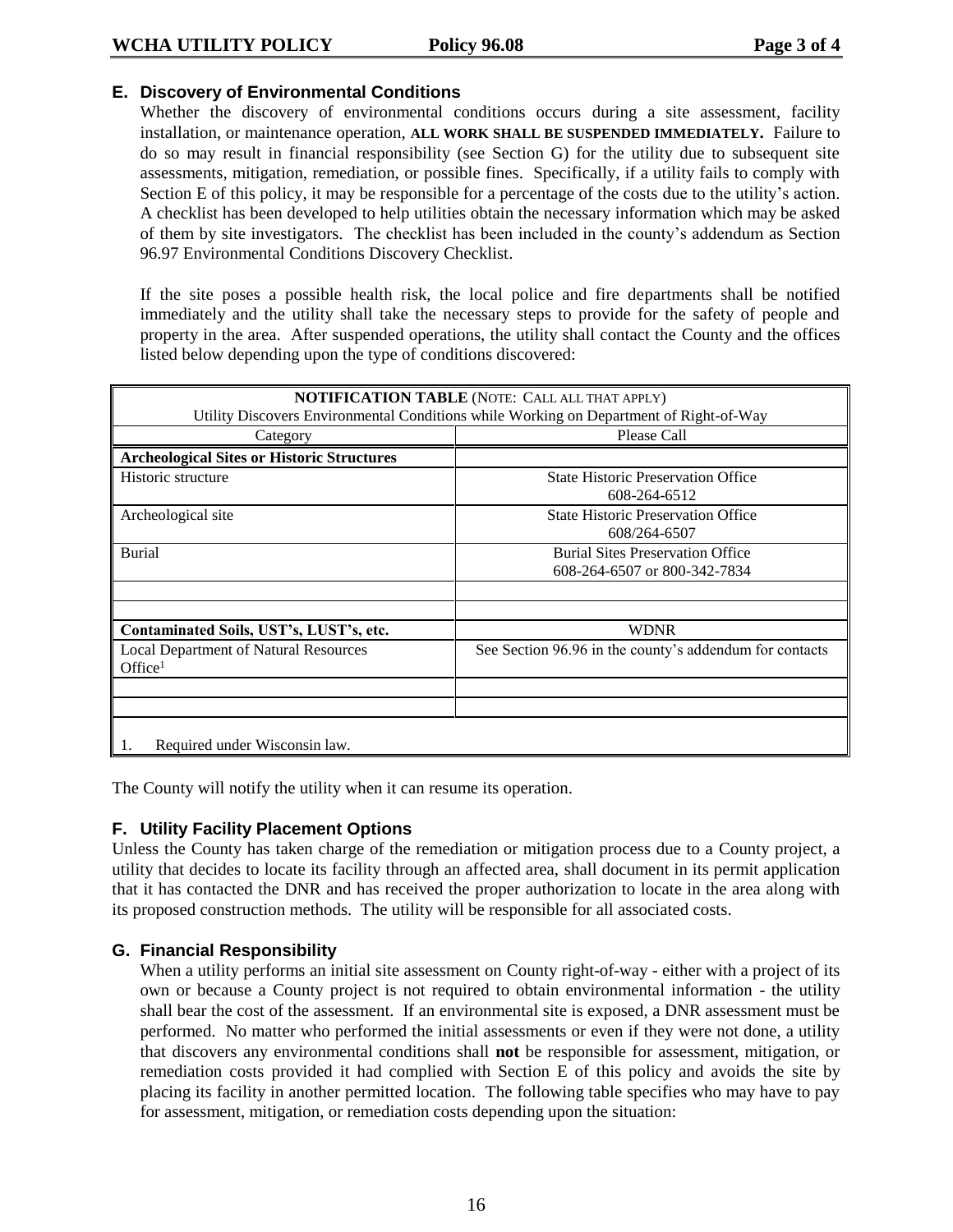### E. Discovery of Environmental Conditions

Whether the discovery of environmental conditions occurs during a site assessment, facility installation, or maintenance operation, **ALL WORK SHALL BE SUSPENDED IMMEDIATELY.** Failure to do so may result in financial responsibility (see Section G) for the utility due to subsequent site assessments, mitigation, remediation, or possible fines. Specifically, if a utility fails to comply with Section E of this policy, it may be responsible for a percentage of the costs due to the utility's action. A checklist has been developed to help utilities obtain the necessary information which may be asked of them by site investigators. The checklist has been included in the county's addendum as Section 96.97 Environmental Conditions Discovery Checklist.

If the site poses a possible health risk, the local police and fire departments shall be notified immediately and the utility shall take the necessary steps to provide for the safety of people and property in the area. After suspended operations, the utility shall contact the County and the offices listed below depending upon the type of conditions discovered:

| **NOTIFICATION TABLE** (NOTE: CALL ALL THAT APPLY) Utility Discovers Environmental Conditions while Working on Department of Right-of-Way | |
|---|---|
| Category | Please Call |
| **Archeological Sites or Historic Structures** | |
| Historic structure | State Historic Preservation Office 608-264-6512 |
| Archeological site | State Historic Preservation Office 608/264-6507 |
| Burial | Burial Sites Preservation Office 608-264-6507 or 800-342-7834 |
| | |
| | |
| **Contaminated Soils, UST's, LUST's, etc.** | WDNR |
| Local Department of Natural Resources Office[1] | See Section 96.96 in the county's addendum for contacts |
| | |
| | |

1. Required under Wisconsin law.

The County will notify the utility when it can resume its operation.

### F. Utility Facility Placement Options

Unless the County has taken charge of the remediation or mitigation process due to a County project, a utility that decides to locate its facility through an affected area, shall document in its permit application that it has contacted the DNR and has received the proper authorization to locate in the area along with its proposed construction methods. The utility will be responsible for all associated costs.

### G. Financial Responsibility

When a utility performs an initial site assessment on County right-of-way - either with a project of its own or because a County project is not required to obtain environmental information - the utility shall bear the cost of the assessment. If an environmental site is exposed, a DNR assessment must be performed. No matter who performed the initial assessments or even if they were not done, a utility that discovers any environmental conditions shall **not** be responsible for assessment, mitigation, or remediation costs provided it had complied with Section E of this policy and avoids the site by placing its facility in another permitted location. The following table specifies who may have to pay for assessment, mitigation, or remediation costs depending upon the situation: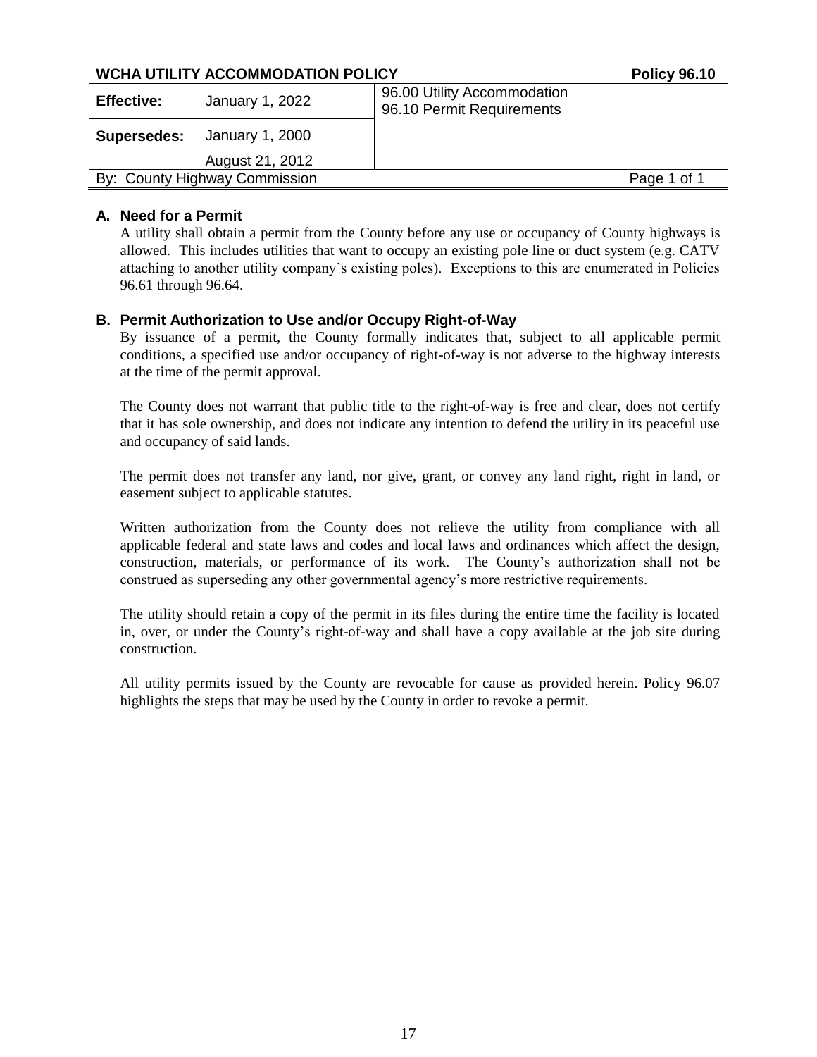| **WCHA UTILITY ACCOMMODATION POLICY** | | | **Policy 96.10** |
|---|---|---|---|
| **Effective:** | January 1, 2022 | 96.00 Utility Accommodation<br>96.10 Permit Requirements | |
| **Supersedes:** | January 1, 2000<br>August 21, 2012 | | |
| By: County Highway Commission | | | Page 1 of 1 |

## A. Need for a Permit

A utility shall obtain a permit from the County before any use or occupancy of County highways is allowed. This includes utilities that want to occupy an existing pole line or duct system (e.g. CATV attaching to another utility company's existing poles). Exceptions to this are enumerated in Policies 96.61 through 96.64.

## B. Permit Authorization to Use and/or Occupy Right-of-Way

By issuance of a permit, the County formally indicates that, subject to all applicable permit conditions, a specified use and/or occupancy of right-of-way is not adverse to the highway interests at the time of the permit approval.

The County does not warrant that public title to the right-of-way is free and clear, does not certify that it has sole ownership, and does not indicate any intention to defend the utility in its peaceful use and occupancy of said lands.

The permit does not transfer any land, nor give, grant, or convey any land right, right in land, or easement subject to applicable statutes.

Written authorization from the County does not relieve the utility from compliance with all applicable federal and state laws and codes and local laws and ordinances which affect the design, construction, materials, or performance of its work. The County's authorization shall not be construed as superseding any other governmental agency's more restrictive requirements.

The utility should retain a copy of the permit in its files during the entire time the facility is located in, over, or under the County's right-of-way and shall have a copy available at the job site during construction.

All utility permits issued by the County are revocable for cause as provided herein. Policy 96.07 highlights the steps that may be used by the County in order to revoke a permit.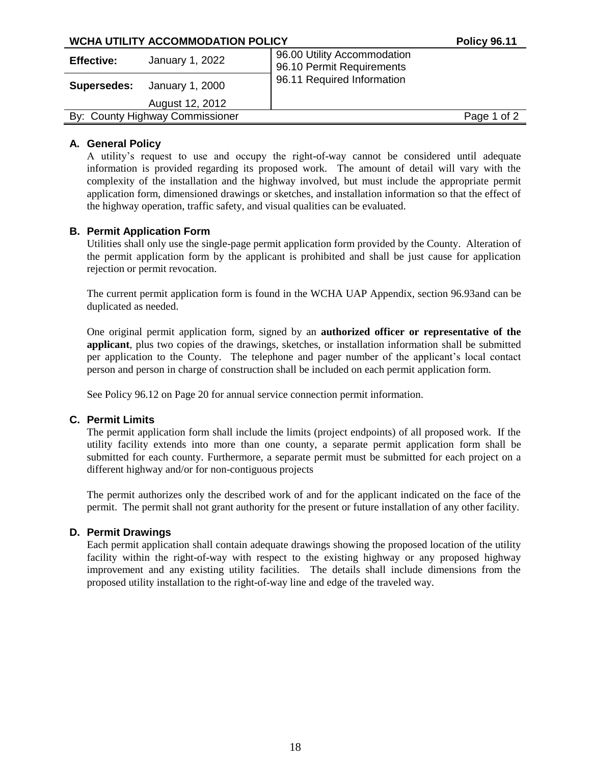| WCHA UTILITY ACCOMMODATION POLICY | | Policy 96.11 |
|---|---|---|
| **Effective:** | January 1, 2022 | 96.00 Utility Accommodation<br>96.10 Permit Requirements<br>96.11 Required Information |
| **Supersedes:** | January 1, 2000<br>August 12, 2012 | |
| By: County Highway Commissioner | | |

### A. General Policy

A utility's request to use and occupy the right-of-way cannot be considered until adequate information is provided regarding its proposed work. The amount of detail will vary with the complexity of the installation and the highway involved, but must include the appropriate permit application form, dimensioned drawings or sketches, and installation information so that the effect of the highway operation, traffic safety, and visual qualities can be evaluated.

### B. Permit Application Form

Utilities shall only use the single-page permit application form provided by the County. Alteration of the permit application form by the applicant is prohibited and shall be just cause for application rejection or permit revocation.

The current permit application form is found in the WCHA UAP Appendix, section 96.93and can be duplicated as needed.

One original permit application form, signed by an **authorized officer or representative of the applicant**, plus two copies of the drawings, sketches, or installation information shall be submitted per application to the County. The telephone and pager number of the applicant's local contact person and person in charge of construction shall be included on each permit application form.

See Policy 96.12 on Page 20 for annual service connection permit information.

### C. Permit Limits

The permit application form shall include the limits (project endpoints) of all proposed work. If the utility facility extends into more than one county, a separate permit application form shall be submitted for each county. Furthermore, a separate permit must be submitted for each project on a different highway and/or for non-contiguous projects

The permit authorizes only the described work of and for the applicant indicated on the face of the permit. The permit shall not grant authority for the present or future installation of any other facility.

### D. Permit Drawings

Each permit application shall contain adequate drawings showing the proposed location of the utility facility within the right-of-way with respect to the existing highway or any proposed highway improvement and any existing utility facilities. The details shall include dimensions from the proposed utility installation to the right-of-way line and edge of the traveled way.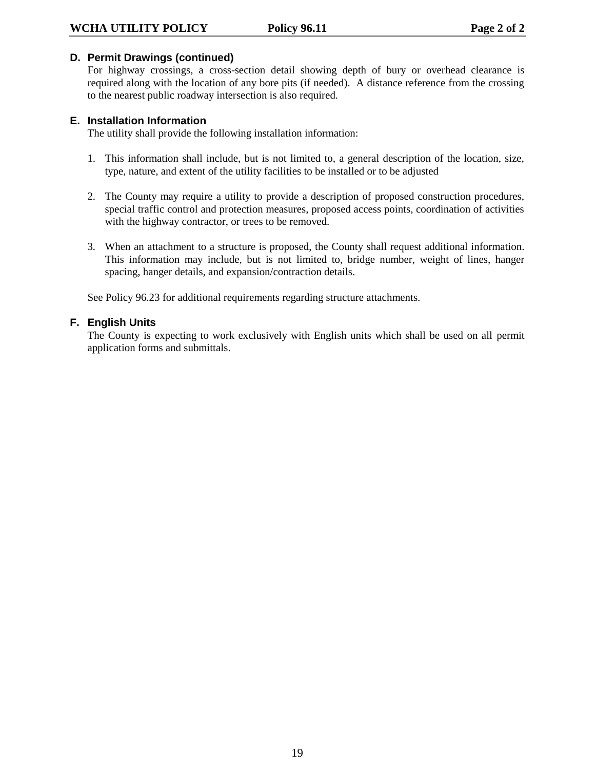### D. Permit Drawings (continued)

For highway crossings, a cross-section detail showing depth of bury or overhead clearance is required along with the location of any bore pits (if needed). A distance reference from the crossing to the nearest public roadway intersection is also required.

### E. Installation Information

The utility shall provide the following installation information:

1. This information shall include, but is not limited to, a general description of the location, size, type, nature, and extent of the utility facilities to be installed or to be adjusted

2. The County may require a utility to provide a description of proposed construction procedures, special traffic control and protection measures, proposed access points, coordination of activities with the highway contractor, or trees to be removed.

3. When an attachment to a structure is proposed, the County shall request additional information. This information may include, but is not limited to, bridge number, weight of lines, hanger spacing, hanger details, and expansion/contraction details.

See Policy 96.23 for additional requirements regarding structure attachments.

### F. English Units

The County is expecting to work exclusively with English units which shall be used on all permit application forms and submittals.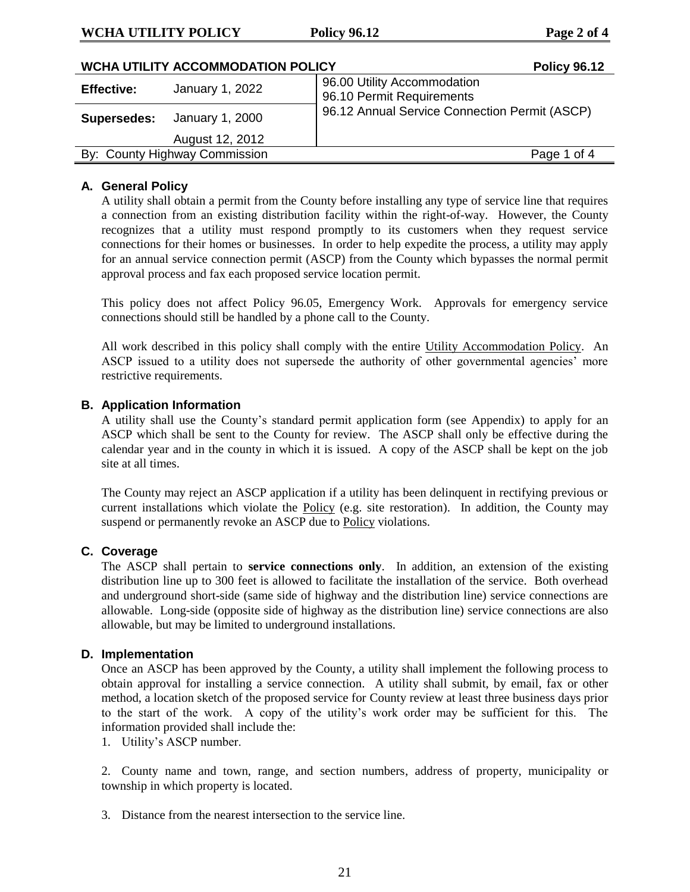**WCHA UTILITY ACCOMMODATION POLICY** **Policy 96.12**

| | | |
|---|---|---|
| **Effective:** | January 1, 2022 | 96.00 Utility Accommodation<br>96.10 Permit Requirements |
| **Supersedes:** | January 1, 2000<br>August 12, 2012 | 96.12 Annual Service Connection Permit (ASCP) |
| By: County Highway Commission | | Page 1 of 4 |

### A. General Policy

A utility shall obtain a permit from the County before installing any type of service line that requires a connection from an existing distribution facility within the right-of-way. However, the County recognizes that a utility must respond promptly to its customers when they request service connections for their homes or businesses. In order to help expedite the process, a utility may apply for an annual service connection permit (ASCP) from the County which bypasses the normal permit approval process and fax each proposed service location permit.

This policy does not affect Policy 96.05, Emergency Work. Approvals for emergency service connections should still be handled by a phone call to the County.

All work described in this policy shall comply with the entire Utility Accommodation Policy. An ASCP issued to a utility does not supersede the authority of other governmental agencies' more restrictive requirements.

### B. Application Information

A utility shall use the County's standard permit application form (see Appendix) to apply for an ASCP which shall be sent to the County for review. The ASCP shall only be effective during the calendar year and in the county in which it is issued. A copy of the ASCP shall be kept on the job site at all times.

The County may reject an ASCP application if a utility has been delinquent in rectifying previous or current installations which violate the Policy (e.g. site restoration). In addition, the County may suspend or permanently revoke an ASCP due to Policy violations.

### C. Coverage

The ASCP shall pertain to **service connections only**. In addition, an extension of the existing distribution line up to 300 feet is allowed to facilitate the installation of the service. Both overhead and underground short-side (same side of highway and the distribution line) service connections are allowable. Long-side (opposite side of highway as the distribution line) service connections are also allowable, but may be limited to underground installations.

### D. Implementation

Once an ASCP has been approved by the County, a utility shall implement the following process to obtain approval for installing a service connection. A utility shall submit, by email, fax or other method, a location sketch of the proposed service for County review at least three business days prior to the start of the work. A copy of the utility's work order may be sufficient for this. The information provided shall include the:

1. Utility's ASCP number.

2. County name and town, range, and section numbers, address of property, municipality or township in which property is located.

3. Distance from the nearest intersection to the service line.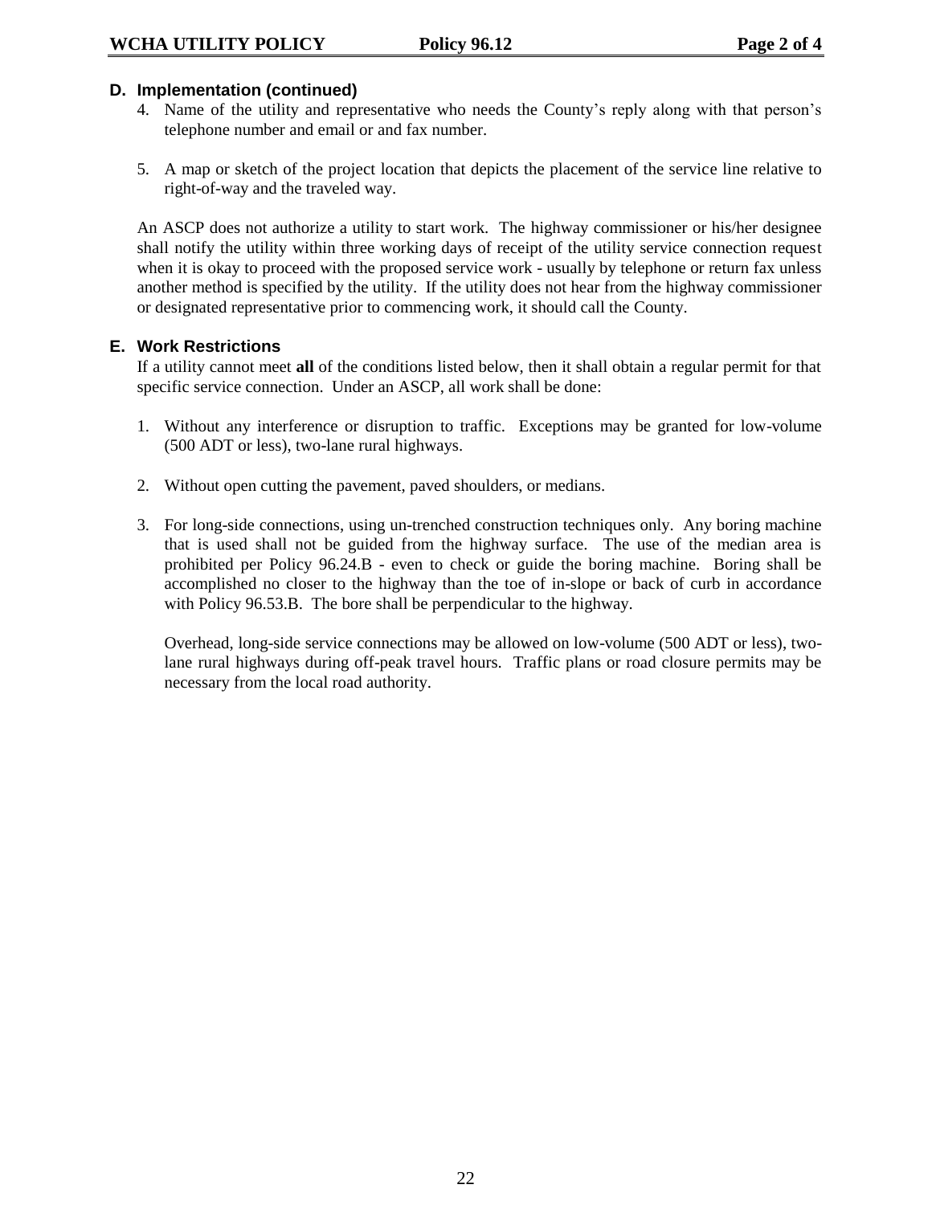### D. Implementation (continued)

4. Name of the utility and representative who needs the County's reply along with that person's telephone number and email or and fax number.

5. A map or sketch of the project location that depicts the placement of the service line relative to right-of-way and the traveled way.

An ASCP does not authorize a utility to start work. The highway commissioner or his/her designee shall notify the utility within three working days of receipt of the utility service connection request when it is okay to proceed with the proposed service work - usually by telephone or return fax unless another method is specified by the utility. If the utility does not hear from the highway commissioner or designated representative prior to commencing work, it should call the County.

### E. Work Restrictions

If a utility cannot meet **all** of the conditions listed below, then it shall obtain a regular permit for that specific service connection. Under an ASCP, all work shall be done:

1. Without any interference or disruption to traffic. Exceptions may be granted for low-volume (500 ADT or less), two-lane rural highways.

2. Without open cutting the pavement, paved shoulders, or medians.

3. For long-side connections, using un-trenched construction techniques only. Any boring machine that is used shall not be guided from the highway surface. The use of the median area is prohibited per Policy 96.24.B - even to check or guide the boring machine. Boring shall be accomplished no closer to the highway than the toe of in-slope or back of curb in accordance with Policy 96.53.B. The bore shall be perpendicular to the highway.

   Overhead, long-side service connections may be allowed on low-volume (500 ADT or less), two-lane rural highways during off-peak travel hours. Traffic plans or road closure permits may be necessary from the local road authority.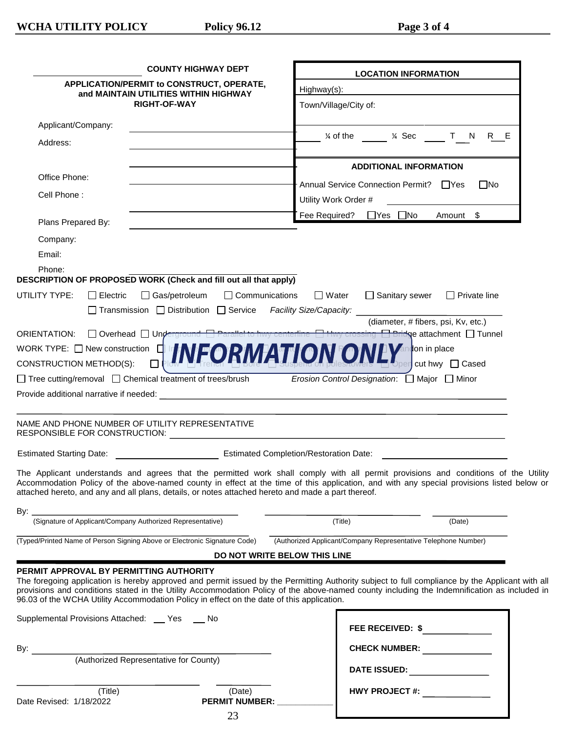**COUNTY HIGHWAY DEPT**

**APPLICATION/PERMIT to CONSTRUCT, OPERATE, and MAINTAIN UTILITIES WITHIN HIGHWAY RIGHT-OF-WAY**

Applicant/Company:

Address:

Office Phone:

Cell Phone :

Plans Prepared By:

Company:

Email:

Phone:

**LOCATION INFORMATION**

Highway(s):

Town/Village/City of:

____ ¼ of the ____ ¼ Sec ____ T __ N R __ E

**ADDITIONAL INFORMATION**

Annual Service Connection Permit? ☐Yes ☐No

Utility Work Order #

Fee Required? ☐Yes ☐No Amount $

**DESCRIPTION OF PROPOSED WORK (Check and fill out all that apply)**

UTILITY TYPE: ☐ Electric ☐ Gas/petroleum ☐ Communications ☐ Water ☐ Sanitary sewer ☐ Private line

☐ Transmission ☐ Distribution ☐ Service *Facility Size/Capacity:* ____________

(diameter, # fibers, psi, Kv, etc.)

ORIENTATION: ☐ Overhead ☐ Underground ☐ Parallel to hwy centerline ☐ Hwy crossing ☐ Bridge attachment ☐ Tunnel

WORK TYPE: ☐ New construction ☐ ... ☐ ... ☐ ... abandon in place

CONSTRUCTION METHOD(S): ☐ Plow ☐ Trench ☐ Bore ☐ Suspend on poles/towers ☐ Open cut hwy ☐ Cased

☐ Tree cutting/removal ☐ Chemical treatment of trees/brush *Erosion Control Designation*: ☐ Major ☐ Minor

**INFORMATION ONLY**

Provide additional narrative if needed: ____________

NAME AND PHONE NUMBER OF UTILITY REPRESENTATIVE RESPONSIBLE FOR CONSTRUCTION: ____________

Estimated Starting Date: ____________ Estimated Completion/Restoration Date: ____________

The Applicant understands and agrees that the permitted work shall comply with all permit provisions and conditions of the Utility Accommodation Policy of the above-named county in effect at the time of this application, and with any special provisions listed below or attached hereto, and any and all plans, details, or notes attached hereto and made a part thereof.

By: ____________ ____________ ____________

(Signature of Applicant/Company Authorized Representative) (Title) (Date)

____________ ____________

(Typed/Printed Name of Person Signing Above or Electronic Signature Code) (Authorized Applicant/Company Representative Telephone Number)

**DO NOT WRITE BELOW THIS LINE**

**PERMIT APPROVAL BY PERMITTING AUTHORITY**

The foregoing application is hereby approved and permit issued by the Permitting Authority subject to full compliance by the Applicant with all provisions and conditions stated in the Utility Accommodation Policy of the above-named county including the Indemnification as included in 96.03 of the WCHA Utility Accommodation Policy in effect on the date of this application.

Supplemental Provisions Attached: __ Yes __ No

By: ____________

(Authorized Representative for County)

____________ ____________

(Title) (Date)

**FEE RECEIVED: $** ____________

**CHECK NUMBER:** ____________

**DATE ISSUED:** ____________

**HWY PROJECT #:** ____________

Date Revised: 1/18/2022

**PERMIT NUMBER:** ____________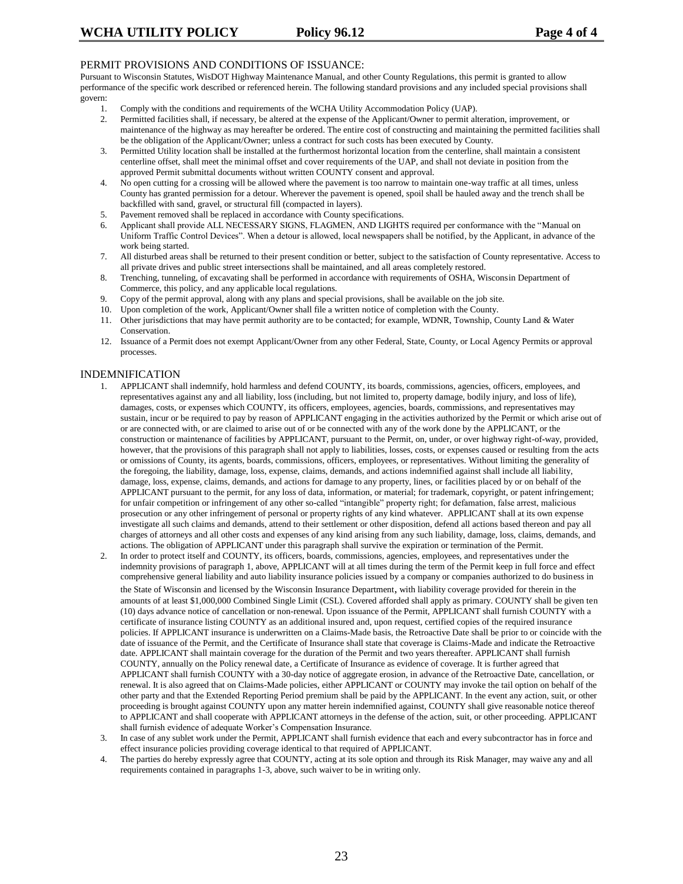## PERMIT PROVISIONS AND CONDITIONS OF ISSUANCE:

Pursuant to Wisconsin Statutes, WisDOT Highway Maintenance Manual, and other County Regulations, this permit is granted to allow performance of the specific work described or referenced herein. The following standard provisions and any included special provisions shall govern:

1. Comply with the conditions and requirements of the WCHA Utility Accommodation Policy (UAP).
2. Permitted facilities shall, if necessary, be altered at the expense of the Applicant/Owner to permit alteration, improvement, or maintenance of the highway as may hereafter be ordered. The entire cost of constructing and maintaining the permitted facilities shall be the obligation of the Applicant/Owner; unless a contract for such costs has been executed by County.
3. Permitted Utility location shall be installed at the furthermost horizontal location from the centerline, shall maintain a consistent centerline offset, shall meet the minimal offset and cover requirements of the UAP, and shall not deviate in position from the approved Permit submittal documents without written COUNTY consent and approval.
4. No open cutting for a crossing will be allowed where the pavement is too narrow to maintain one-way traffic at all times, unless County has granted permission for a detour. Wherever the pavement is opened, spoil shall be hauled away and the trench shall be backfilled with sand, gravel, or structural fill (compacted in layers).
5. Pavement removed shall be replaced in accordance with County specifications.
6. Applicant shall provide ALL NECESSARY SIGNS, FLAGMEN, AND LIGHTS required per conformance with the "Manual on Uniform Traffic Control Devices". When a detour is allowed, local newspapers shall be notified, by the Applicant, in advance of the work being started.
7. All disturbed areas shall be returned to their present condition or better, subject to the satisfaction of County representative. Access to all private drives and public street intersections shall be maintained, and all areas completely restored.
8. Trenching, tunneling, of excavating shall be performed in accordance with requirements of OSHA, Wisconsin Department of Commerce, this policy, and any applicable local regulations.
9. Copy of the permit approval, along with any plans and special provisions, shall be available on the job site.
10. Upon completion of the work, Applicant/Owner shall file a written notice of completion with the County.
11. Other jurisdictions that may have permit authority are to be contacted; for example, WDNR, Township, County Land & Water Conservation.
12. Issuance of a Permit does not exempt Applicant/Owner from any other Federal, State, County, or Local Agency Permits or approval processes.

## INDEMNIFICATION

1. APPLICANT shall indemnify, hold harmless and defend COUNTY, its boards, commissions, agencies, officers, employees, and representatives against any and all liability, loss (including, but not limited to, property damage, bodily injury, and loss of life), damages, costs, or expenses which COUNTY, its officers, employees, agencies, boards, commissions, and representatives may sustain, incur or be required to pay by reason of APPLICANT engaging in the activities authorized by the Permit or which arise out of or are connected with, or are claimed to arise out of or be connected with any of the work done by the APPLICANT, or the construction or maintenance of facilities by APPLICANT, pursuant to the Permit, on, under, or over highway right-of-way, provided, however, that the provisions of this paragraph shall not apply to liabilities, losses, costs, or expenses caused or resulting from the acts or omissions of County, its agents, boards, commissions, officers, employees, or representatives. Without limiting the generality of the foregoing, the liability, damage, loss, expense, claims, demands, and actions indemnified against shall include all liability, damage, loss, expense, claims, demands, and actions for damage to any property, lines, or facilities placed by or on behalf of the APPLICANT pursuant to the permit, for any loss of data, information, or material; for trademark, copyright, or patent infringement; for unfair competition or infringement of any other so-called "intangible" property right; for defamation, false arrest, malicious prosecution or any other infringement of personal or property rights of any kind whatever. APPLICANT shall at its own expense investigate all such claims and demands, attend to their settlement or other disposition, defend all actions based thereon and pay all charges of attorneys and all other costs and expenses of any kind arising from any such liability, damage, loss, claims, demands, and actions. The obligation of APPLICANT under this paragraph shall survive the expiration or termination of the Permit.
2. In order to protect itself and COUNTY, its officers, boards, commissions, agencies, employees, and representatives under the indemnity provisions of paragraph 1, above, APPLICANT will at all times during the term of the Permit keep in full force and effect comprehensive general liability and auto liability insurance policies issued by a company or companies authorized to do business in the State of Wisconsin and licensed by the Wisconsin Insurance Department, with liability coverage provided for therein in the amounts of at least $1,000,000 Combined Single Limit (CSL). Covered afforded shall apply as primary. COUNTY shall be given ten (10) days advance notice of cancellation or non-renewal. Upon issuance of the Permit, APPLICANT shall furnish COUNTY with a certificate of insurance listing COUNTY as an additional insured and, upon request, certified copies of the required insurance policies. If APPLICANT insurance is underwritten on a Claims-Made basis, the Retroactive Date shall be prior to or coincide with the date of issuance of the Permit, and the Certificate of Insurance shall state that coverage is Claims-Made and indicate the Retroactive date. APPLICANT shall maintain coverage for the duration of the Permit and two years thereafter. APPLICANT shall furnish COUNTY, annually on the Policy renewal date, a Certificate of Insurance as evidence of coverage. It is further agreed that APPLICANT shall furnish COUNTY with a 30-day notice of aggregate erosion, in advance of the Retroactive Date, cancellation, or renewal. It is also agreed that on Claims-Made policies, either APPLICANT or COUNTY may invoke the tail option on behalf of the other party and that the Extended Reporting Period premium shall be paid by the APPLICANT. In the event any action, suit, or other proceeding is brought against COUNTY upon any matter herein indemnified against, COUNTY shall give reasonable notice thereof to APPLICANT and shall cooperate with APPLICANT attorneys in the defense of the action, suit, or other proceeding. APPLICANT shall furnish evidence of adequate Worker's Compensation Insurance.
3. In case of any sublet work under the Permit, APPLICANT shall furnish evidence that each and every subcontractor has in force and effect insurance policies providing coverage identical to that required of APPLICANT.
4. The parties do hereby expressly agree that COUNTY, acting at its sole option and through its Risk Manager, may waive any and all requirements contained in paragraphs 1-3, above, such waiver to be in writing only.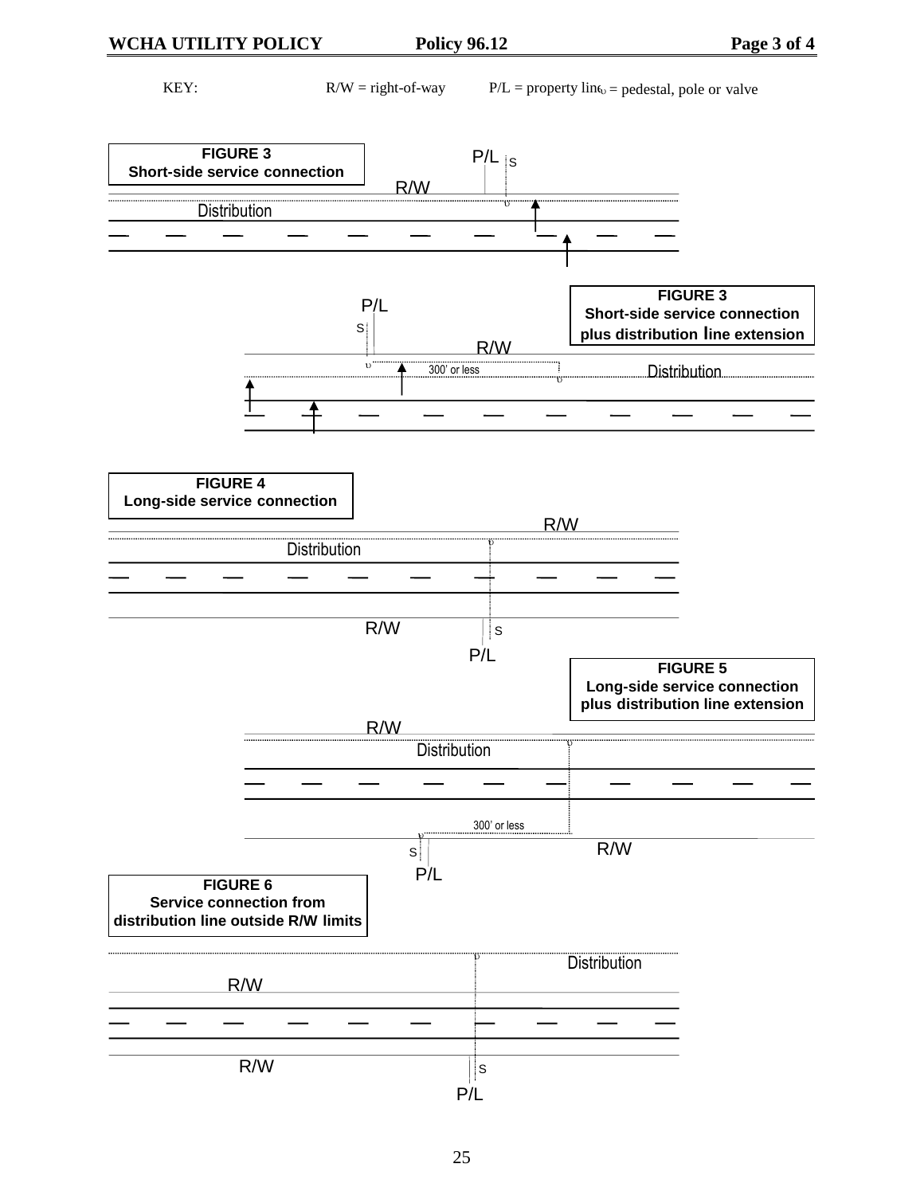KEY: R/W = right-of-way P/L = property line ʋ = pedestal, pole or valve

**FIGURE 3**
**Short-side service connection**

P/L S R/W Distribution

**FIGURE 3**
**Short-side service connection plus distribution line extension**

P/L S R/W 300' or less Distribution

**FIGURE 4**
**Long-side service connection**

R/W Distribution R/W S P/L

**FIGURE 5**
**Long-side service connection plus distribution line extension**

R/W Distribution 300' or less S R/W P/L

**FIGURE 6**
**Service connection from distribution line outside R/W limits**

Distribution R/W R/W S P/L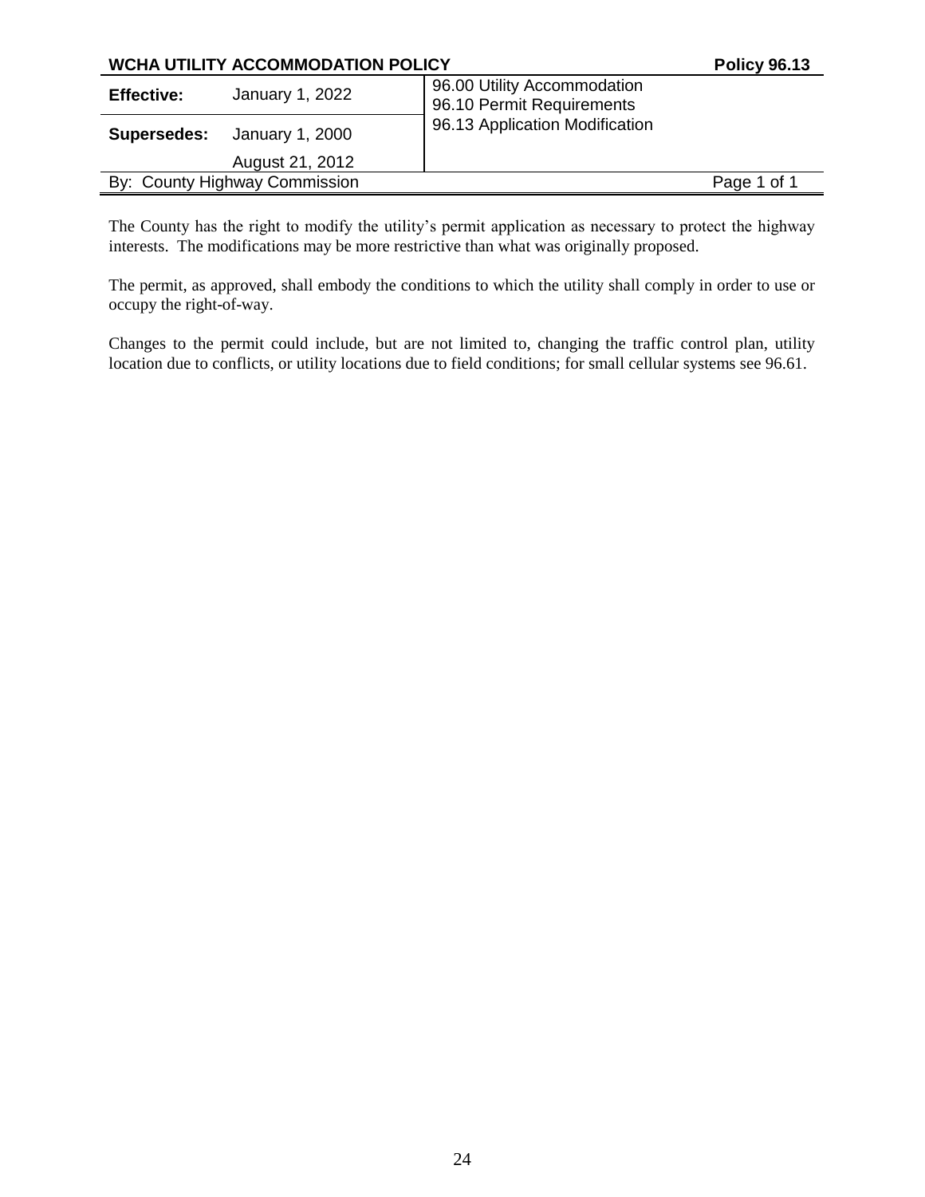| **WCHA UTILITY ACCOMMODATION POLICY** | | | **Policy 96.13** |
|---|---|---|---|
| **Effective:** | January 1, 2022 | 96.00 Utility Accommodation<br>96.10 Permit Requirements<br>96.13 Application Modification | |
| **Supersedes:** | January 1, 2000<br>August 21, 2012 | | |
| By: County Highway Commission | | | Page 1 of 1 |

The County has the right to modify the utility's permit application as necessary to protect the highway interests. The modifications may be more restrictive than what was originally proposed.

The permit, as approved, shall embody the conditions to which the utility shall comply in order to use or occupy the right-of-way.

Changes to the permit could include, but are not limited to, changing the traffic control plan, utility location due to conflicts, or utility locations due to field conditions; for small cellular systems see 96.61.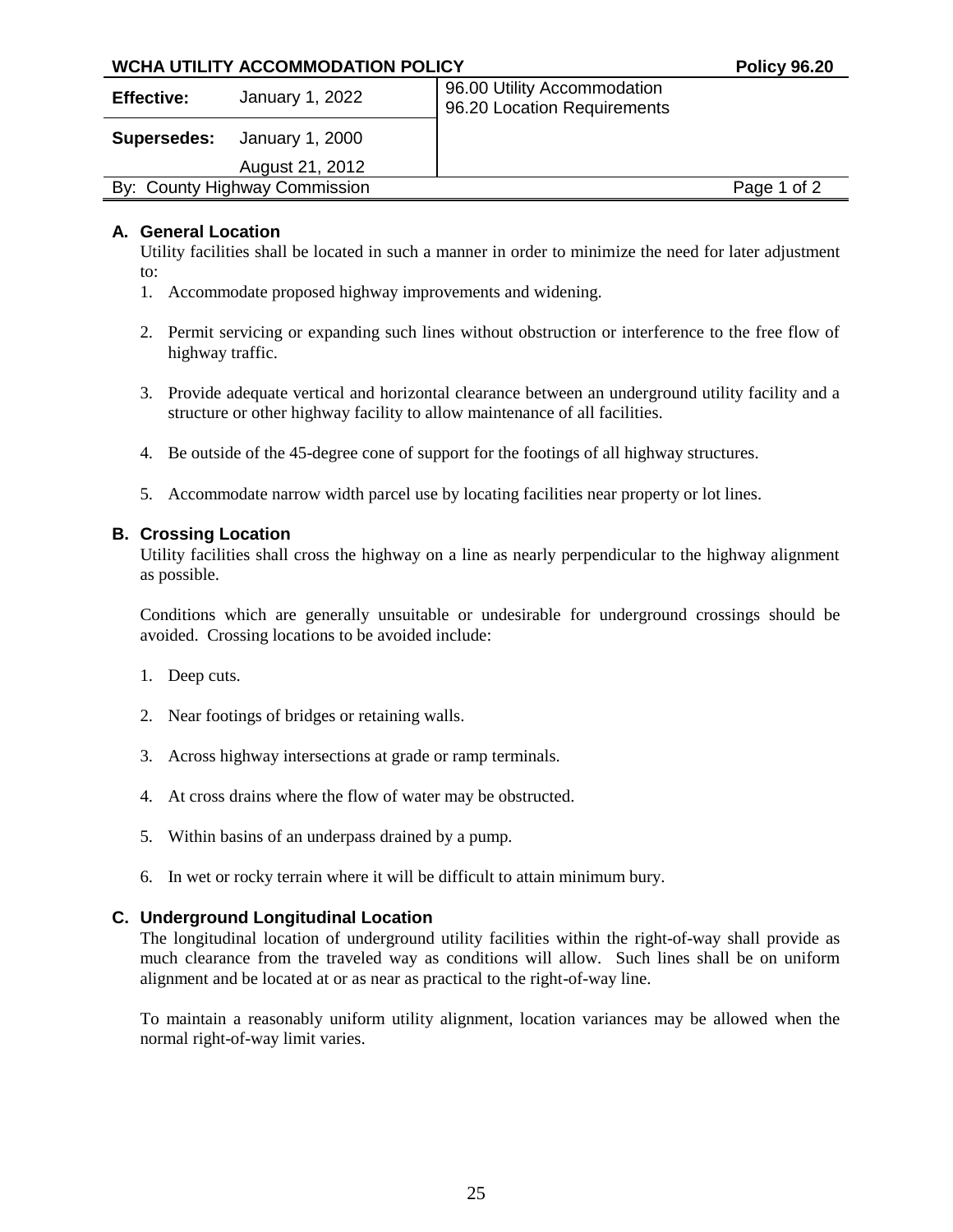| WCHA UTILITY ACCOMMODATION POLICY | | | Policy 96.20 |
|---|---|---|---|
| **Effective:** | January 1, 2022 | 96.00 Utility Accommodation<br>96.20 Location Requirements | |
| **Supersedes:** | January 1, 2000<br>August 21, 2012 | | |
| By: County Highway Commission | | | |

### A. General Location

Utility facilities shall be located in such a manner in order to minimize the need for later adjustment to:

1. Accommodate proposed highway improvements and widening.
2. Permit servicing or expanding such lines without obstruction or interference to the free flow of highway traffic.
3. Provide adequate vertical and horizontal clearance between an underground utility facility and a structure or other highway facility to allow maintenance of all facilities.
4. Be outside of the 45-degree cone of support for the footings of all highway structures.
5. Accommodate narrow width parcel use by locating facilities near property or lot lines.

### B. Crossing Location

Utility facilities shall cross the highway on a line as nearly perpendicular to the highway alignment as possible.

Conditions which are generally unsuitable or undesirable for underground crossings should be avoided. Crossing locations to be avoided include:

1. Deep cuts.
2. Near footings of bridges or retaining walls.
3. Across highway intersections at grade or ramp terminals.
4. At cross drains where the flow of water may be obstructed.
5. Within basins of an underpass drained by a pump.
6. In wet or rocky terrain where it will be difficult to attain minimum bury.

### C. Underground Longitudinal Location

The longitudinal location of underground utility facilities within the right-of-way shall provide as much clearance from the traveled way as conditions will allow. Such lines shall be on uniform alignment and be located at or as near as practical to the right-of-way line.

To maintain a reasonably uniform utility alignment, location variances may be allowed when the normal right-of-way limit varies.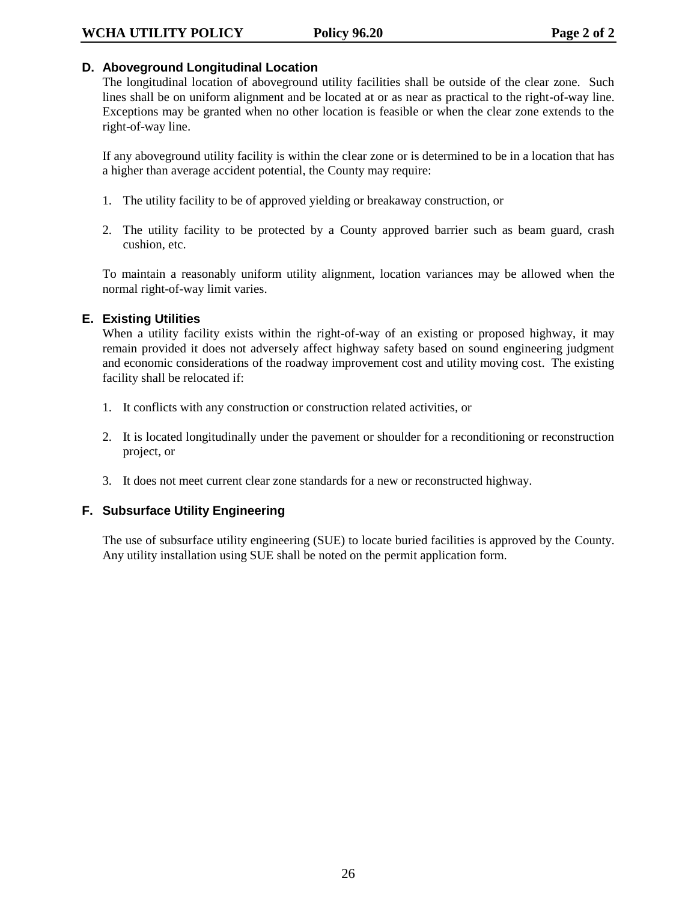## D. Aboveground Longitudinal Location

The longitudinal location of aboveground utility facilities shall be outside of the clear zone. Such lines shall be on uniform alignment and be located at or as near as practical to the right-of-way line. Exceptions may be granted when no other location is feasible or when the clear zone extends to the right-of-way line.

If any aboveground utility facility is within the clear zone or is determined to be in a location that has a higher than average accident potential, the County may require:

1. The utility facility to be of approved yielding or breakaway construction, or
2. The utility facility to be protected by a County approved barrier such as beam guard, crash cushion, etc.

To maintain a reasonably uniform utility alignment, location variances may be allowed when the normal right-of-way limit varies.

## E. Existing Utilities

When a utility facility exists within the right-of-way of an existing or proposed highway, it may remain provided it does not adversely affect highway safety based on sound engineering judgment and economic considerations of the roadway improvement cost and utility moving cost. The existing facility shall be relocated if:

1. It conflicts with any construction or construction related activities, or
2. It is located longitudinally under the pavement or shoulder for a reconditioning or reconstruction project, or
3. It does not meet current clear zone standards for a new or reconstructed highway.

## F. Subsurface Utility Engineering

The use of subsurface utility engineering (SUE) to locate buried facilities is approved by the County. Any utility installation using SUE shall be noted on the permit application form.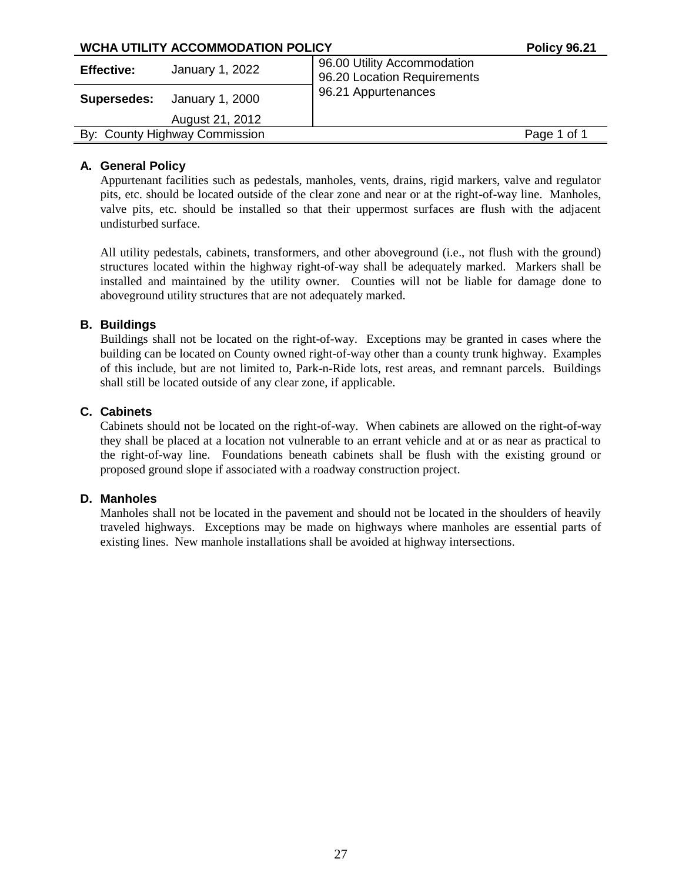| WCHA UTILITY ACCOMMODATION POLICY | | Policy 96.21 |
|---|---|---|
| **Effective:** | January 1, 2022 | 96.00 Utility Accommodation<br>96.20 Location Requirements<br>96.21 Appurtenances |
| **Supersedes:** | January 1, 2000<br>August 21, 2012 | |
| By: County Highway Commission | | |

## A. General Policy

Appurtenant facilities such as pedestals, manholes, vents, drains, rigid markers, valve and regulator pits, etc. should be located outside of the clear zone and near or at the right-of-way line. Manholes, valve pits, etc. should be installed so that their uppermost surfaces are flush with the adjacent undisturbed surface.

All utility pedestals, cabinets, transformers, and other aboveground (i.e., not flush with the ground) structures located within the highway right-of-way shall be adequately marked. Markers shall be installed and maintained by the utility owner. Counties will not be liable for damage done to aboveground utility structures that are not adequately marked.

## B. Buildings

Buildings shall not be located on the right-of-way. Exceptions may be granted in cases where the building can be located on County owned right-of-way other than a county trunk highway. Examples of this include, but are not limited to, Park-n-Ride lots, rest areas, and remnant parcels. Buildings shall still be located outside of any clear zone, if applicable.

## C. Cabinets

Cabinets should not be located on the right-of-way. When cabinets are allowed on the right-of-way they shall be placed at a location not vulnerable to an errant vehicle and at or as near as practical to the right-of-way line. Foundations beneath cabinets shall be flush with the existing ground or proposed ground slope if associated with a roadway construction project.

## D. Manholes

Manholes shall not be located in the pavement and should not be located in the shoulders of heavily traveled highways. Exceptions may be made on highways where manholes are essential parts of existing lines. New manhole installations shall be avoided at highway intersections.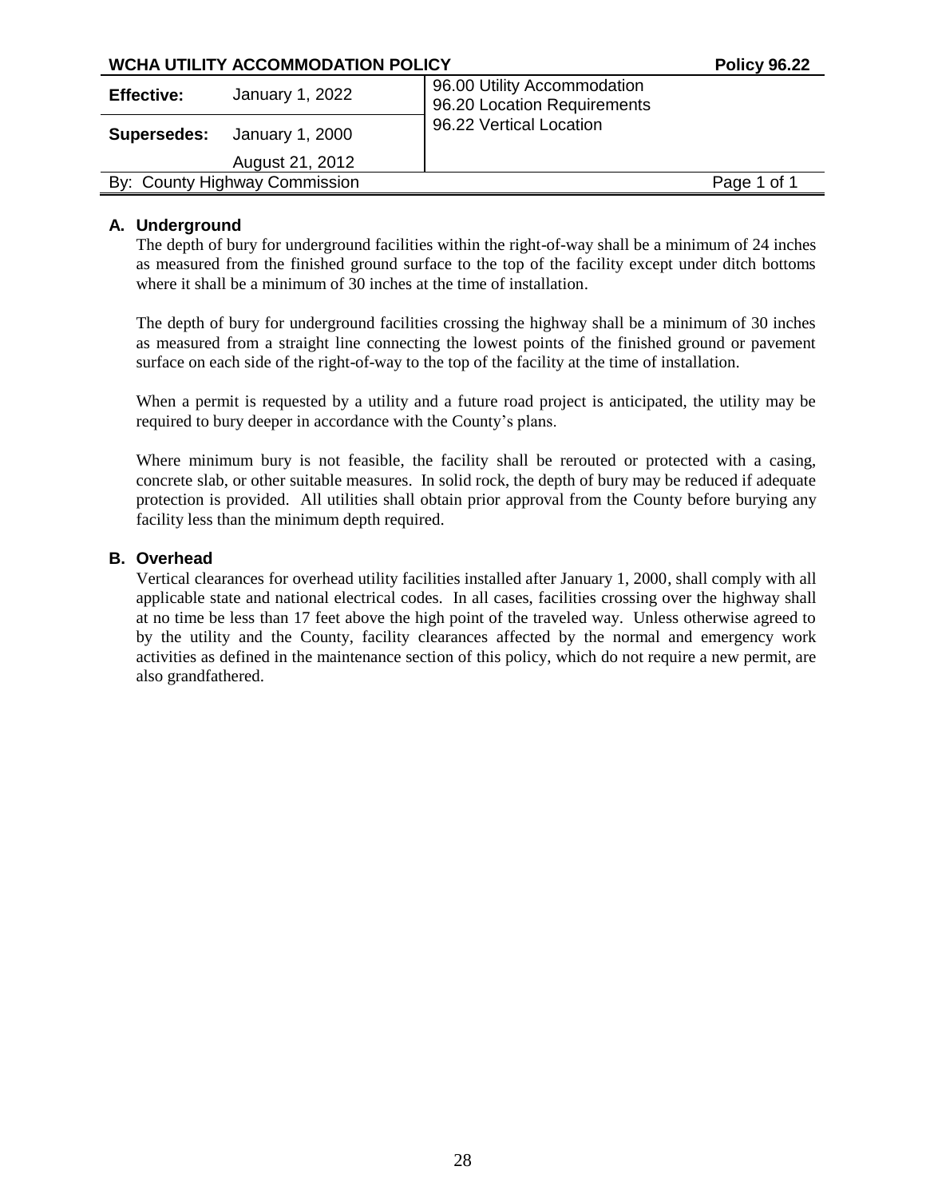**WCHA UTILITY ACCOMMODATION POLICY** **Policy 96.22**

| | | |
|---|---|---|
| **Effective:** | January 1, 2022 | 96.00 Utility Accommodation<br>96.20 Location Requirements |
| **Supersedes:** | January 1, 2000<br>August 21, 2012 | 96.22 Vertical Location |
| By: County Highway Commission | | |

## A. Underground

The depth of bury for underground facilities within the right-of-way shall be a minimum of 24 inches as measured from the finished ground surface to the top of the facility except under ditch bottoms where it shall be a minimum of 30 inches at the time of installation.

The depth of bury for underground facilities crossing the highway shall be a minimum of 30 inches as measured from a straight line connecting the lowest points of the finished ground or pavement surface on each side of the right-of-way to the top of the facility at the time of installation.

When a permit is requested by a utility and a future road project is anticipated, the utility may be required to bury deeper in accordance with the County's plans.

Where minimum bury is not feasible, the facility shall be rerouted or protected with a casing, concrete slab, or other suitable measures. In solid rock, the depth of bury may be reduced if adequate protection is provided. All utilities shall obtain prior approval from the County before burying any facility less than the minimum depth required.

## B. Overhead

Vertical clearances for overhead utility facilities installed after January 1, 2000, shall comply with all applicable state and national electrical codes. In all cases, facilities crossing over the highway shall at no time be less than 17 feet above the high point of the traveled way. Unless otherwise agreed to by the utility and the County, facility clearances affected by the normal and emergency work activities as defined in the maintenance section of this policy, which do not require a new permit, are also grandfathered.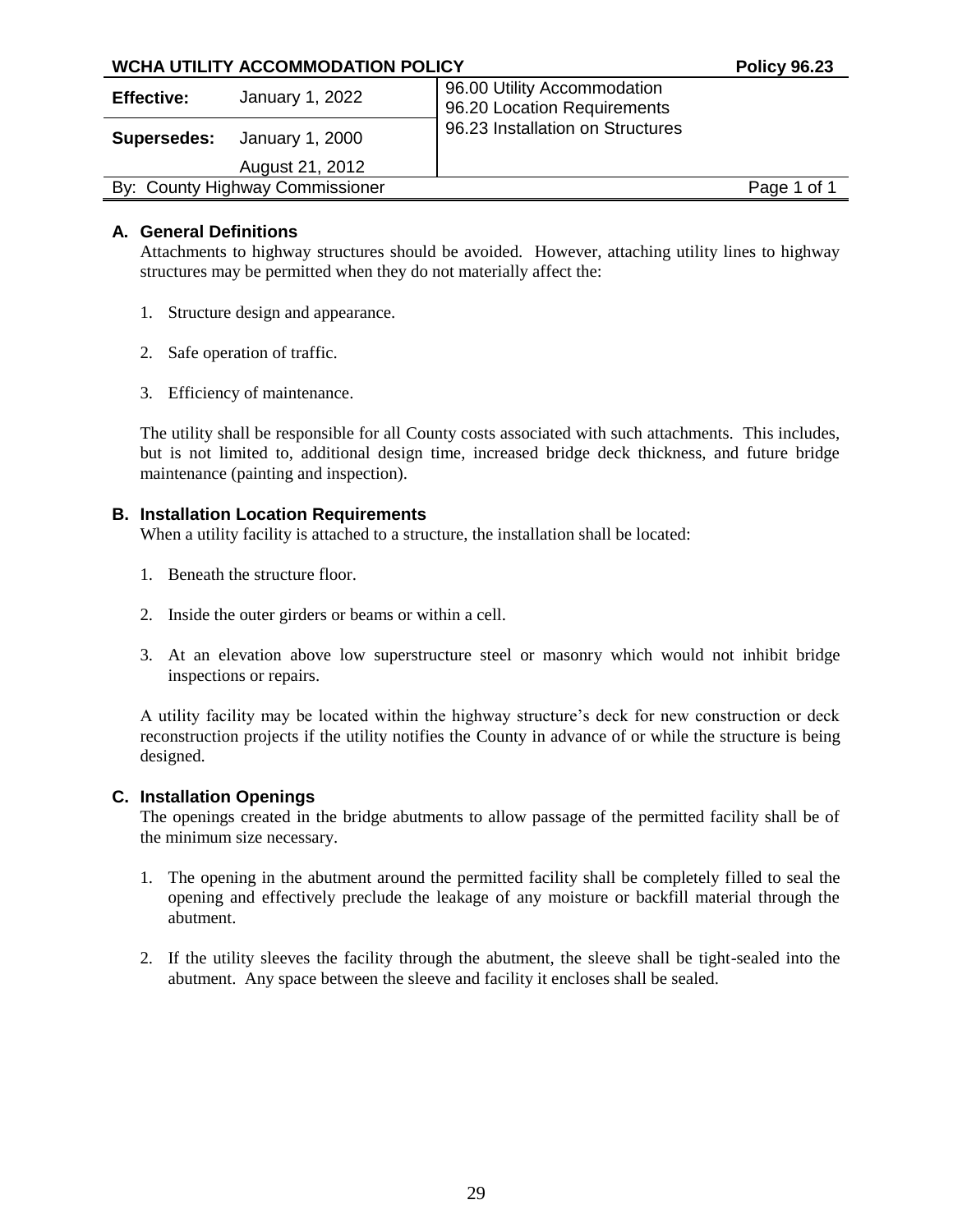| WCHA UTILITY ACCOMMODATION POLICY | | Policy 96.23 |
|---|---|---|
| **Effective:** | January 1, 2022 | 96.00 Utility Accommodation<br>96.20 Location Requirements<br>96.23 Installation on Structures |
| **Supersedes:** | January 1, 2000<br>August 21, 2012 | |
| By: County Highway Commissioner | | |

### A. General Definitions

Attachments to highway structures should be avoided. However, attaching utility lines to highway structures may be permitted when they do not materially affect the:

1. Structure design and appearance.
2. Safe operation of traffic.
3. Efficiency of maintenance.

The utility shall be responsible for all County costs associated with such attachments. This includes, but is not limited to, additional design time, increased bridge deck thickness, and future bridge maintenance (painting and inspection).

### B. Installation Location Requirements

When a utility facility is attached to a structure, the installation shall be located:

1. Beneath the structure floor.
2. Inside the outer girders or beams or within a cell.
3. At an elevation above low superstructure steel or masonry which would not inhibit bridge inspections or repairs.

A utility facility may be located within the highway structure's deck for new construction or deck reconstruction projects if the utility notifies the County in advance of or while the structure is being designed.

### C. Installation Openings

The openings created in the bridge abutments to allow passage of the permitted facility shall be of the minimum size necessary.

1. The opening in the abutment around the permitted facility shall be completely filled to seal the opening and effectively preclude the leakage of any moisture or backfill material through the abutment.
2. If the utility sleeves the facility through the abutment, the sleeve shall be tight-sealed into the abutment. Any space between the sleeve and facility it encloses shall be sealed.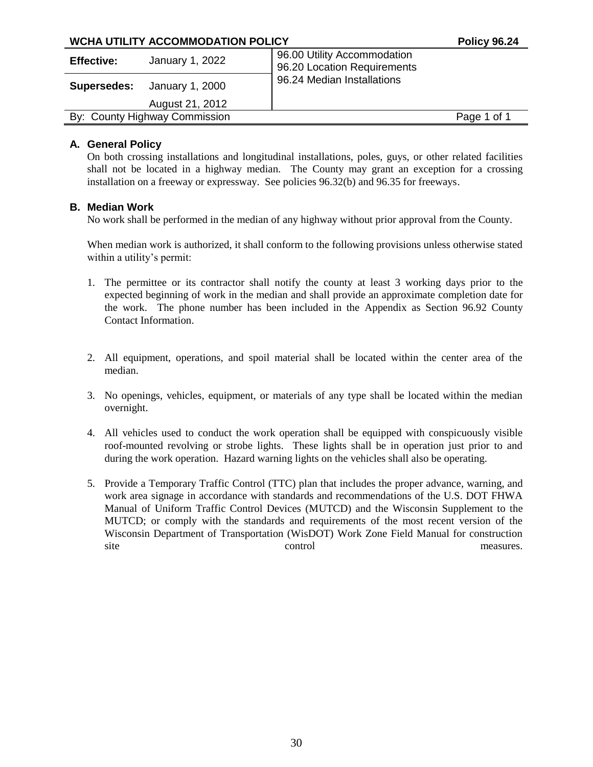| WCHA UTILITY ACCOMMODATION POLICY | | Policy 96.24 |
|---|---|---|
| **Effective:** | January 1, 2022 | 96.00 Utility Accommodation<br>96.20 Location Requirements<br>96.24 Median Installations |
| **Supersedes:** | January 1, 2000<br>August 21, 2012 | |
| By: County Highway Commission | | |

### A. General Policy

On both crossing installations and longitudinal installations, poles, guys, or other related facilities shall not be located in a highway median. The County may grant an exception for a crossing installation on a freeway or expressway. See policies 96.32(b) and 96.35 for freeways.

### B. Median Work

No work shall be performed in the median of any highway without prior approval from the County.

When median work is authorized, it shall conform to the following provisions unless otherwise stated within a utility's permit:

1. The permittee or its contractor shall notify the county at least 3 working days prior to the expected beginning of work in the median and shall provide an approximate completion date for the work. The phone number has been included in the Appendix as Section 96.92 County Contact Information.

2. All equipment, operations, and spoil material shall be located within the center area of the median.

3. No openings, vehicles, equipment, or materials of any type shall be located within the median overnight.

4. All vehicles used to conduct the work operation shall be equipped with conspicuously visible roof-mounted revolving or strobe lights. These lights shall be in operation just prior to and during the work operation. Hazard warning lights on the vehicles shall also be operating.

5. Provide a Temporary Traffic Control (TTC) plan that includes the proper advance, warning, and work area signage in accordance with standards and recommendations of the U.S. DOT FHWA Manual of Uniform Traffic Control Devices (MUTCD) and the Wisconsin Supplement to the MUTCD; or comply with the standards and requirements of the most recent version of the Wisconsin Department of Transportation (WisDOT) Work Zone Field Manual for construction site control measures.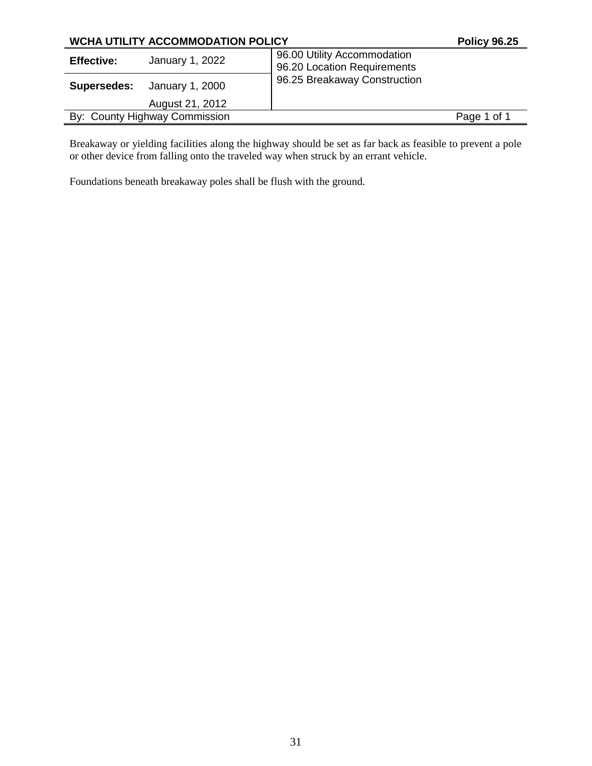**WCHA UTILITY ACCOMMODATION POLICY** **Policy 96.25**

| **Effective:** | January 1, 2022 | 96.00 Utility Accommodation<br>96.20 Location Requirements |
|---|---|---|
| **Supersedes:** | January 1, 2000<br>August 21, 2012 | 96.25 Breakaway Construction |
| By: County Highway Commission | | |

Breakaway or yielding facilities along the highway should be set as far back as feasible to prevent a pole or other device from falling onto the traveled way when struck by an errant vehicle.

Foundations beneath breakaway poles shall be flush with the ground.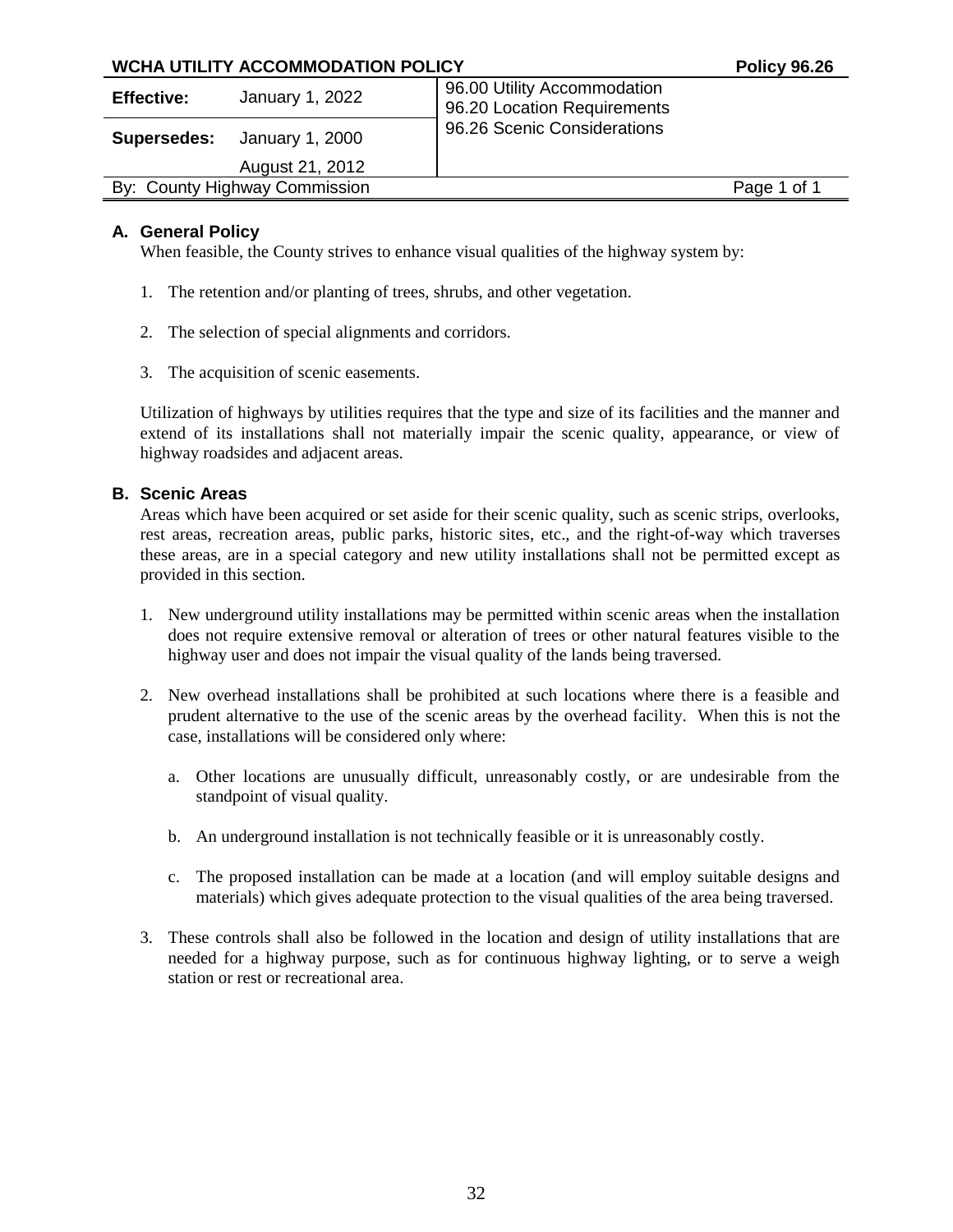| WCHA UTILITY ACCOMMODATION POLICY | | | Policy 96.26 |
|---|---|---|---|
| **Effective:** | January 1, 2022 | 96.00 Utility Accommodation<br>96.20 Location Requirements<br>96.26 Scenic Considerations | |
| **Supersedes:** | January 1, 2000<br>August 21, 2012 | | |
| By: County Highway Commission | | | |

## A. General Policy

When feasible, the County strives to enhance visual qualities of the highway system by:

1. The retention and/or planting of trees, shrubs, and other vegetation.

2. The selection of special alignments and corridors.

3. The acquisition of scenic easements.

Utilization of highways by utilities requires that the type and size of its facilities and the manner and extend of its installations shall not materially impair the scenic quality, appearance, or view of highway roadsides and adjacent areas.

## B. Scenic Areas

Areas which have been acquired or set aside for their scenic quality, such as scenic strips, overlooks, rest areas, recreation areas, public parks, historic sites, etc., and the right-of-way which traverses these areas, are in a special category and new utility installations shall not be permitted except as provided in this section.

1. New underground utility installations may be permitted within scenic areas when the installation does not require extensive removal or alteration of trees or other natural features visible to the highway user and does not impair the visual quality of the lands being traversed.

2. New overhead installations shall be prohibited at such locations where there is a feasible and prudent alternative to the use of the scenic areas by the overhead facility. When this is not the case, installations will be considered only where:

   a. Other locations are unusually difficult, unreasonably costly, or are undesirable from the standpoint of visual quality.

   b. An underground installation is not technically feasible or it is unreasonably costly.

   c. The proposed installation can be made at a location (and will employ suitable designs and materials) which gives adequate protection to the visual qualities of the area being traversed.

3. These controls shall also be followed in the location and design of utility installations that are needed for a highway purpose, such as for continuous highway lighting, or to serve a weigh station or rest or recreational area.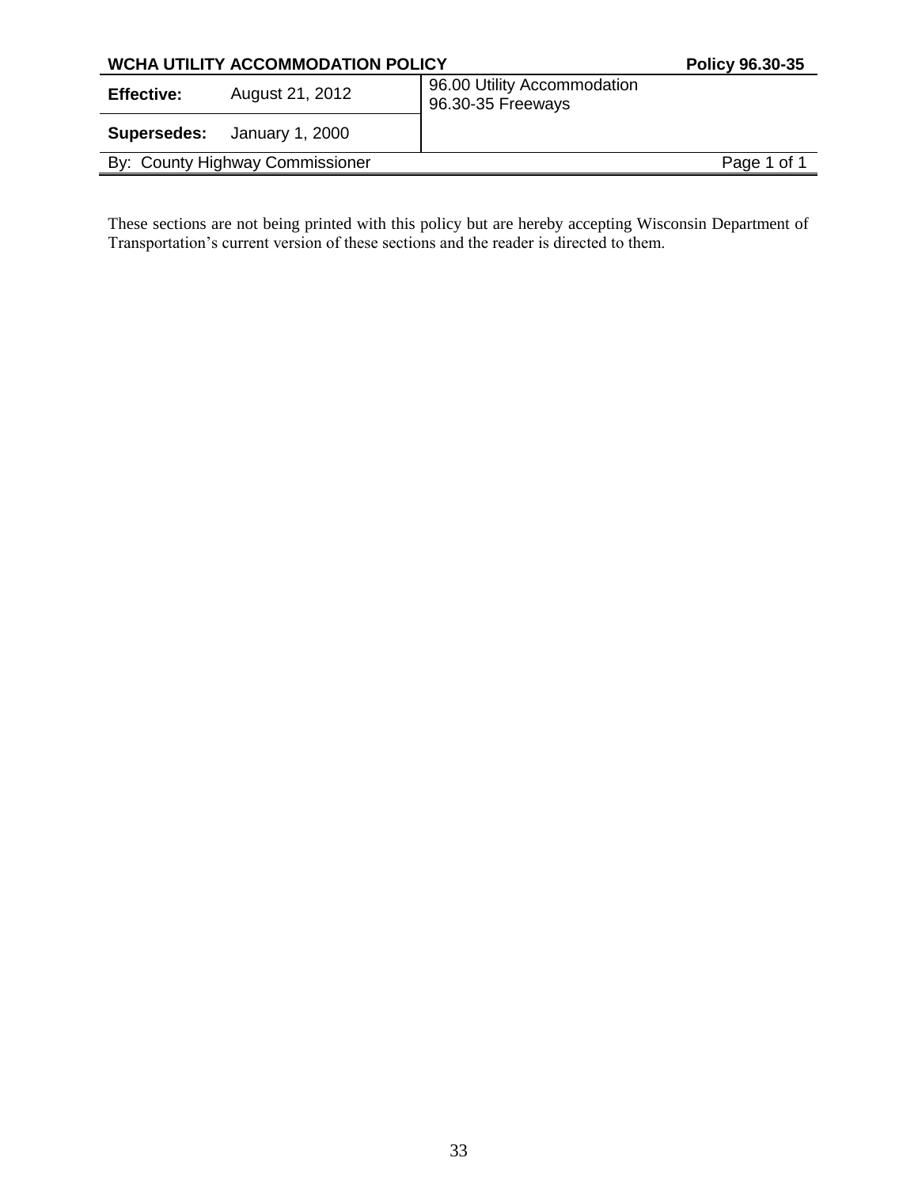| WCHA UTILITY ACCOMMODATION POLICY | | Policy 96.30-35 |
|---|---|---|
| **Effective:** | August 21, 2012 | 96.00 Utility Accommodation<br>96.30-35 Freeways |
| **Supersedes:** | January 1, 2000 | |
| By: County Highway Commissioner | | Page 1 of 1 |

These sections are not being printed with this policy but are hereby accepting Wisconsin Department of Transportation's current version of these sections and the reader is directed to them.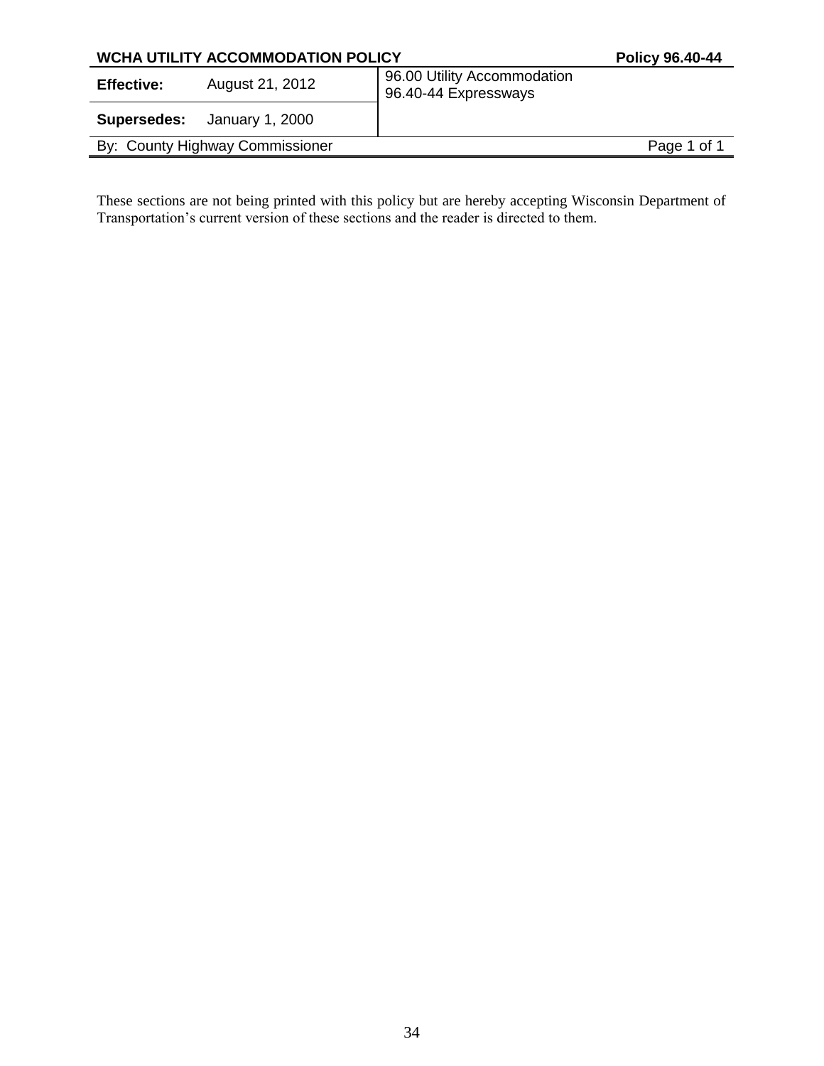| WCHA UTILITY ACCOMMODATION POLICY | | Policy 96.40-44 |
|---|---|---|
| **Effective:** | August 21, 2012 | 96.00 Utility Accommodation 96.40-44 Expressways |
| **Supersedes:** | January 1, 2000 | |
| By: County Highway Commissioner | | |

These sections are not being printed with this policy but are hereby accepting Wisconsin Department of Transportation's current version of these sections and the reader is directed to them.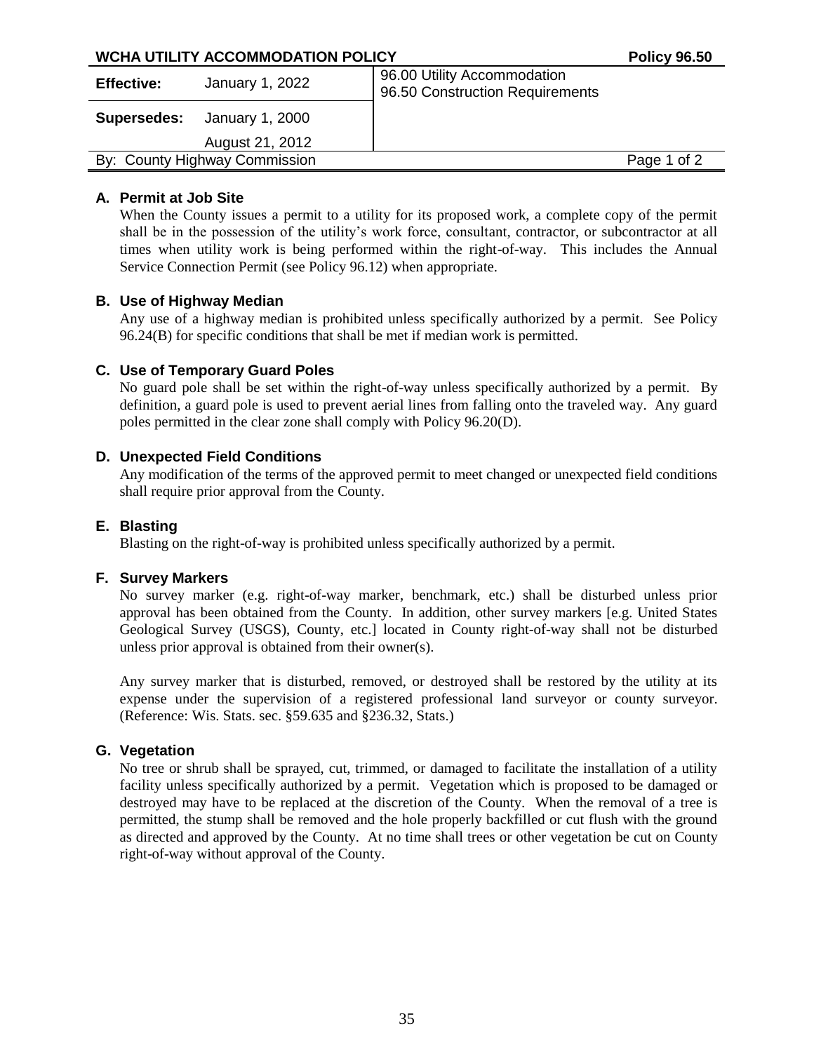**WCHA UTILITY ACCOMMODATION POLICY** **Policy 96.50**

| **Effective:** | January 1, 2022 | 96.00 Utility Accommodation<br>96.50 Construction Requirements |
|---|---|---|
| **Supersedes:** | January 1, 2000 | |
| | August 21, 2012 | |
| By: County Highway Commission | | |

### A. Permit at Job Site

When the County issues a permit to a utility for its proposed work, a complete copy of the permit shall be in the possession of the utility's work force, consultant, contractor, or subcontractor at all times when utility work is being performed within the right-of-way. This includes the Annual Service Connection Permit (see Policy 96.12) when appropriate.

### B. Use of Highway Median

Any use of a highway median is prohibited unless specifically authorized by a permit. See Policy 96.24(B) for specific conditions that shall be met if median work is permitted.

### C. Use of Temporary Guard Poles

No guard pole shall be set within the right-of-way unless specifically authorized by a permit. By definition, a guard pole is used to prevent aerial lines from falling onto the traveled way. Any guard poles permitted in the clear zone shall comply with Policy 96.20(D).

### D. Unexpected Field Conditions

Any modification of the terms of the approved permit to meet changed or unexpected field conditions shall require prior approval from the County.

### E. Blasting

Blasting on the right-of-way is prohibited unless specifically authorized by a permit.

### F. Survey Markers

No survey marker (e.g. right-of-way marker, benchmark, etc.) shall be disturbed unless prior approval has been obtained from the County. In addition, other survey markers [e.g. United States Geological Survey (USGS), County, etc.] located in County right-of-way shall not be disturbed unless prior approval is obtained from their owner(s).

Any survey marker that is disturbed, removed, or destroyed shall be restored by the utility at its expense under the supervision of a registered professional land surveyor or county surveyor. (Reference: Wis. Stats. sec. §59.635 and §236.32, Stats.)

### G. Vegetation

No tree or shrub shall be sprayed, cut, trimmed, or damaged to facilitate the installation of a utility facility unless specifically authorized by a permit. Vegetation which is proposed to be damaged or destroyed may have to be replaced at the discretion of the County. When the removal of a tree is permitted, the stump shall be removed and the hole properly backfilled or cut flush with the ground as directed and approved by the County. At no time shall trees or other vegetation be cut on County right-of-way without approval of the County.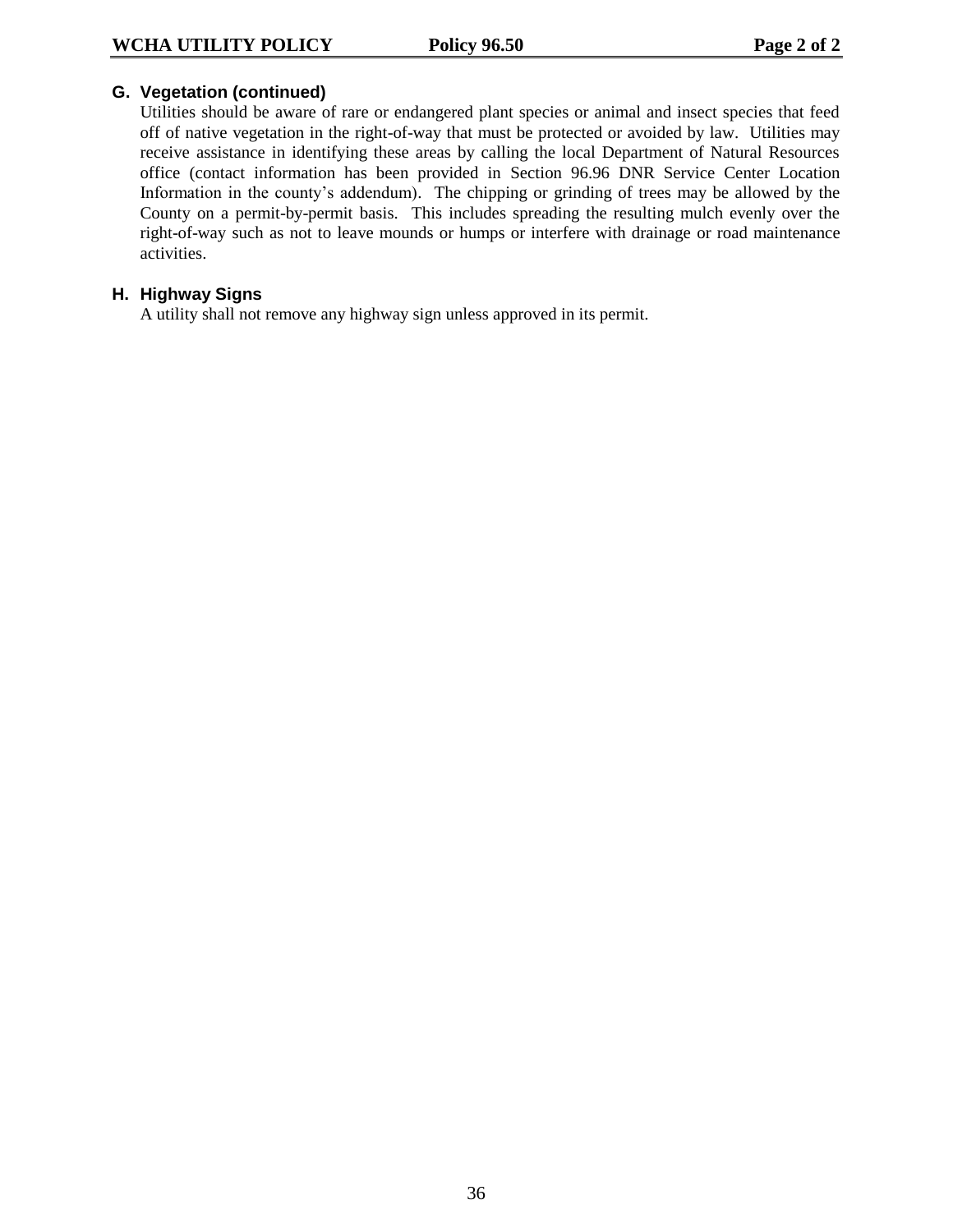## G. Vegetation (continued)

Utilities should be aware of rare or endangered plant species or animal and insect species that feed off of native vegetation in the right-of-way that must be protected or avoided by law. Utilities may receive assistance in identifying these areas by calling the local Department of Natural Resources office (contact information has been provided in Section 96.96 DNR Service Center Location Information in the county's addendum). The chipping or grinding of trees may be allowed by the County on a permit-by-permit basis. This includes spreading the resulting mulch evenly over the right-of-way such as not to leave mounds or humps or interfere with drainage or road maintenance activities.

## H. Highway Signs

A utility shall not remove any highway sign unless approved in its permit.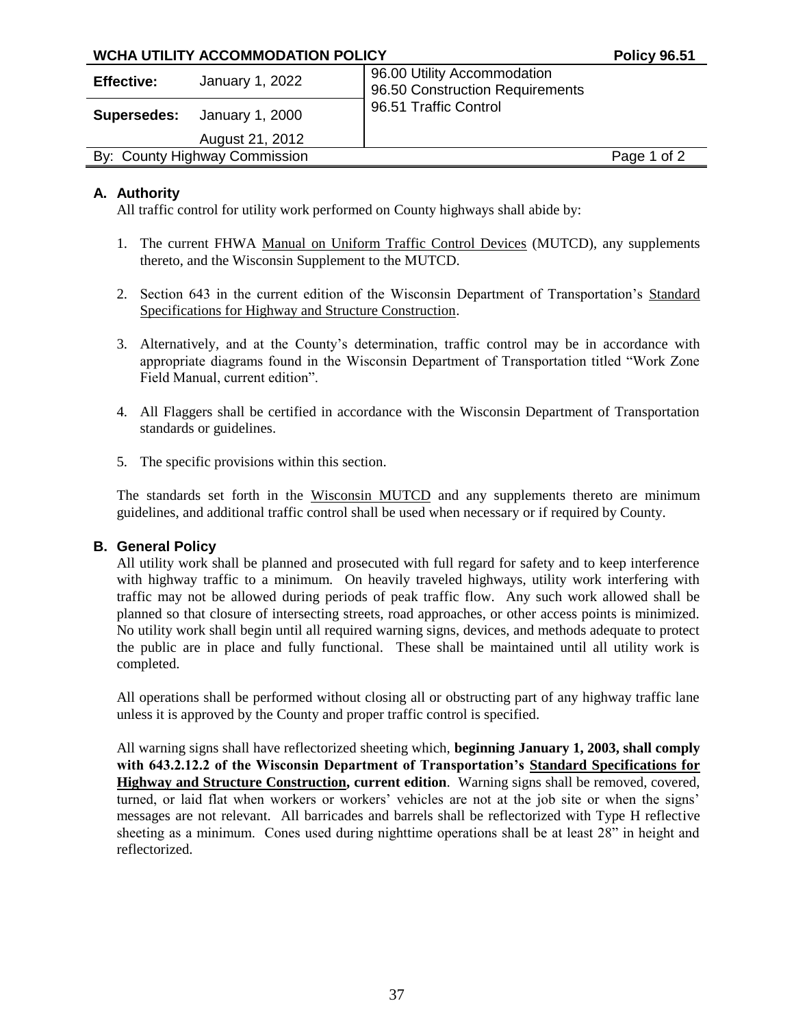| WCHA UTILITY ACCOMMODATION POLICY | | Policy 96.51 |
|---|---|---|
| **Effective:** | January 1, 2022 | 96.00 Utility Accommodation<br>96.50 Construction Requirements<br>96.51 Traffic Control |
| **Supersedes:** | January 1, 2000<br>August 21, 2012 | |
| By: County Highway Commission | | |

## A. Authority

All traffic control for utility work performed on County highways shall abide by:

1. The current FHWA Manual on Uniform Traffic Control Devices (MUTCD), any supplements thereto, and the Wisconsin Supplement to the MUTCD.

2. Section 643 in the current edition of the Wisconsin Department of Transportation's Standard Specifications for Highway and Structure Construction.

3. Alternatively, and at the County's determination, traffic control may be in accordance with appropriate diagrams found in the Wisconsin Department of Transportation titled "Work Zone Field Manual, current edition".

4. All Flaggers shall be certified in accordance with the Wisconsin Department of Transportation standards or guidelines.

5. The specific provisions within this section.

The standards set forth in the Wisconsin MUTCD and any supplements thereto are minimum guidelines, and additional traffic control shall be used when necessary or if required by County.

## B. General Policy

All utility work shall be planned and prosecuted with full regard for safety and to keep interference with highway traffic to a minimum. On heavily traveled highways, utility work interfering with traffic may not be allowed during periods of peak traffic flow. Any such work allowed shall be planned so that closure of intersecting streets, road approaches, or other access points is minimized. No utility work shall begin until all required warning signs, devices, and methods adequate to protect the public are in place and fully functional. These shall be maintained until all utility work is completed.

All operations shall be performed without closing all or obstructing part of any highway traffic lane unless it is approved by the County and proper traffic control is specified.

All warning signs shall have reflectorized sheeting which, **beginning January 1, 2003, shall comply with 643.2.12.2 of the Wisconsin Department of Transportation's Standard Specifications for Highway and Structure Construction, current edition**. Warning signs shall be removed, covered, turned, or laid flat when workers or workers' vehicles are not at the job site or when the signs' messages are not relevant. All barricades and barrels shall be reflectorized with Type H reflective sheeting as a minimum. Cones used during nighttime operations shall be at least 28" in height and reflectorized.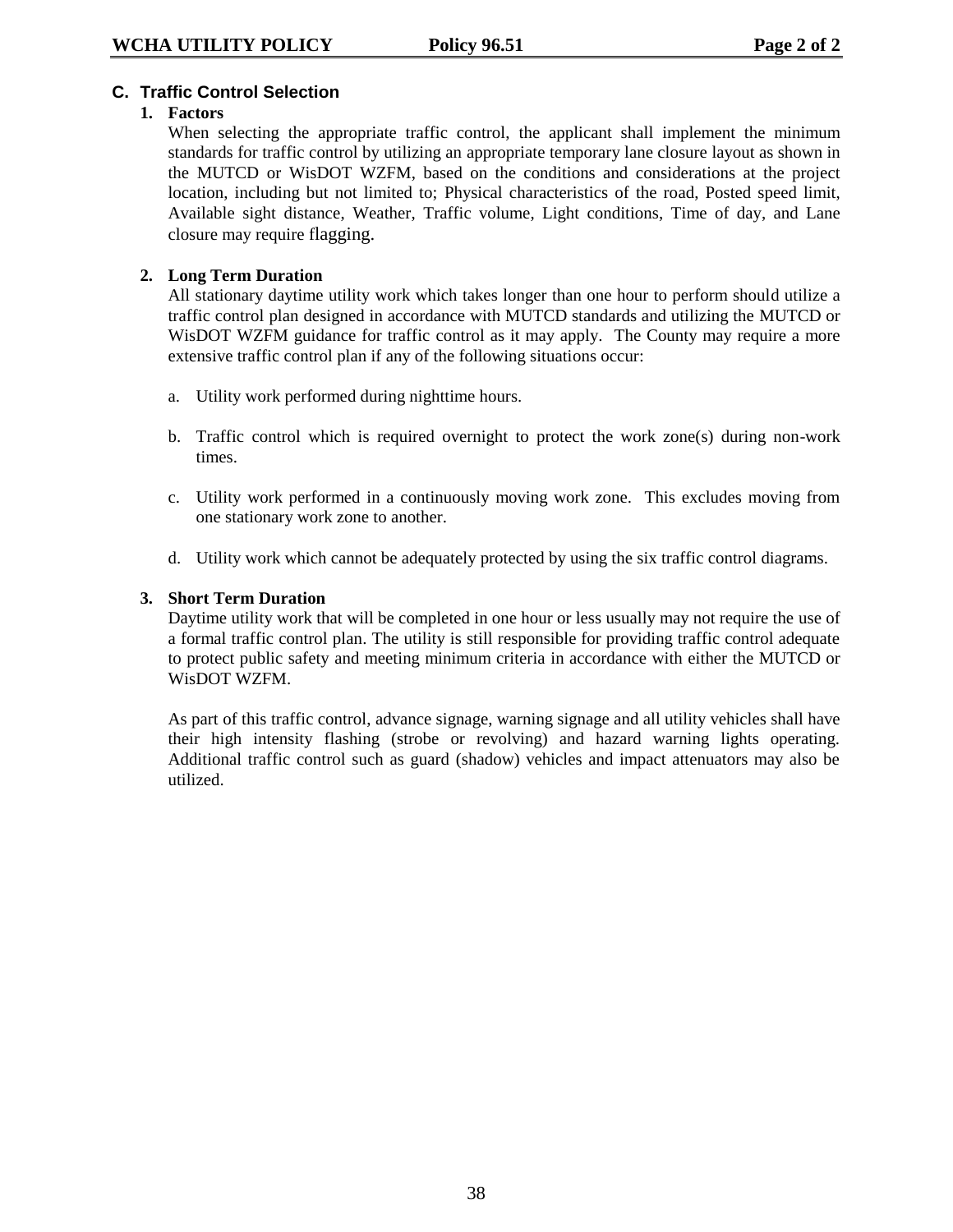## C. Traffic Control Selection

**1. Factors**

When selecting the appropriate traffic control, the applicant shall implement the minimum standards for traffic control by utilizing an appropriate temporary lane closure layout as shown in the MUTCD or WisDOT WZFM, based on the conditions and considerations at the project location, including but not limited to; Physical characteristics of the road, Posted speed limit, Available sight distance, Weather, Traffic volume, Light conditions, Time of day, and Lane closure may require flagging.

**2. Long Term Duration**

All stationary daytime utility work which takes longer than one hour to perform should utilize a traffic control plan designed in accordance with MUTCD standards and utilizing the MUTCD or WisDOT WZFM guidance for traffic control as it may apply. The County may require a more extensive traffic control plan if any of the following situations occur:

a. Utility work performed during nighttime hours.

b. Traffic control which is required overnight to protect the work zone(s) during non-work times.

c. Utility work performed in a continuously moving work zone. This excludes moving from one stationary work zone to another.

d. Utility work which cannot be adequately protected by using the six traffic control diagrams.

**3. Short Term Duration**

Daytime utility work that will be completed in one hour or less usually may not require the use of a formal traffic control plan. The utility is still responsible for providing traffic control adequate to protect public safety and meeting minimum criteria in accordance with either the MUTCD or WisDOT WZFM.

As part of this traffic control, advance signage, warning signage and all utility vehicles shall have their high intensity flashing (strobe or revolving) and hazard warning lights operating. Additional traffic control such as guard (shadow) vehicles and impact attenuators may also be utilized.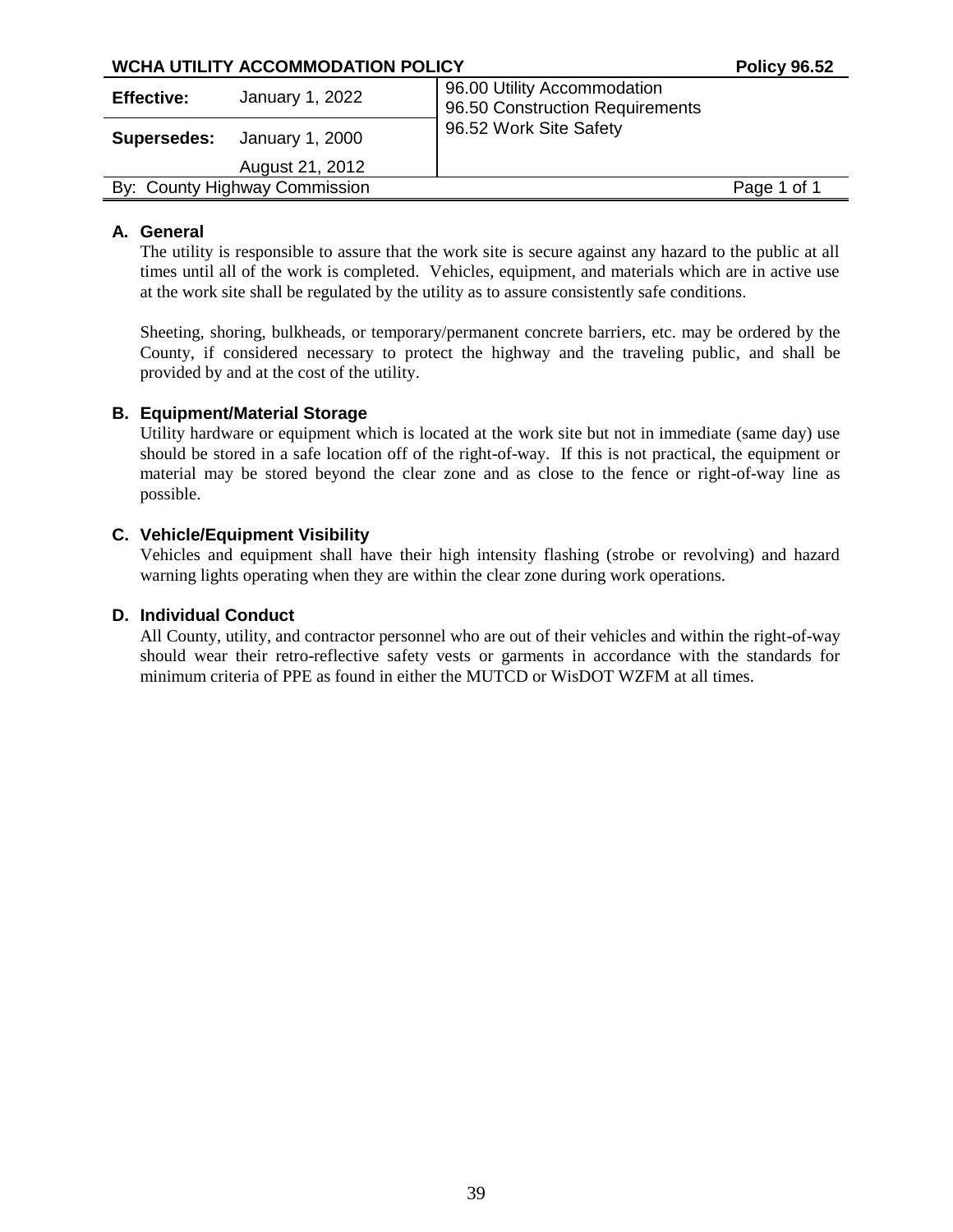**WCHA UTILITY ACCOMMODATION POLICY** **Policy 96.52**

| **Effective:** | January 1, 2022 | 96.00 Utility Accommodation<br>96.50 Construction Requirements |
|---|---|---|
| **Supersedes:** | January 1, 2000<br>August 21, 2012 | 96.52 Work Site Safety |
| By: County Highway Commission | | |

## A. General

The utility is responsible to assure that the work site is secure against any hazard to the public at all times until all of the work is completed. Vehicles, equipment, and materials which are in active use at the work site shall be regulated by the utility as to assure consistently safe conditions.

Sheeting, shoring, bulkheads, or temporary/permanent concrete barriers, etc. may be ordered by the County, if considered necessary to protect the highway and the traveling public, and shall be provided by and at the cost of the utility.

## B. Equipment/Material Storage

Utility hardware or equipment which is located at the work site but not in immediate (same day) use should be stored in a safe location off of the right-of-way. If this is not practical, the equipment or material may be stored beyond the clear zone and as close to the fence or right-of-way line as possible.

## C. Vehicle/Equipment Visibility

Vehicles and equipment shall have their high intensity flashing (strobe or revolving) and hazard warning lights operating when they are within the clear zone during work operations.

## D. Individual Conduct

All County, utility, and contractor personnel who are out of their vehicles and within the right-of-way should wear their retro-reflective safety vests or garments in accordance with the standards for minimum criteria of PPE as found in either the MUTCD or WisDOT WZFM at all times.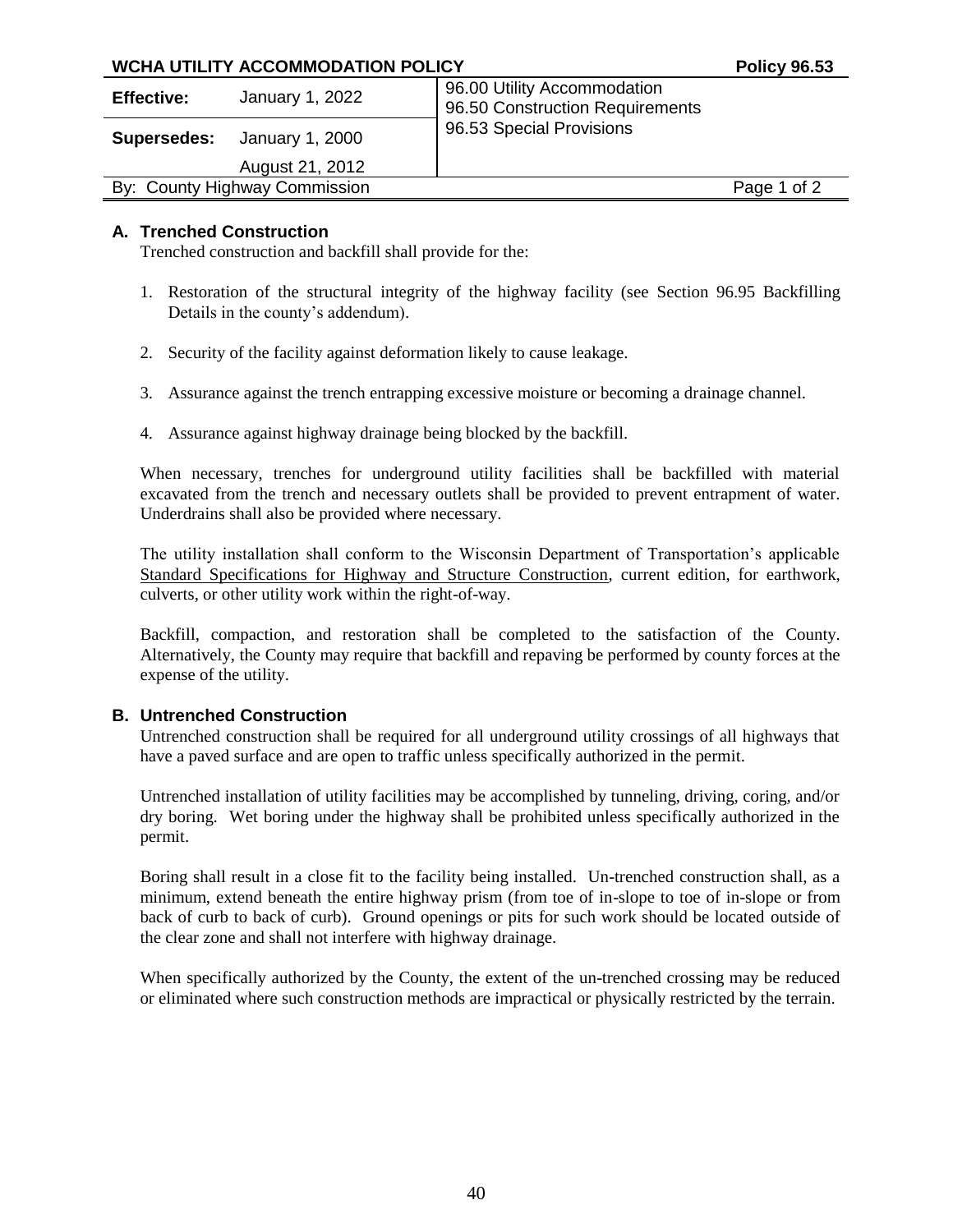| WCHA UTILITY ACCOMMODATION POLICY | | Policy 96.53 |
|---|---|---|
| **Effective:** | January 1, 2022 | 96.00 Utility Accommodation<br>96.50 Construction Requirements<br>96.53 Special Provisions |
| **Supersedes:** | January 1, 2000<br>August 21, 2012 | |
| By: County Highway Commission | | |

## A. Trenched Construction

Trenched construction and backfill shall provide for the:

1. Restoration of the structural integrity of the highway facility (see Section 96.95 Backfilling Details in the county's addendum).

2. Security of the facility against deformation likely to cause leakage.

3. Assurance against the trench entrapping excessive moisture or becoming a drainage channel.

4. Assurance against highway drainage being blocked by the backfill.

When necessary, trenches for underground utility facilities shall be backfilled with material excavated from the trench and necessary outlets shall be provided to prevent entrapment of water. Underdrains shall also be provided where necessary.

The utility installation shall conform to the Wisconsin Department of Transportation's applicable Standard Specifications for Highway and Structure Construction, current edition, for earthwork, culverts, or other utility work within the right-of-way.

Backfill, compaction, and restoration shall be completed to the satisfaction of the County. Alternatively, the County may require that backfill and repaving be performed by county forces at the expense of the utility.

## B. Untrenched Construction

Untrenched construction shall be required for all underground utility crossings of all highways that have a paved surface and are open to traffic unless specifically authorized in the permit.

Untrenched installation of utility facilities may be accomplished by tunneling, driving, coring, and/or dry boring. Wet boring under the highway shall be prohibited unless specifically authorized in the permit.

Boring shall result in a close fit to the facility being installed. Un-trenched construction shall, as a minimum, extend beneath the entire highway prism (from toe of in-slope to toe of in-slope or from back of curb to back of curb). Ground openings or pits for such work should be located outside of the clear zone and shall not interfere with highway drainage.

When specifically authorized by the County, the extent of the un-trenched crossing may be reduced or eliminated where such construction methods are impractical or physically restricted by the terrain.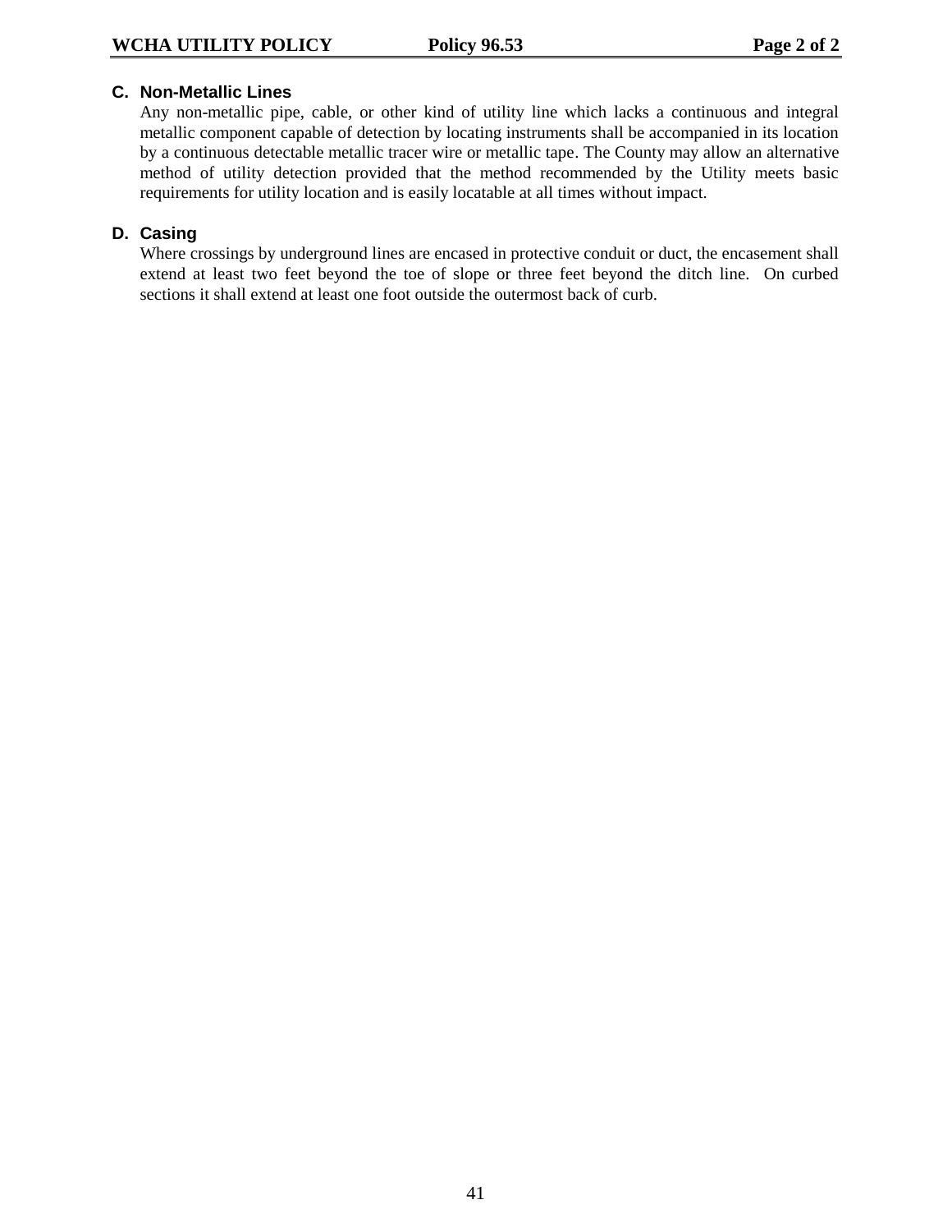### C. Non-Metallic Lines

Any non-metallic pipe, cable, or other kind of utility line which lacks a continuous and integral metallic component capable of detection by locating instruments shall be accompanied in its location by a continuous detectable metallic tracer wire or metallic tape. The County may allow an alternative method of utility detection provided that the method recommended by the Utility meets basic requirements for utility location and is easily locatable at all times without impact.

### D. Casing

Where crossings by underground lines are encased in protective conduit or duct, the encasement shall extend at least two feet beyond the toe of slope or three feet beyond the ditch line. On curbed sections it shall extend at least one foot outside the outermost back of curb.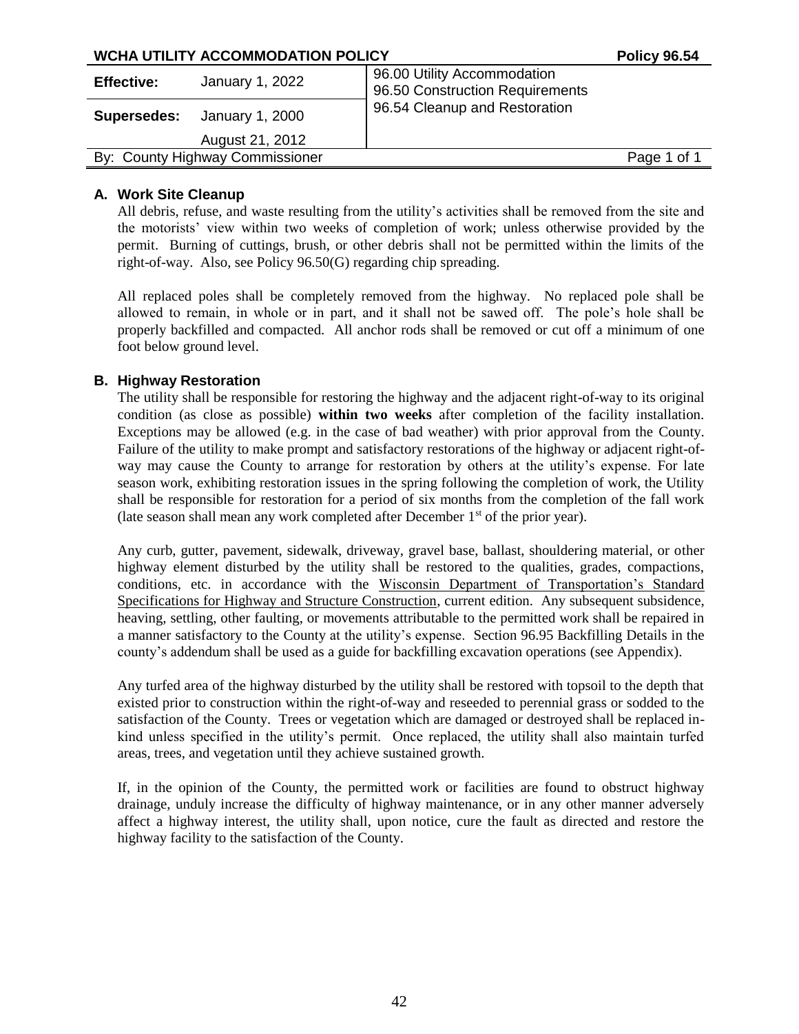| WCHA UTILITY ACCOMMODATION POLICY | | | Policy 96.54 |
|---|---|---|---|
| **Effective:** | January 1, 2022 | 96.00 Utility Accommodation<br>96.50 Construction Requirements | |
| **Supersedes:** | January 1, 2000<br>August 21, 2012 | 96.54 Cleanup and Restoration | |
| By: County Highway Commissioner | | | Page 1 of 1 |

### A. Work Site Cleanup

All debris, refuse, and waste resulting from the utility's activities shall be removed from the site and the motorists' view within two weeks of completion of work; unless otherwise provided by the permit. Burning of cuttings, brush, or other debris shall not be permitted within the limits of the right-of-way. Also, see Policy 96.50(G) regarding chip spreading.

All replaced poles shall be completely removed from the highway. No replaced pole shall be allowed to remain, in whole or in part, and it shall not be sawed off. The pole's hole shall be properly backfilled and compacted. All anchor rods shall be removed or cut off a minimum of one foot below ground level.

### B. Highway Restoration

The utility shall be responsible for restoring the highway and the adjacent right-of-way to its original condition (as close as possible) **within two weeks** after completion of the facility installation. Exceptions may be allowed (e.g. in the case of bad weather) with prior approval from the County. Failure of the utility to make prompt and satisfactory restorations of the highway or adjacent right-of-way may cause the County to arrange for restoration by others at the utility's expense. For late season work, exhibiting restoration issues in the spring following the completion of work, the Utility shall be responsible for restoration for a period of six months from the completion of the fall work (late season shall mean any work completed after December 1st of the prior year).

Any curb, gutter, pavement, sidewalk, driveway, gravel base, ballast, shouldering material, or other highway element disturbed by the utility shall be restored to the qualities, grades, compactions, conditions, etc. in accordance with the Wisconsin Department of Transportation's Standard Specifications for Highway and Structure Construction, current edition. Any subsequent subsidence, heaving, settling, other faulting, or movements attributable to the permitted work shall be repaired in a manner satisfactory to the County at the utility's expense. Section 96.95 Backfilling Details in the county's addendum shall be used as a guide for backfilling excavation operations (see Appendix).

Any turfed area of the highway disturbed by the utility shall be restored with topsoil to the depth that existed prior to construction within the right-of-way and reseeded to perennial grass or sodded to the satisfaction of the County. Trees or vegetation which are damaged or destroyed shall be replaced in-kind unless specified in the utility's permit. Once replaced, the utility shall also maintain turfed areas, trees, and vegetation until they achieve sustained growth.

If, in the opinion of the County, the permitted work or facilities are found to obstruct highway drainage, unduly increase the difficulty of highway maintenance, or in any other manner adversely affect a highway interest, the utility shall, upon notice, cure the fault as directed and restore the highway facility to the satisfaction of the County.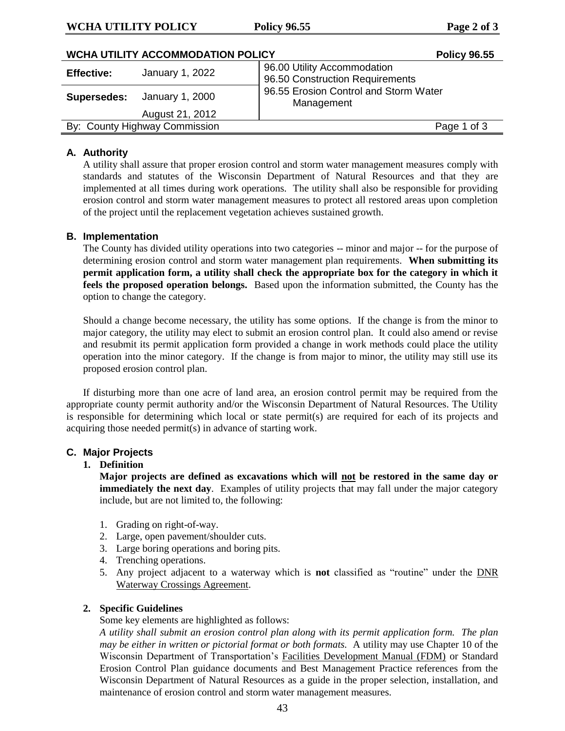| WCHA UTILITY ACCOMMODATION POLICY | | Policy 96.55 |
|---|---|---|
| **Effective:** | January 1, 2022 | 96.00 Utility Accommodation<br>96.50 Construction Requirements |
| **Supersedes:** | January 1, 2000<br>August 21, 2012 | 96.55 Erosion Control and Storm Water Management |
| By: County Highway Commission | | Page 1 of 3 |

### A. Authority

A utility shall assure that proper erosion control and storm water management measures comply with standards and statutes of the Wisconsin Department of Natural Resources and that they are implemented at all times during work operations. The utility shall also be responsible for providing erosion control and storm water management measures to protect all restored areas upon completion of the project until the replacement vegetation achieves sustained growth.

### B. Implementation

The County has divided utility operations into two categories -- minor and major -- for the purpose of determining erosion control and storm water management plan requirements. **When submitting its permit application form, a utility shall check the appropriate box for the category in which it feels the proposed operation belongs.** Based upon the information submitted, the County has the option to change the category.

Should a change become necessary, the utility has some options. If the change is from the minor to major category, the utility may elect to submit an erosion control plan. It could also amend or revise and resubmit its permit application form provided a change in work methods could place the utility operation into the minor category. If the change is from major to minor, the utility may still use its proposed erosion control plan.

If disturbing more than one acre of land area, an erosion control permit may be required from the appropriate county permit authority and/or the Wisconsin Department of Natural Resources. The Utility is responsible for determining which local or state permit(s) are required for each of its projects and acquiring those needed permit(s) in advance of starting work.

### C. Major Projects

**1. Definition**

**Major projects are defined as excavations which will not be restored in the same day or immediately the next day**. Examples of utility projects that may fall under the major category include, but are not limited to, the following:

1. Grading on right-of-way.
2. Large, open pavement/shoulder cuts.
3. Large boring operations and boring pits.
4. Trenching operations.
5. Any project adjacent to a waterway which is **not** classified as "routine" under the DNR Waterway Crossings Agreement.

**2. Specific Guidelines**

Some key elements are highlighted as follows:

*A utility shall submit an erosion control plan along with its permit application form. The plan may be either in written or pictorial format or both formats.* A utility may use Chapter 10 of the Wisconsin Department of Transportation's Facilities Development Manual (FDM) or Standard Erosion Control Plan guidance documents and Best Management Practice references from the Wisconsin Department of Natural Resources as a guide in the proper selection, installation, and maintenance of erosion control and storm water management measures.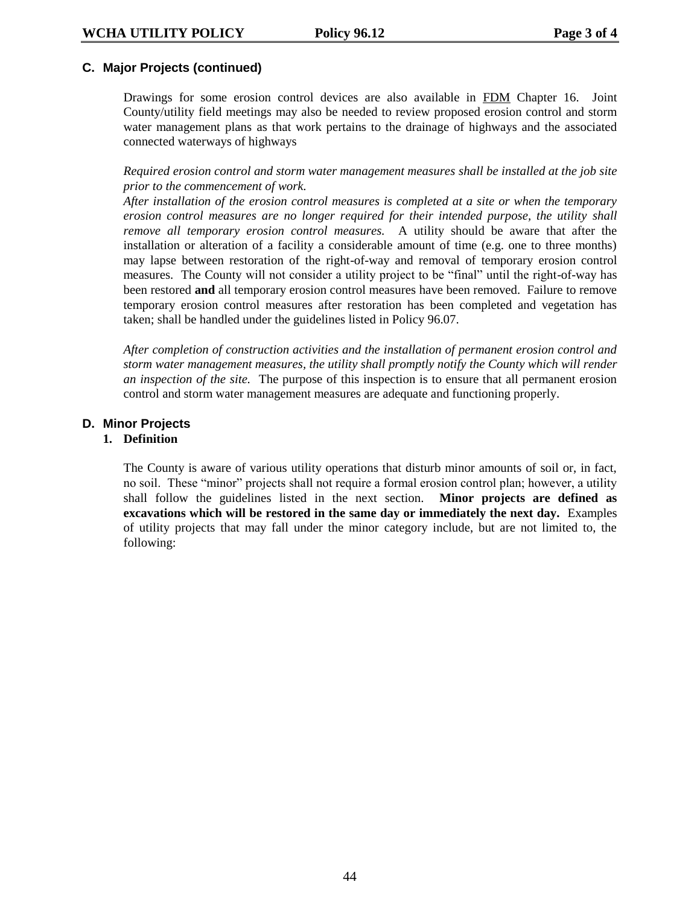## C. Major Projects (continued)

Drawings for some erosion control devices are also available in FDM Chapter 16. Joint County/utility field meetings may also be needed to review proposed erosion control and storm water management plans as that work pertains to the drainage of highways and the associated connected waterways of highways

*Required erosion control and storm water management measures shall be installed at the job site prior to the commencement of work.*

*After installation of the erosion control measures is completed at a site or when the temporary erosion control measures are no longer required for their intended purpose, the utility shall remove all temporary erosion control measures.* A utility should be aware that after the installation or alteration of a facility a considerable amount of time (e.g. one to three months) may lapse between restoration of the right-of-way and removal of temporary erosion control measures. The County will not consider a utility project to be "final" until the right-of-way has been restored **and** all temporary erosion control measures have been removed. Failure to remove temporary erosion control measures after restoration has been completed and vegetation has taken; shall be handled under the guidelines listed in Policy 96.07.

*After completion of construction activities and the installation of permanent erosion control and storm water management measures, the utility shall promptly notify the County which will render an inspection of the site.* The purpose of this inspection is to ensure that all permanent erosion control and storm water management measures are adequate and functioning properly.

## D. Minor Projects

### 1. Definition

The County is aware of various utility operations that disturb minor amounts of soil or, in fact, no soil. These "minor" projects shall not require a formal erosion control plan; however, a utility shall follow the guidelines listed in the next section. **Minor projects are defined as excavations which will be restored in the same day or immediately the next day.** Examples of utility projects that may fall under the minor category include, but are not limited to, the following: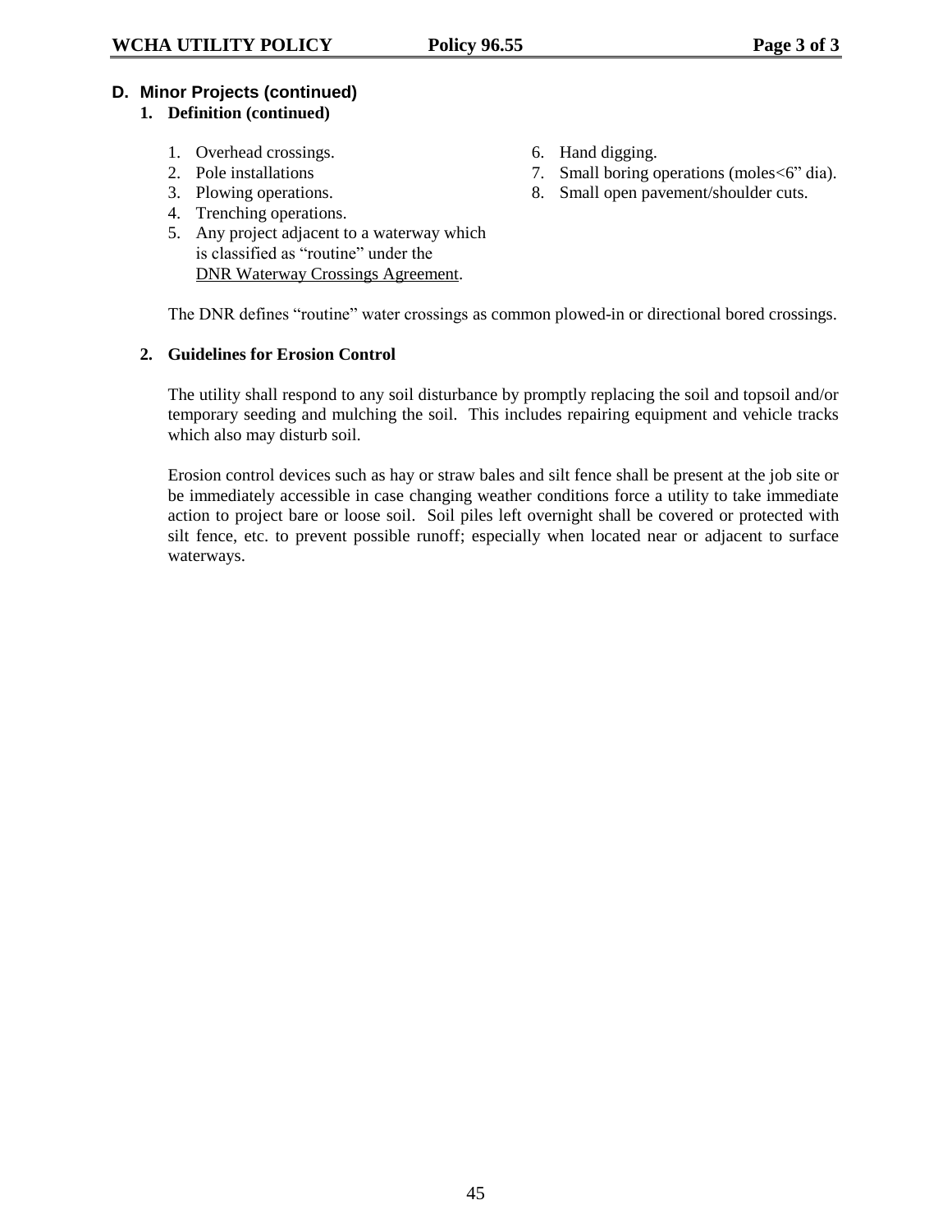## D. Minor Projects (continued)

### 1. Definition (continued)

1. Overhead crossings.
2. Pole installations
3. Plowing operations.
4. Trenching operations.
5. Any project adjacent to a waterway which is classified as "routine" under the DNR Waterway Crossings Agreement.
6. Hand digging.
7. Small boring operations (moles<6" dia).
8. Small open pavement/shoulder cuts.

The DNR defines "routine" water crossings as common plowed-in or directional bored crossings.

### 2. Guidelines for Erosion Control

The utility shall respond to any soil disturbance by promptly replacing the soil and topsoil and/or temporary seeding and mulching the soil. This includes repairing equipment and vehicle tracks which also may disturb soil.

Erosion control devices such as hay or straw bales and silt fence shall be present at the job site or be immediately accessible in case changing weather conditions force a utility to take immediate action to project bare or loose soil. Soil piles left overnight shall be covered or protected with silt fence, etc. to prevent possible runoff; especially when located near or adjacent to surface waterways.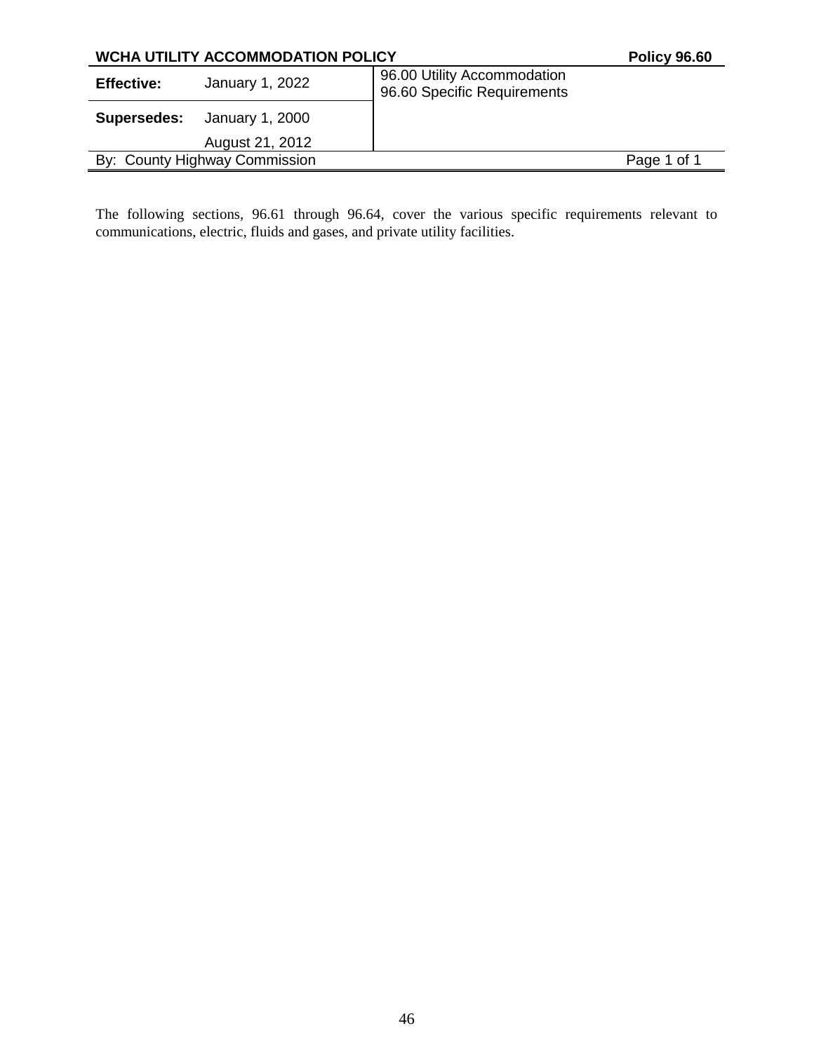| **WCHA UTILITY ACCOMMODATION POLICY** | | **Policy 96.60** |
| --- | --- | --- |
| **Effective:** | January 1, 2022 | 96.00 Utility Accommodation<br>96.60 Specific Requirements |
| **Supersedes:** | January 1, 2000<br>August 21, 2012 | |
| By: County Highway Commission | | |

The following sections, 96.61 through 96.64, cover the various specific requirements relevant to communications, electric, fluids and gases, and private utility facilities.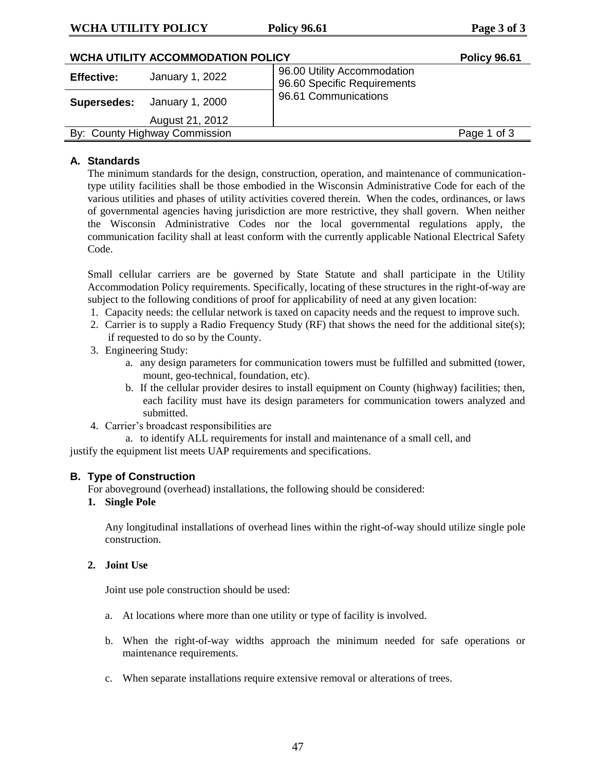| WCHA UTILITY ACCOMMODATION POLICY | | | Policy 96.61 |
|---|---|---|---|
| **Effective:** | January 1, 2022 | 96.00 Utility Accommodation<br>96.60 Specific Requirements<br>96.61 Communications | |
| **Supersedes:** | January 1, 2000<br>August 21, 2012 | | |
| By: County Highway Commission | | | Page 1 of 3 |

## A. Standards

The minimum standards for the design, construction, operation, and maintenance of communication-type utility facilities shall be those embodied in the Wisconsin Administrative Code for each of the various utilities and phases of utility activities covered therein. When the codes, ordinances, or laws of governmental agencies having jurisdiction are more restrictive, they shall govern. When neither the Wisconsin Administrative Codes nor the local governmental regulations apply, the communication facility shall at least conform with the currently applicable National Electrical Safety Code.

Small cellular carriers are be governed by State Statute and shall participate in the Utility Accommodation Policy requirements. Specifically, locating of these structures in the right-of-way are subject to the following conditions of proof for applicability of need at any given location:

1. Capacity needs: the cellular network is taxed on capacity needs and the request to improve such.
2. Carrier is to supply a Radio Frequency Study (RF) that shows the need for the additional site(s); if requested to do so by the County.
3. Engineering Study:
   a. any design parameters for communication towers must be fulfilled and submitted (tower, mount, geo-technical, foundation, etc).
   b. If the cellular provider desires to install equipment on County (highway) facilities; then, each facility must have its design parameters for communication towers analyzed and submitted.
4. Carrier's broadcast responsibilities are
   a. to identify ALL requirements for install and maintenance of a small cell, and

justify the equipment list meets UAP requirements and specifications.

## B. Type of Construction

For aboveground (overhead) installations, the following should be considered:

**1. Single Pole**

Any longitudinal installations of overhead lines within the right-of-way should utilize single pole construction.

**2. Joint Use**

Joint use pole construction should be used:

a. At locations where more than one utility or type of facility is involved.

b. When the right-of-way widths approach the minimum needed for safe operations or maintenance requirements.

c. When separate installations require extensive removal or alterations of trees.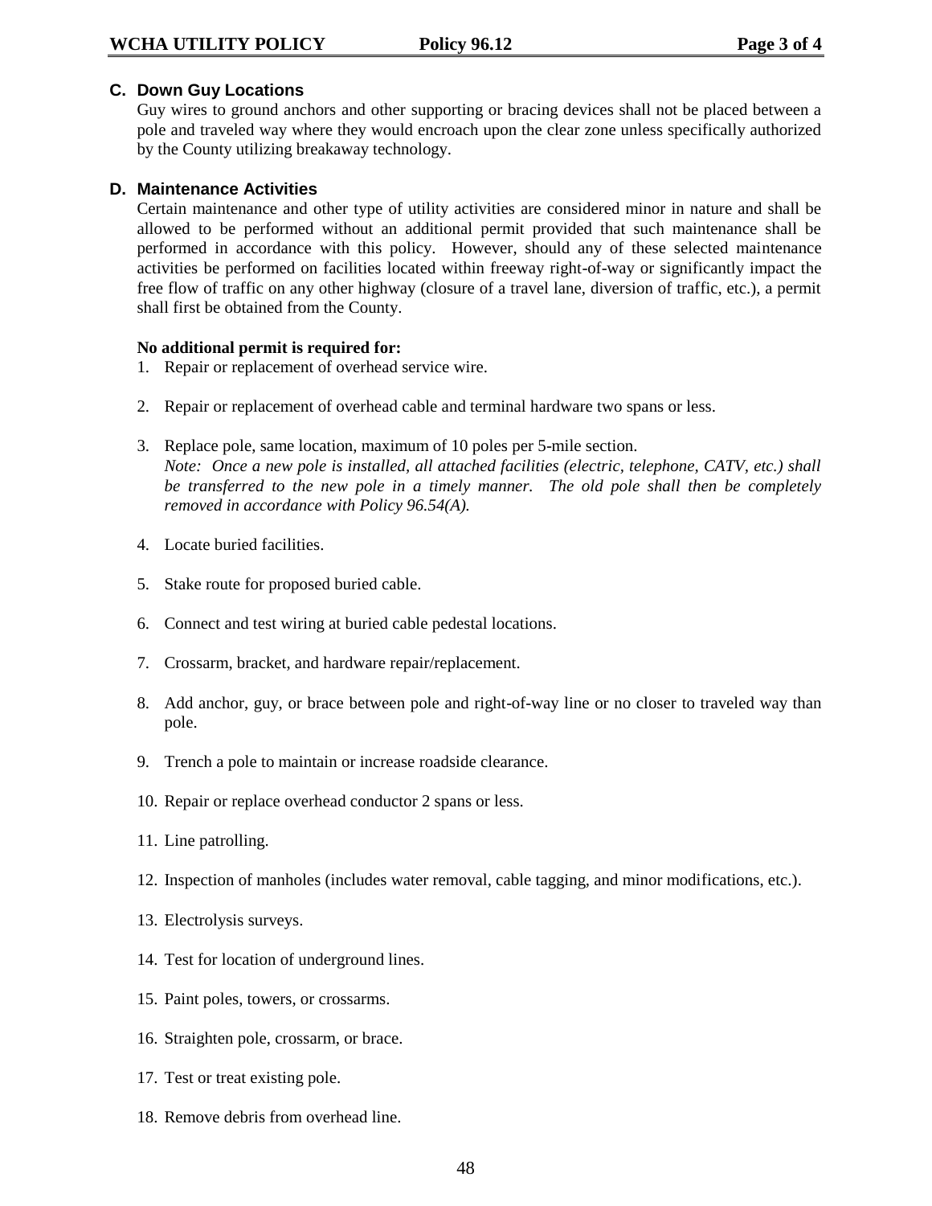### C. Down Guy Locations

Guy wires to ground anchors and other supporting or bracing devices shall not be placed between a pole and traveled way where they would encroach upon the clear zone unless specifically authorized by the County utilizing breakaway technology.

### D. Maintenance Activities

Certain maintenance and other type of utility activities are considered minor in nature and shall be allowed to be performed without an additional permit provided that such maintenance shall be performed in accordance with this policy. However, should any of these selected maintenance activities be performed on facilities located within freeway right-of-way or significantly impact the free flow of traffic on any other highway (closure of a travel lane, diversion of traffic, etc.), a permit shall first be obtained from the County.

**No additional permit is required for:**

1. Repair or replacement of overhead service wire.

2. Repair or replacement of overhead cable and terminal hardware two spans or less.

3. Replace pole, same location, maximum of 10 poles per 5-mile section.
   *Note: Once a new pole is installed, all attached facilities (electric, telephone, CATV, etc.) shall be transferred to the new pole in a timely manner. The old pole shall then be completely removed in accordance with Policy 96.54(A).*

4. Locate buried facilities.

5. Stake route for proposed buried cable.

6. Connect and test wiring at buried cable pedestal locations.

7. Crossarm, bracket, and hardware repair/replacement.

8. Add anchor, guy, or brace between pole and right-of-way line or no closer to traveled way than pole.

9. Trench a pole to maintain or increase roadside clearance.

10. Repair or replace overhead conductor 2 spans or less.

11. Line patrolling.

12. Inspection of manholes (includes water removal, cable tagging, and minor modifications, etc.).

13. Electrolysis surveys.

14. Test for location of underground lines.

15. Paint poles, towers, or crossarms.

16. Straighten pole, crossarm, or brace.

17. Test or treat existing pole.

18. Remove debris from overhead line.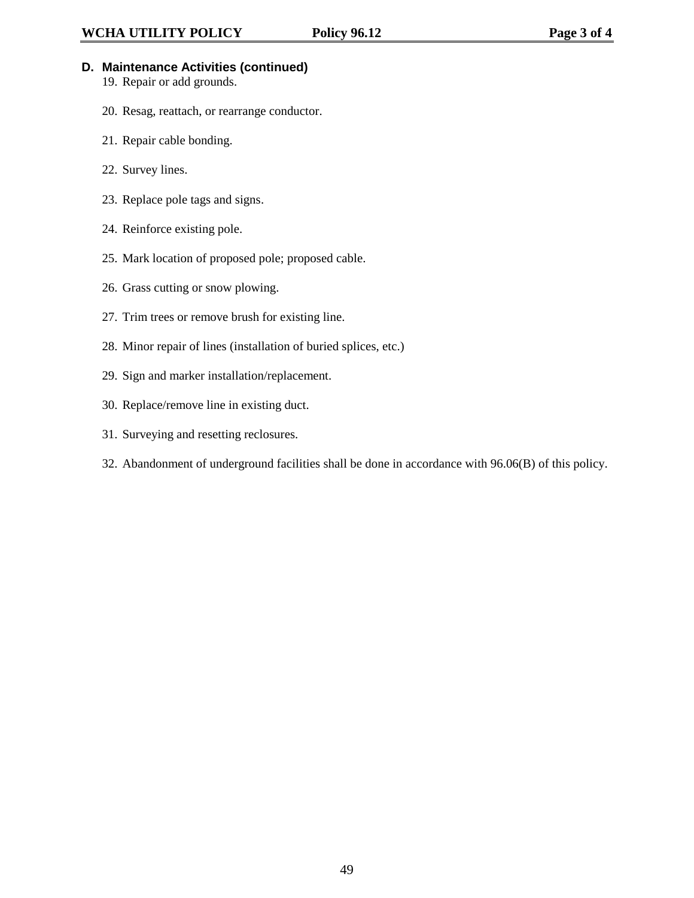### D. Maintenance Activities (continued)

19. Repair or add grounds.

20. Resag, reattach, or rearrange conductor.

21. Repair cable bonding.

22. Survey lines.

23. Replace pole tags and signs.

24. Reinforce existing pole.

25. Mark location of proposed pole; proposed cable.

26. Grass cutting or snow plowing.

27. Trim trees or remove brush for existing line.

28. Minor repair of lines (installation of buried splices, etc.)

29. Sign and marker installation/replacement.

30. Replace/remove line in existing duct.

31. Surveying and resetting reclosures.

32. Abandonment of underground facilities shall be done in accordance with 96.06(B) of this policy.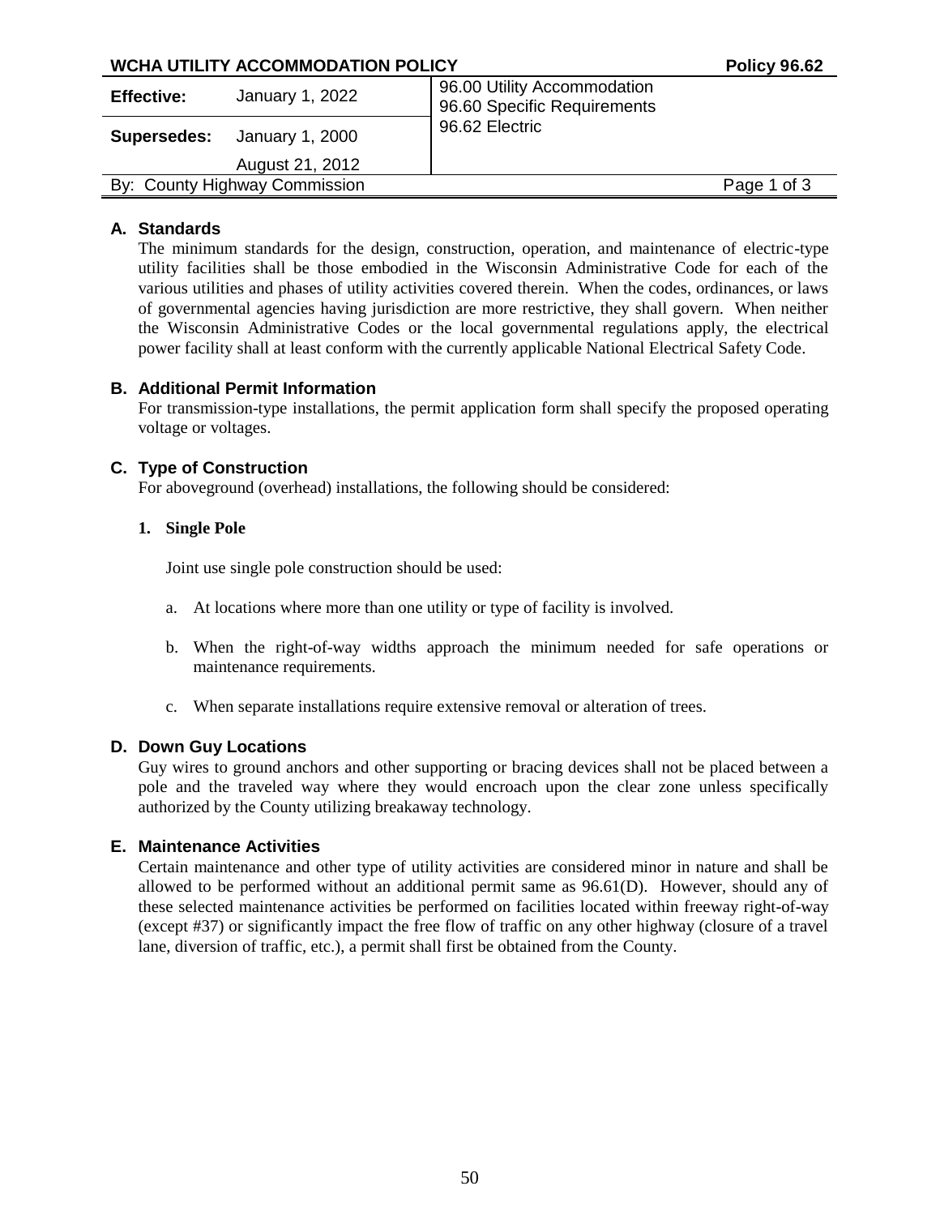| WCHA UTILITY ACCOMMODATION POLICY | | | Policy 96.62 |
|---|---|---|---|
| **Effective:** | January 1, 2022 | 96.00 Utility Accommodation<br>96.60 Specific Requirements<br>96.62 Electric | |
| **Supersedes:** | January 1, 2000<br>August 21, 2012 | | |
| By: County Highway Commission | | | |

## A. Standards

The minimum standards for the design, construction, operation, and maintenance of electric-type utility facilities shall be those embodied in the Wisconsin Administrative Code for each of the various utilities and phases of utility activities covered therein. When the codes, ordinances, or laws of governmental agencies having jurisdiction are more restrictive, they shall govern. When neither the Wisconsin Administrative Codes or the local governmental regulations apply, the electrical power facility shall at least conform with the currently applicable National Electrical Safety Code.

## B. Additional Permit Information

For transmission-type installations, the permit application form shall specify the proposed operating voltage or voltages.

## C. Type of Construction

For aboveground (overhead) installations, the following should be considered:

### 1. Single Pole

Joint use single pole construction should be used:

a. At locations where more than one utility or type of facility is involved.

b. When the right-of-way widths approach the minimum needed for safe operations or maintenance requirements.

c. When separate installations require extensive removal or alteration of trees.

## D. Down Guy Locations

Guy wires to ground anchors and other supporting or bracing devices shall not be placed between a pole and the traveled way where they would encroach upon the clear zone unless specifically authorized by the County utilizing breakaway technology.

## E. Maintenance Activities

Certain maintenance and other type of utility activities are considered minor in nature and shall be allowed to be performed without an additional permit same as 96.61(D). However, should any of these selected maintenance activities be performed on facilities located within freeway right-of-way (except #37) or significantly impact the free flow of traffic on any other highway (closure of a travel lane, diversion of traffic, etc.), a permit shall first be obtained from the County.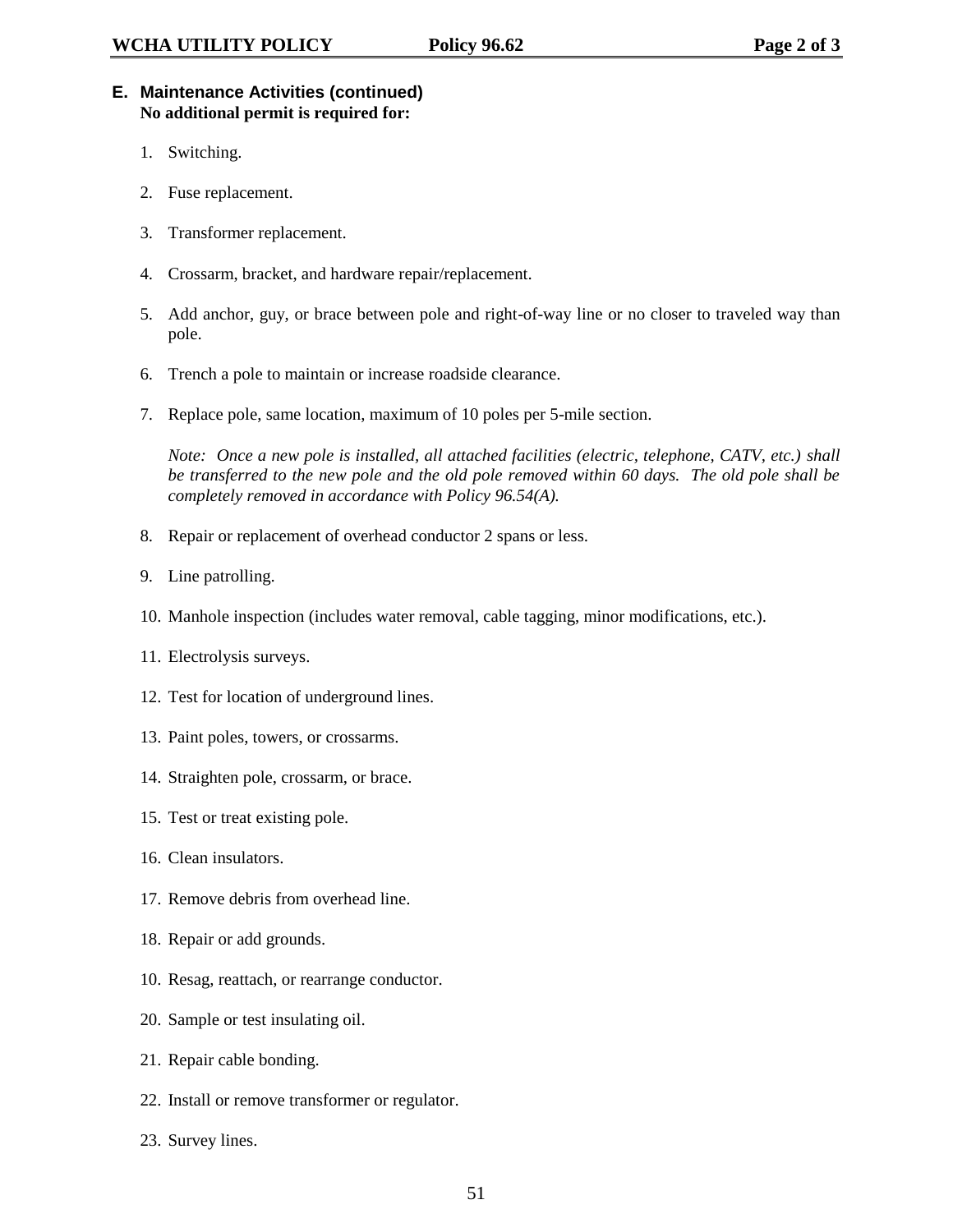## E. Maintenance Activities (continued)

**No additional permit is required for:**

1. Switching.

2. Fuse replacement.

3. Transformer replacement.

4. Crossarm, bracket, and hardware repair/replacement.

5. Add anchor, guy, or brace between pole and right-of-way line or no closer to traveled way than pole.

6. Trench a pole to maintain or increase roadside clearance.

7. Replace pole, same location, maximum of 10 poles per 5-mile section.

   *Note: Once a new pole is installed, all attached facilities (electric, telephone, CATV, etc.) shall be transferred to the new pole and the old pole removed within 60 days. The old pole shall be completely removed in accordance with Policy 96.54(A).*

8. Repair or replacement of overhead conductor 2 spans or less.

9. Line patrolling.

10. Manhole inspection (includes water removal, cable tagging, minor modifications, etc.).

11. Electrolysis surveys.

12. Test for location of underground lines.

13. Paint poles, towers, or crossarms.

14. Straighten pole, crossarm, or brace.

15. Test or treat existing pole.

16. Clean insulators.

17. Remove debris from overhead line.

18. Repair or add grounds.

10. Resag, reattach, or rearrange conductor.

20. Sample or test insulating oil.

21. Repair cable bonding.

22. Install or remove transformer or regulator.

23. Survey lines.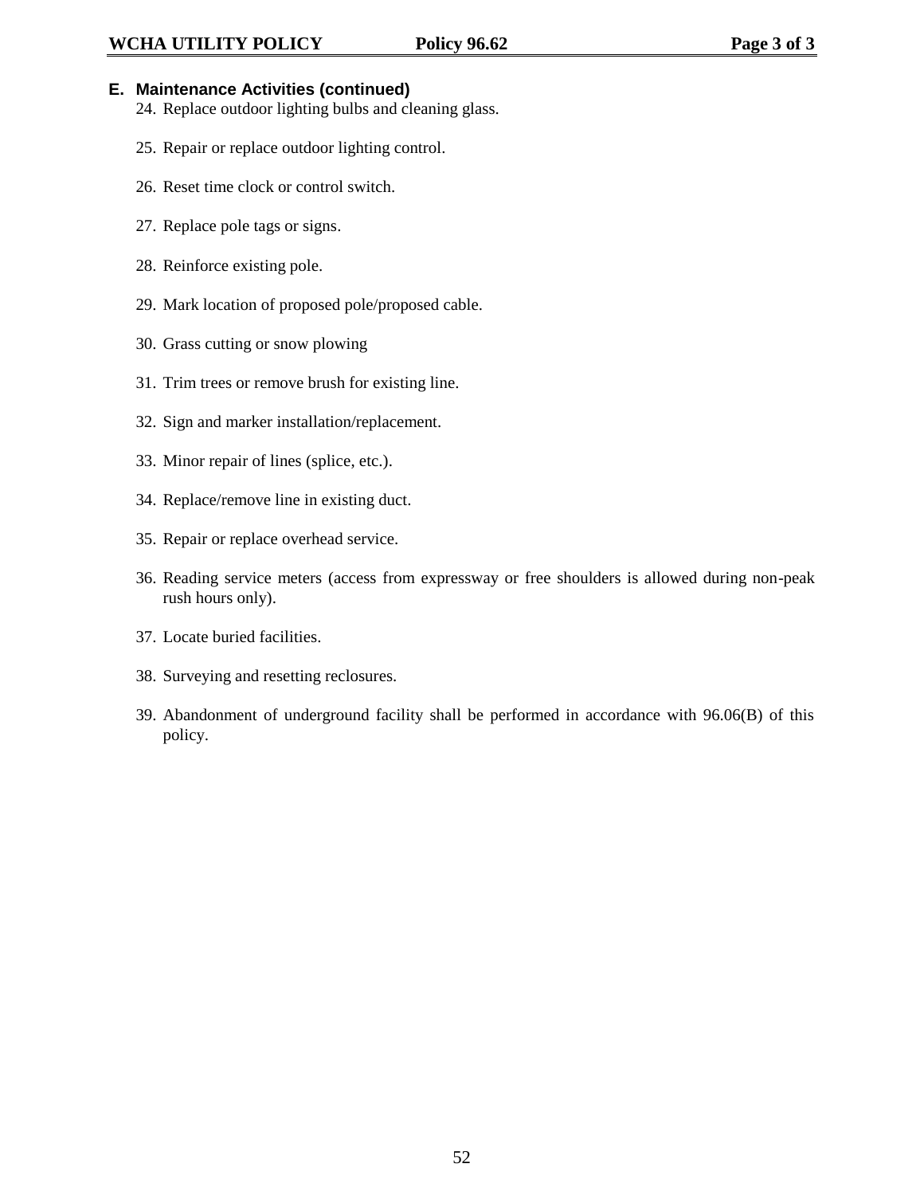### E. Maintenance Activities (continued)

24. Replace outdoor lighting bulbs and cleaning glass.
25. Repair or replace outdoor lighting control.
26. Reset time clock or control switch.
27. Replace pole tags or signs.
28. Reinforce existing pole.
29. Mark location of proposed pole/proposed cable.
30. Grass cutting or snow plowing
31. Trim trees or remove brush for existing line.
32. Sign and marker installation/replacement.
33. Minor repair of lines (splice, etc.).
34. Replace/remove line in existing duct.
35. Repair or replace overhead service.
36. Reading service meters (access from expressway or free shoulders is allowed during non-peak rush hours only).
37. Locate buried facilities.
38. Surveying and resetting reclosures.
39. Abandonment of underground facility shall be performed in accordance with 96.06(B) of this policy.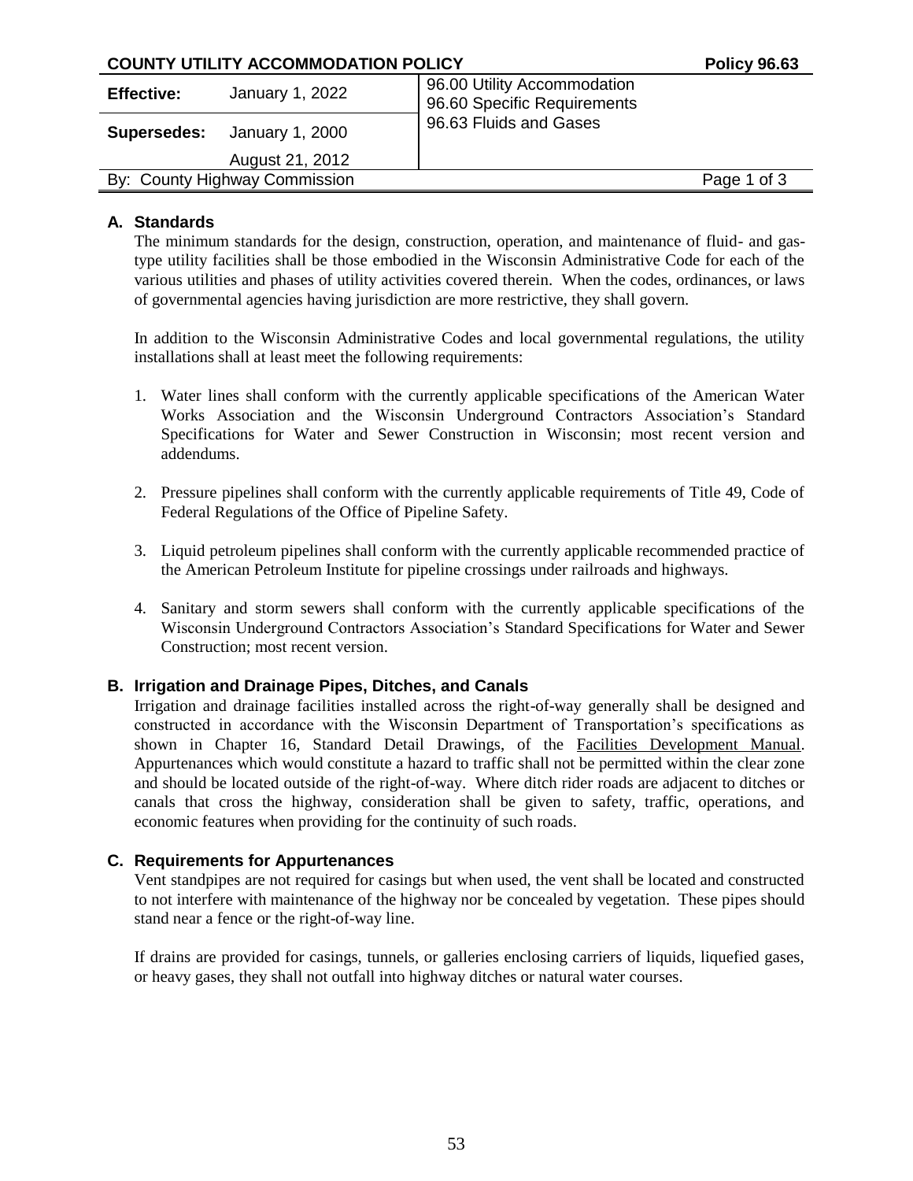| COUNTY UTILITY ACCOMMODATION POLICY | | Policy 96.63 |
|---|---|---|
| **Effective:** | January 1, 2022 | 96.00 Utility Accommodation<br>96.60 Specific Requirements<br>96.63 Fluids and Gases |
| **Supersedes:** | January 1, 2000<br>August 21, 2012 | |
| By: County Highway Commission | | |

### A. Standards

The minimum standards for the design, construction, operation, and maintenance of fluid- and gas-type utility facilities shall be those embodied in the Wisconsin Administrative Code for each of the various utilities and phases of utility activities covered therein. When the codes, ordinances, or laws of governmental agencies having jurisdiction are more restrictive, they shall govern.

In addition to the Wisconsin Administrative Codes and local governmental regulations, the utility installations shall at least meet the following requirements:

1. Water lines shall conform with the currently applicable specifications of the American Water Works Association and the Wisconsin Underground Contractors Association's Standard Specifications for Water and Sewer Construction in Wisconsin; most recent version and addendums.

2. Pressure pipelines shall conform with the currently applicable requirements of Title 49, Code of Federal Regulations of the Office of Pipeline Safety.

3. Liquid petroleum pipelines shall conform with the currently applicable recommended practice of the American Petroleum Institute for pipeline crossings under railroads and highways.

4. Sanitary and storm sewers shall conform with the currently applicable specifications of the Wisconsin Underground Contractors Association's Standard Specifications for Water and Sewer Construction; most recent version.

### B. Irrigation and Drainage Pipes, Ditches, and Canals

Irrigation and drainage facilities installed across the right-of-way generally shall be designed and constructed in accordance with the Wisconsin Department of Transportation's specifications as shown in Chapter 16, Standard Detail Drawings, of the Facilities Development Manual. Appurtenances which would constitute a hazard to traffic shall not be permitted within the clear zone and should be located outside of the right-of-way. Where ditch rider roads are adjacent to ditches or canals that cross the highway, consideration shall be given to safety, traffic, operations, and economic features when providing for the continuity of such roads.

### C. Requirements for Appurtenances

Vent standpipes are not required for casings but when used, the vent shall be located and constructed to not interfere with maintenance of the highway nor be concealed by vegetation. These pipes should stand near a fence or the right-of-way line.

If drains are provided for casings, tunnels, or galleries enclosing carriers of liquids, liquefied gases, or heavy gases, they shall not outfall into highway ditches or natural water courses.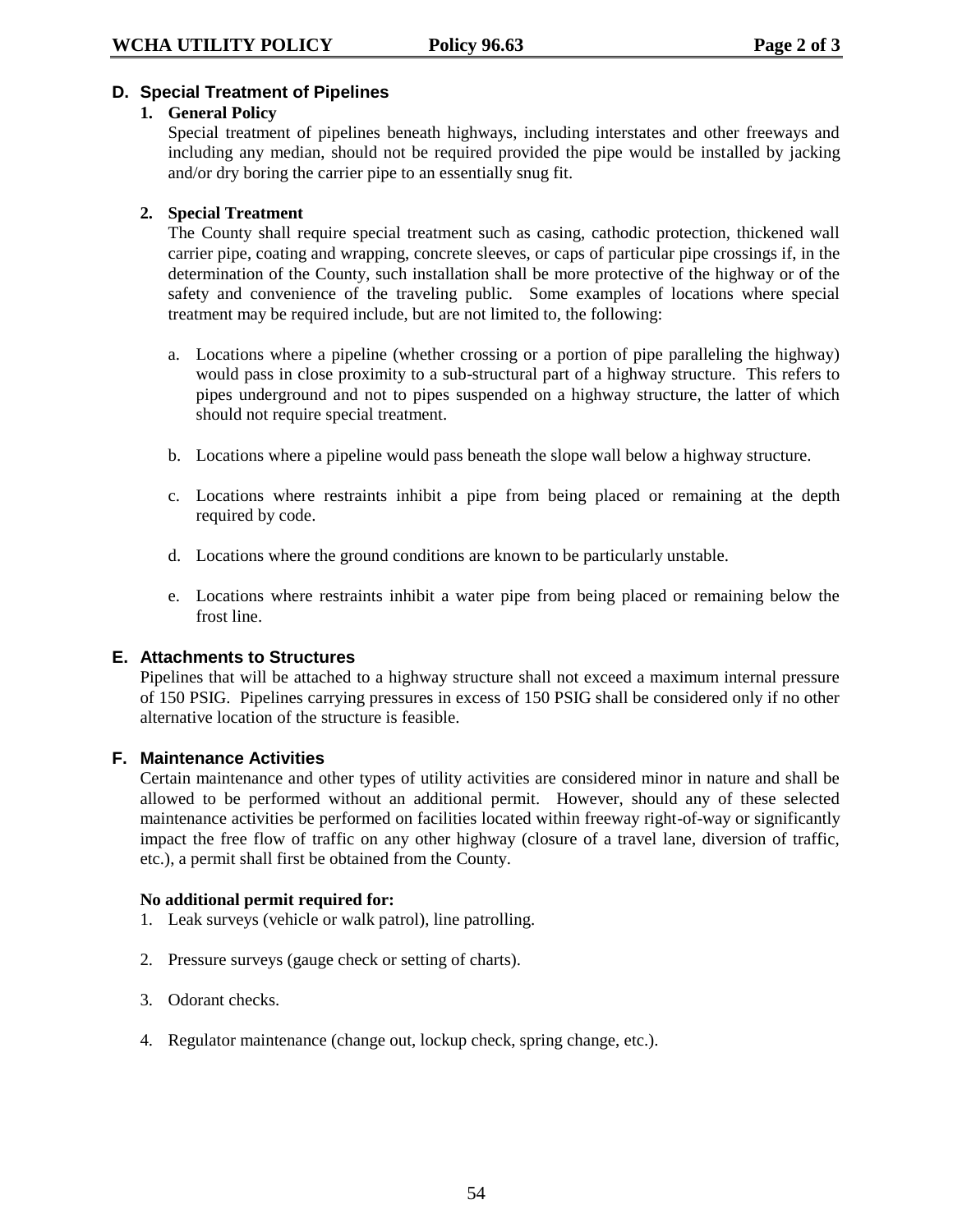## D. Special Treatment of Pipelines

### 1. General Policy

Special treatment of pipelines beneath highways, including interstates and other freeways and including any median, should not be required provided the pipe would be installed by jacking and/or dry boring the carrier pipe to an essentially snug fit.

### 2. Special Treatment

The County shall require special treatment such as casing, cathodic protection, thickened wall carrier pipe, coating and wrapping, concrete sleeves, or caps of particular pipe crossings if, in the determination of the County, such installation shall be more protective of the highway or of the safety and convenience of the traveling public. Some examples of locations where special treatment may be required include, but are not limited to, the following:

a. Locations where a pipeline (whether crossing or a portion of pipe paralleling the highway) would pass in close proximity to a sub-structural part of a highway structure. This refers to pipes underground and not to pipes suspended on a highway structure, the latter of which should not require special treatment.

b. Locations where a pipeline would pass beneath the slope wall below a highway structure.

c. Locations where restraints inhibit a pipe from being placed or remaining at the depth required by code.

d. Locations where the ground conditions are known to be particularly unstable.

e. Locations where restraints inhibit a water pipe from being placed or remaining below the frost line.

## E. Attachments to Structures

Pipelines that will be attached to a highway structure shall not exceed a maximum internal pressure of 150 PSIG. Pipelines carrying pressures in excess of 150 PSIG shall be considered only if no other alternative location of the structure is feasible.

## F. Maintenance Activities

Certain maintenance and other types of utility activities are considered minor in nature and shall be allowed to be performed without an additional permit. However, should any of these selected maintenance activities be performed on facilities located within freeway right-of-way or significantly impact the free flow of traffic on any other highway (closure of a travel lane, diversion of traffic, etc.), a permit shall first be obtained from the County.

**No additional permit required for:**

1. Leak surveys (vehicle or walk patrol), line patrolling.

2. Pressure surveys (gauge check or setting of charts).

3. Odorant checks.

4. Regulator maintenance (change out, lockup check, spring change, etc.).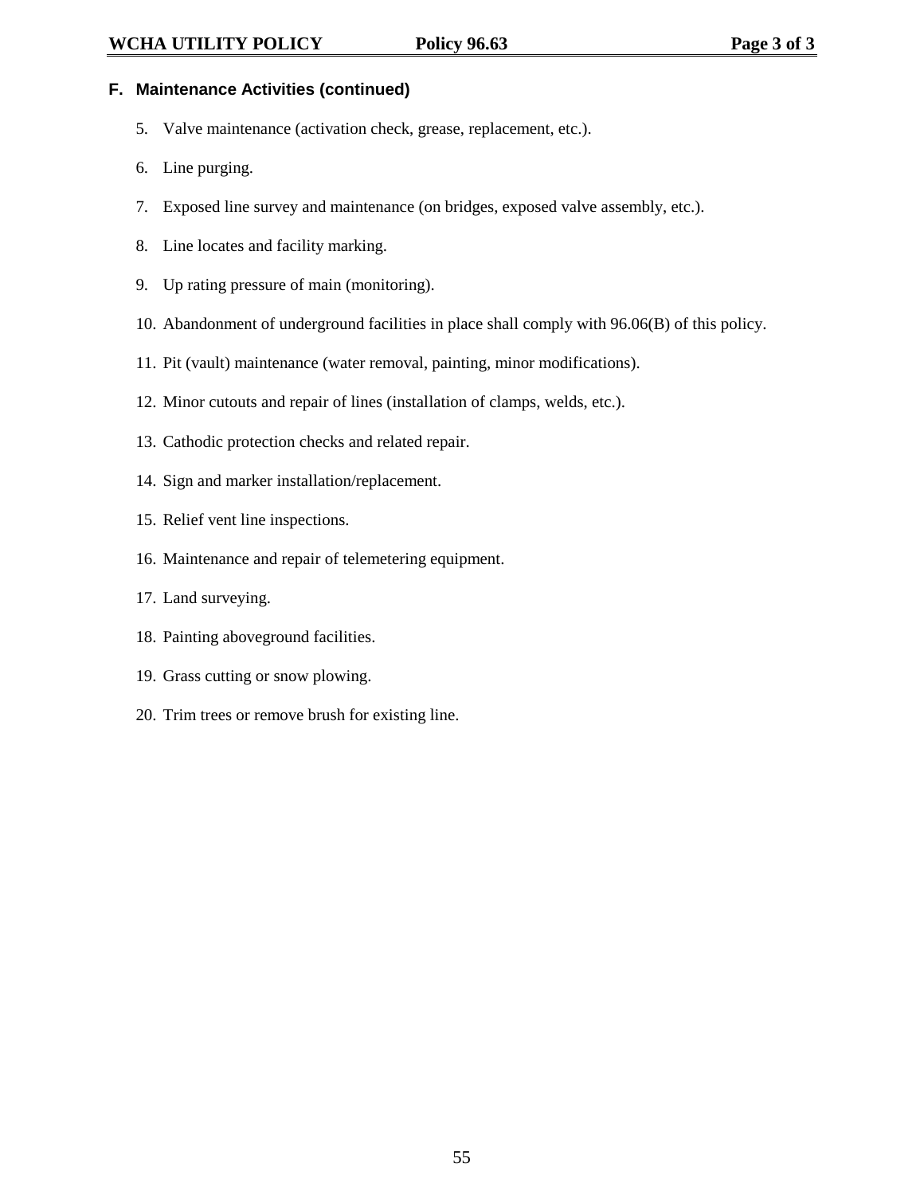### F. Maintenance Activities (continued)

5. Valve maintenance (activation check, grease, replacement, etc.).
6. Line purging.
7. Exposed line survey and maintenance (on bridges, exposed valve assembly, etc.).
8. Line locates and facility marking.
9. Up rating pressure of main (monitoring).
10. Abandonment of underground facilities in place shall comply with 96.06(B) of this policy.
11. Pit (vault) maintenance (water removal, painting, minor modifications).
12. Minor cutouts and repair of lines (installation of clamps, welds, etc.).
13. Cathodic protection checks and related repair.
14. Sign and marker installation/replacement.
15. Relief vent line inspections.
16. Maintenance and repair of telemetering equipment.
17. Land surveying.
18. Painting aboveground facilities.
19. Grass cutting or snow plowing.
20. Trim trees or remove brush for existing line.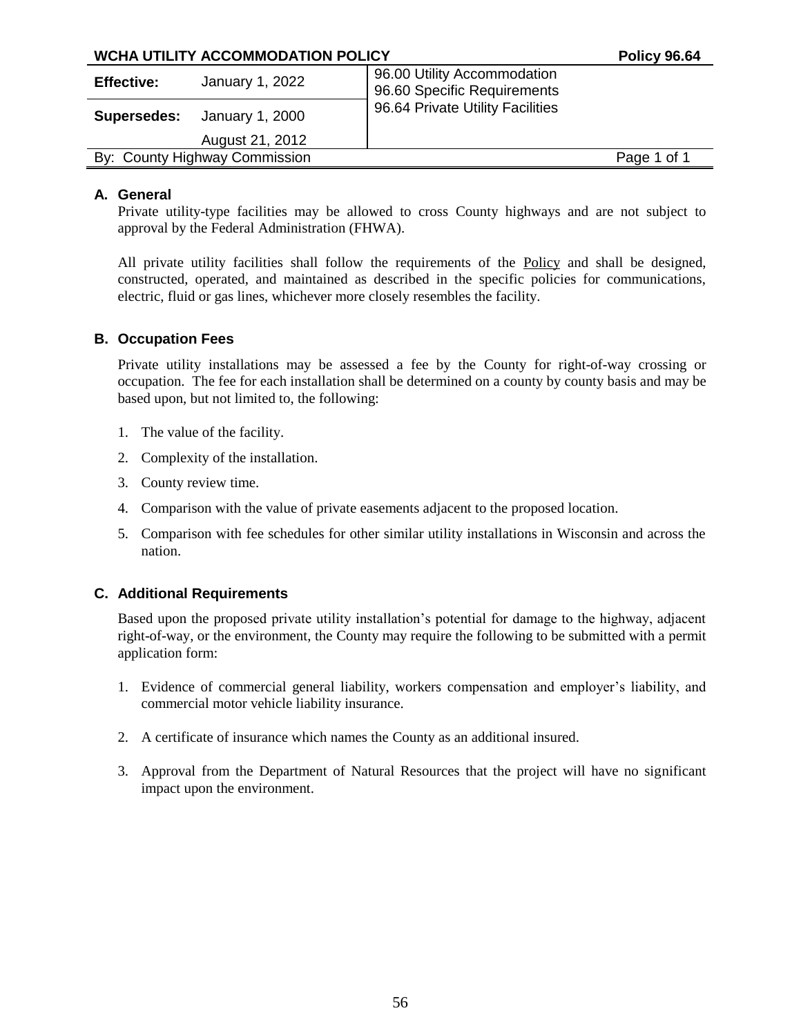| WCHA UTILITY ACCOMMODATION POLICY | | | Policy 96.64 |
|---|---|---|---|
| **Effective:** | January 1, 2022 | 96.00 Utility Accommodation<br>96.60 Specific Requirements<br>96.64 Private Utility Facilities | |
| **Supersedes:** | January 1, 2000<br>August 21, 2012 | | |
| By: County Highway Commission | | | Page 1 of 1 |

### A. General

Private utility-type facilities may be allowed to cross County highways and are not subject to approval by the Federal Administration (FHWA).

All private utility facilities shall follow the requirements of the Policy and shall be designed, constructed, operated, and maintained as described in the specific policies for communications, electric, fluid or gas lines, whichever more closely resembles the facility.

### B. Occupation Fees

Private utility installations may be assessed a fee by the County for right-of-way crossing or occupation. The fee for each installation shall be determined on a county by county basis and may be based upon, but not limited to, the following:

1. The value of the facility.
2. Complexity of the installation.
3. County review time.
4. Comparison with the value of private easements adjacent to the proposed location.
5. Comparison with fee schedules for other similar utility installations in Wisconsin and across the nation.

### C. Additional Requirements

Based upon the proposed private utility installation's potential for damage to the highway, adjacent right-of-way, or the environment, the County may require the following to be submitted with a permit application form:

1. Evidence of commercial general liability, workers compensation and employer's liability, and commercial motor vehicle liability insurance.
2. A certificate of insurance which names the County as an additional insured.
3. Approval from the Department of Natural Resources that the project will have no significant impact upon the environment.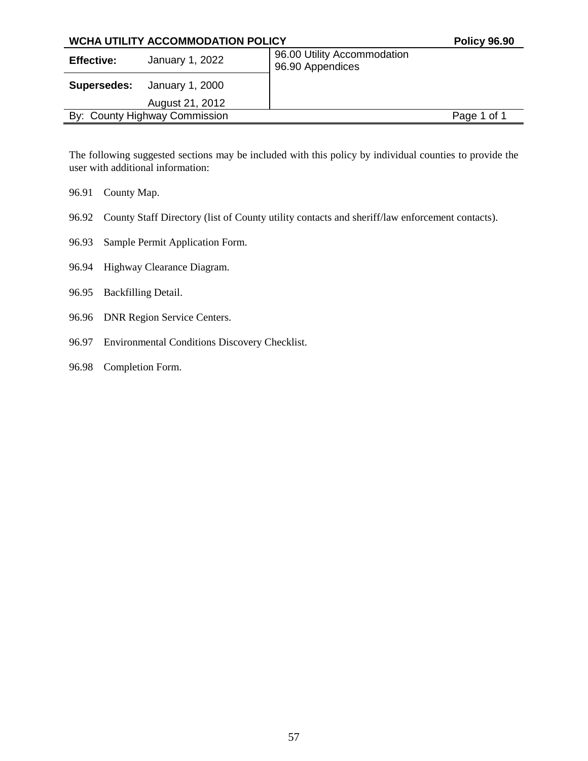| WCHA UTILITY ACCOMMODATION POLICY | | Policy 96.90 |
|---|---|---|
| **Effective:** | January 1, 2022 | 96.00 Utility Accommodation 96.90 Appendices |
| **Supersedes:** | January 1, 2000 August 21, 2012 | |
| By: County Highway Commission | | |

The following suggested sections may be included with this policy by individual counties to provide the user with additional information:

96.91 County Map.

96.92 County Staff Directory (list of County utility contacts and sheriff/law enforcement contacts).

96.93 Sample Permit Application Form.

96.94 Highway Clearance Diagram.

96.95 Backfilling Detail.

96.96 DNR Region Service Centers.

96.97 Environmental Conditions Discovery Checklist.

96.98 Completion Form.